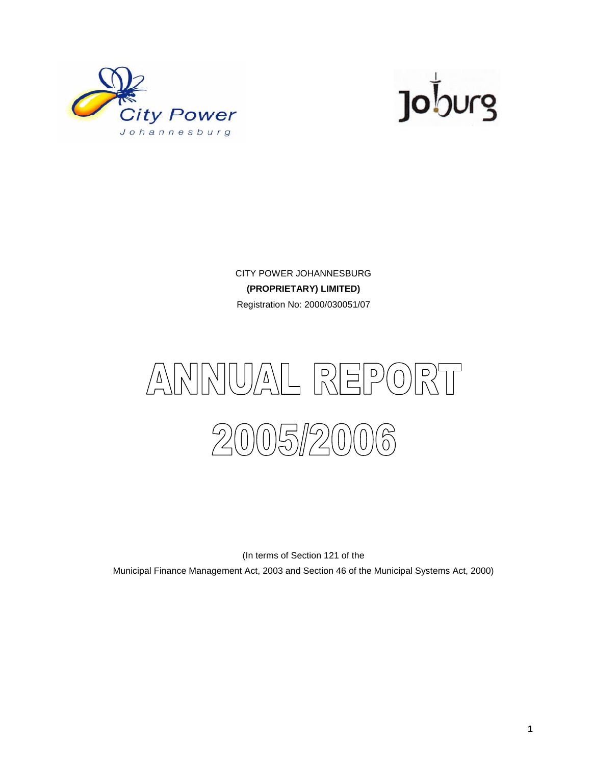City Power Johannesburg

Joburg

CITY POWER JOHANNESBURG

**(PROPRIETARY) LIMITED)**

Registration No: 2000/030051/07

# ANNUAL REPORT 2005/2006

(In terms of Section 121 of the Municipal Finance Management Act, 2003 and Section 46 of the Municipal Systems Act, 2000)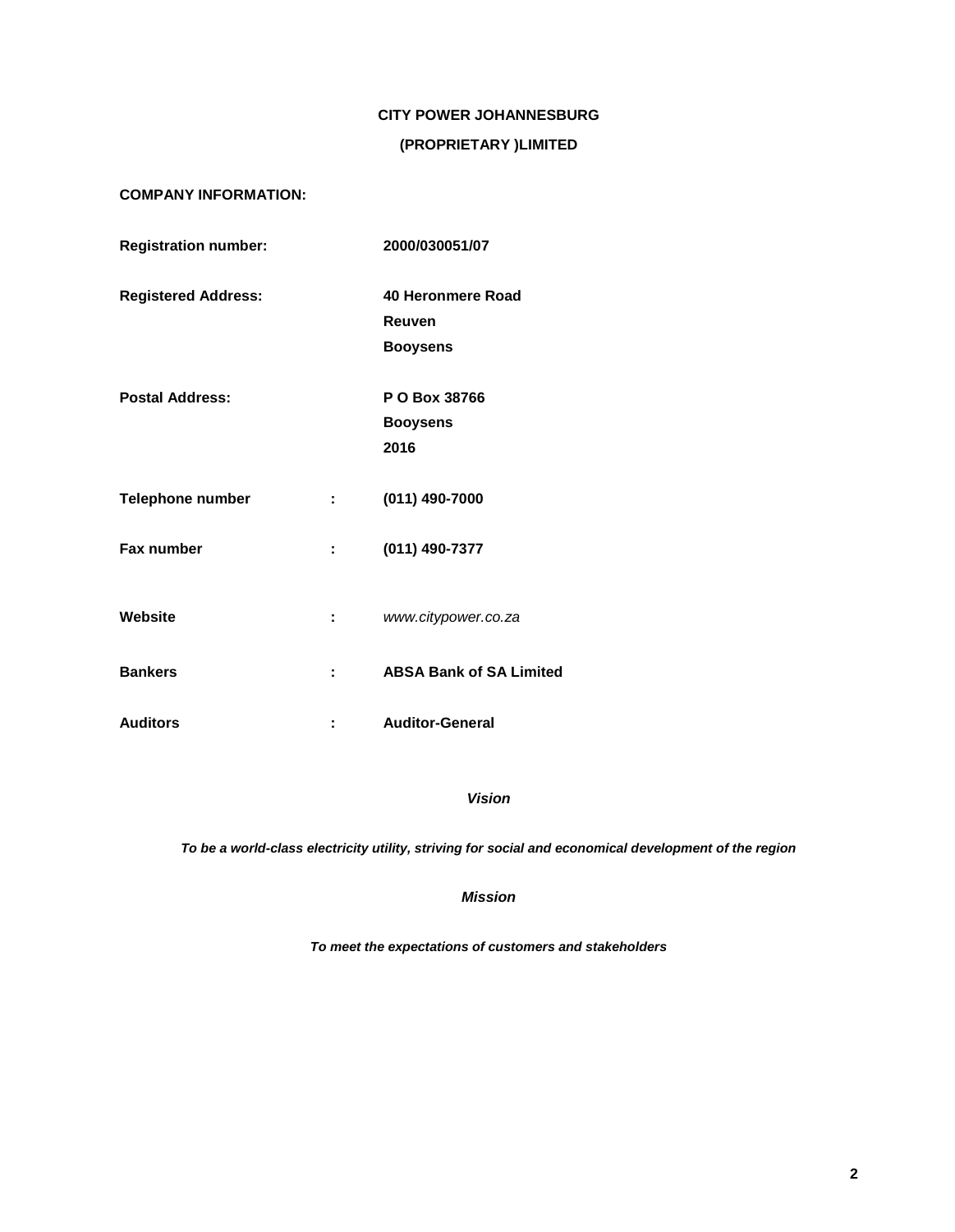**CITY POWER JOHANNESBURG**

**(PROPRIETARY )LIMITED**

**COMPANY INFORMATION:**

| | | |
|---|---|---|
| **Registration number:** | | **2000/030051/07** |
| **Registered Address:** | | **40 Heronmere Road**<br>**Reuven**<br>**Booysens** |
| **Postal Address:** | | **P O Box 38766**<br>**Booysens**<br>**2016** |
| **Telephone number** | **:** | **(011) 490-7000** |
| **Fax number** | **:** | **(011) 490-7377** |
| **Website** | **:** | *www.citypower.co.za* |
| **Bankers** | **:** | **ABSA Bank of SA Limited** |
| **Auditors** | **:** | **Auditor-General** |

***Vision***

***To be a world-class electricity utility, striving for social and economical development of the region***

***Mission***

***To meet the expectations of customers and stakeholders***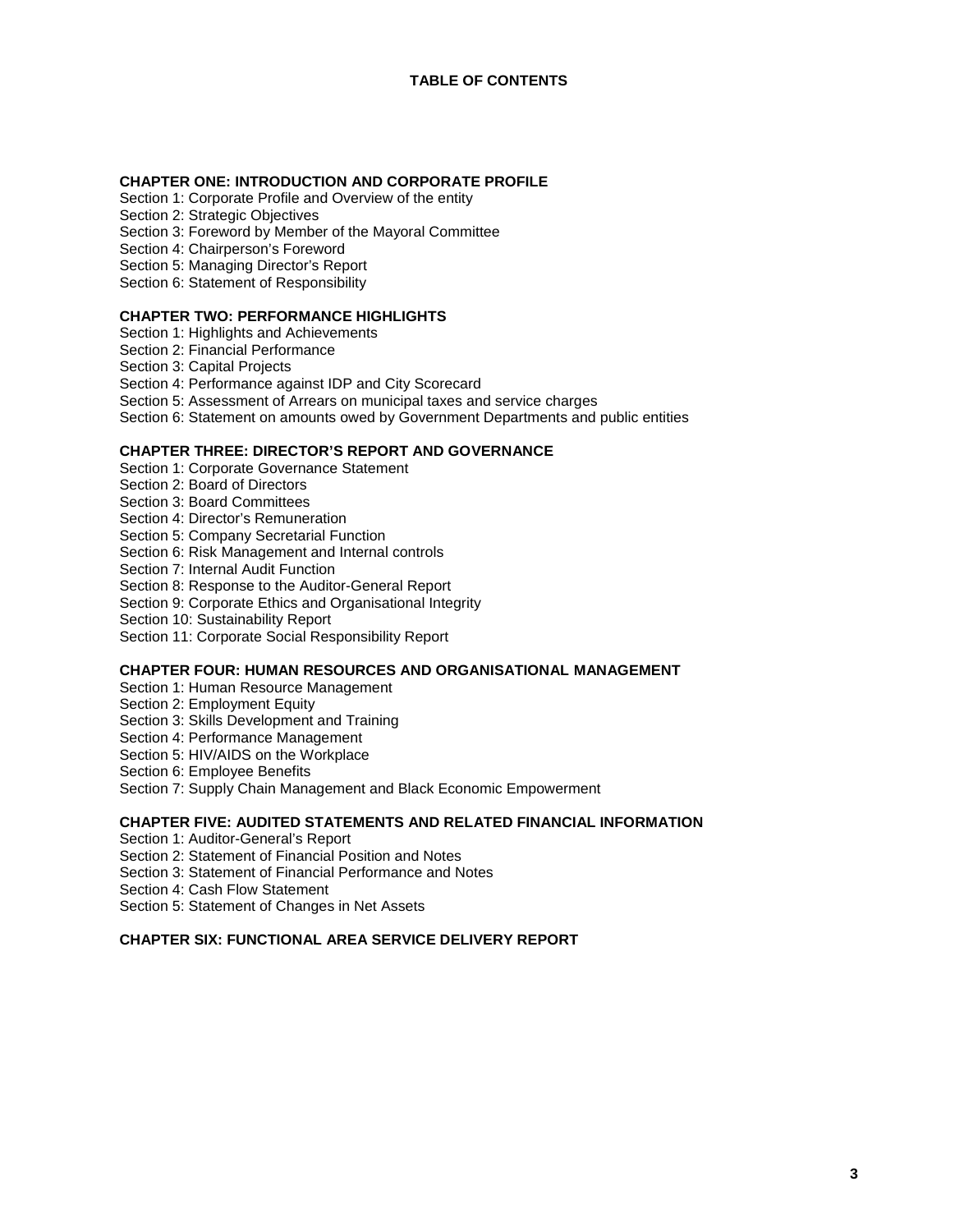# TABLE OF CONTENTS

## CHAPTER ONE: INTRODUCTION AND CORPORATE PROFILE

Section 1: Corporate Profile and Overview of the entity
Section 2: Strategic Objectives
Section 3: Foreword by Member of the Mayoral Committee
Section 4: Chairperson's Foreword
Section 5: Managing Director's Report
Section 6: Statement of Responsibility

## CHAPTER TWO: PERFORMANCE HIGHLIGHTS

Section 1: Highlights and Achievements
Section 2: Financial Performance
Section 3: Capital Projects
Section 4: Performance against IDP and City Scorecard
Section 5: Assessment of Arrears on municipal taxes and service charges
Section 6: Statement on amounts owed by Government Departments and public entities

## CHAPTER THREE: DIRECTOR'S REPORT AND GOVERNANCE

Section 1: Corporate Governance Statement
Section 2: Board of Directors
Section 3: Board Committees
Section 4: Director's Remuneration
Section 5: Company Secretarial Function
Section 6: Risk Management and Internal controls
Section 7: Internal Audit Function
Section 8: Response to the Auditor-General Report
Section 9: Corporate Ethics and Organisational Integrity
Section 10: Sustainability Report
Section 11: Corporate Social Responsibility Report

## CHAPTER FOUR: HUMAN RESOURCES AND ORGANISATIONAL MANAGEMENT

Section 1: Human Resource Management
Section 2: Employment Equity
Section 3: Skills Development and Training
Section 4: Performance Management
Section 5: HIV/AIDS on the Workplace
Section 6: Employee Benefits
Section 7: Supply Chain Management and Black Economic Empowerment

## CHAPTER FIVE: AUDITED STATEMENTS AND RELATED FINANCIAL INFORMATION

Section 1: Auditor-General's Report
Section 2: Statement of Financial Position and Notes
Section 3: Statement of Financial Performance and Notes
Section 4: Cash Flow Statement
Section 5: Statement of Changes in Net Assets

## CHAPTER SIX: FUNCTIONAL AREA SERVICE DELIVERY REPORT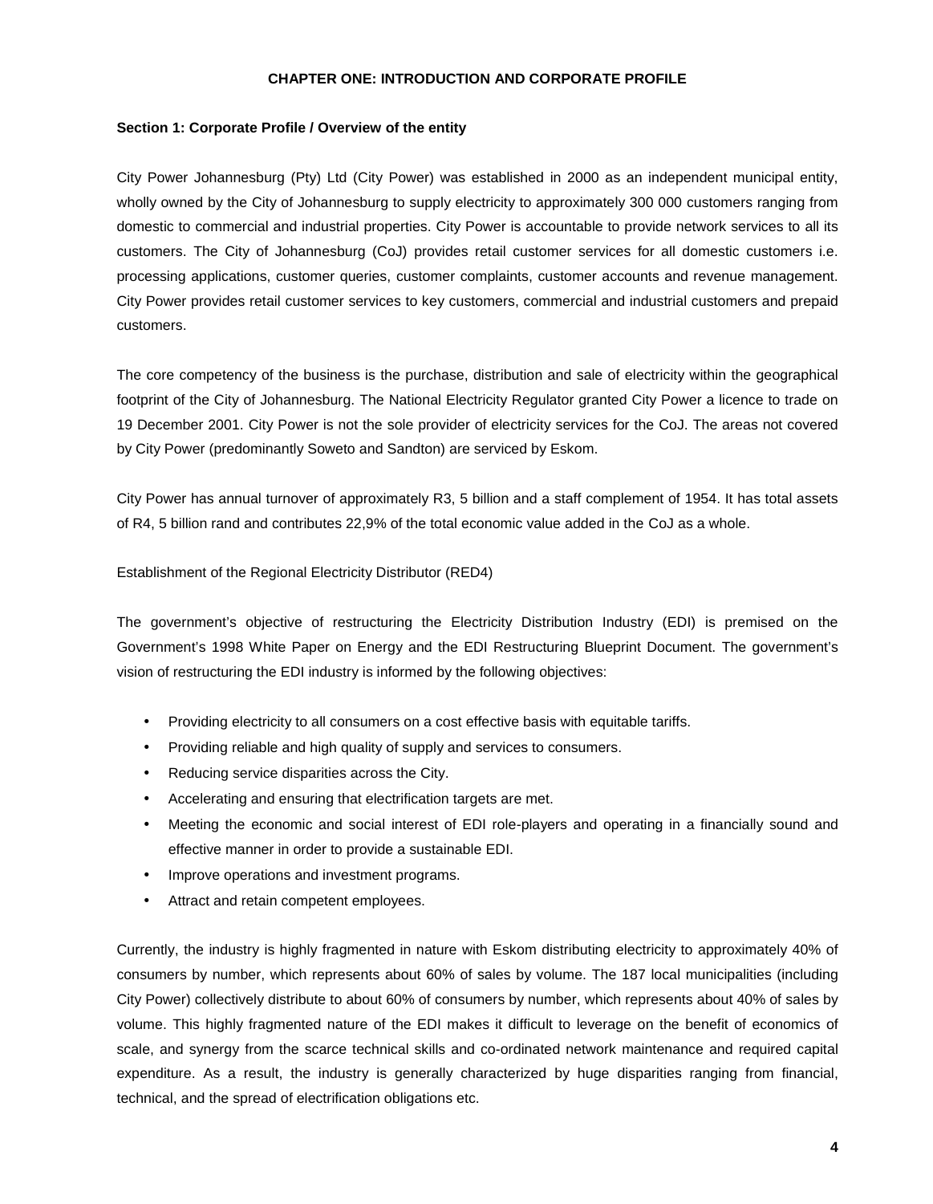# CHAPTER ONE: INTRODUCTION AND CORPORATE PROFILE

## Section 1: Corporate Profile / Overview of the entity

City Power Johannesburg (Pty) Ltd (City Power) was established in 2000 as an independent municipal entity, wholly owned by the City of Johannesburg to supply electricity to approximately 300 000 customers ranging from domestic to commercial and industrial properties. City Power is accountable to provide network services to all its customers. The City of Johannesburg (CoJ) provides retail customer services for all domestic customers i.e. processing applications, customer queries, customer complaints, customer accounts and revenue management. City Power provides retail customer services to key customers, commercial and industrial customers and prepaid customers.

The core competency of the business is the purchase, distribution and sale of electricity within the geographical footprint of the City of Johannesburg. The National Electricity Regulator granted City Power a licence to trade on 19 December 2001. City Power is not the sole provider of electricity services for the CoJ. The areas not covered by City Power (predominantly Soweto and Sandton) are serviced by Eskom.

City Power has annual turnover of approximately R3, 5 billion and a staff complement of 1954. It has total assets of R4, 5 billion rand and contributes 22,9% of the total economic value added in the CoJ as a whole.

Establishment of the Regional Electricity Distributor (RED4)

The government's objective of restructuring the Electricity Distribution Industry (EDI) is premised on the Government's 1998 White Paper on Energy and the EDI Restructuring Blueprint Document. The government's vision of restructuring the EDI industry is informed by the following objectives:

- Providing electricity to all consumers on a cost effective basis with equitable tariffs.
- Providing reliable and high quality of supply and services to consumers.
- Reducing service disparities across the City.
- Accelerating and ensuring that electrification targets are met.
- Meeting the economic and social interest of EDI role-players and operating in a financially sound and effective manner in order to provide a sustainable EDI.
- Improve operations and investment programs.
- Attract and retain competent employees.

Currently, the industry is highly fragmented in nature with Eskom distributing electricity to approximately 40% of consumers by number, which represents about 60% of sales by volume. The 187 local municipalities (including City Power) collectively distribute to about 60% of consumers by number, which represents about 40% of sales by volume. This highly fragmented nature of the EDI makes it difficult to leverage on the benefit of economics of scale, and synergy from the scarce technical skills and co-ordinated network maintenance and required capital expenditure. As a result, the industry is generally characterized by huge disparities ranging from financial, technical, and the spread of electrification obligations etc.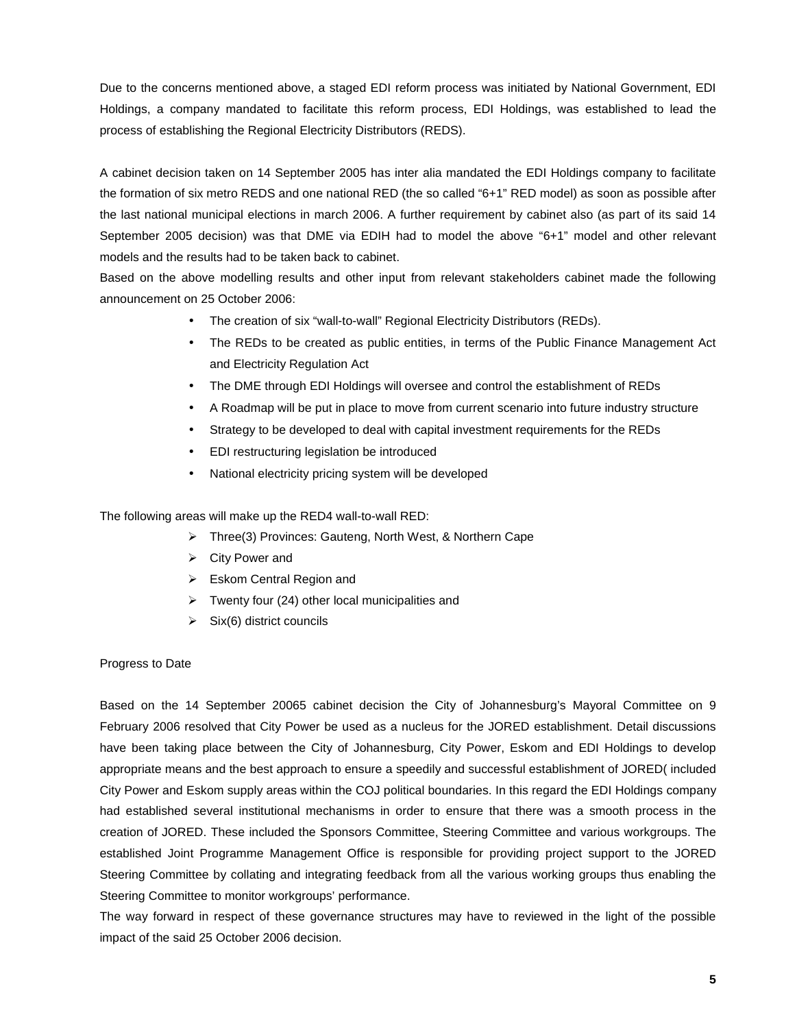Due to the concerns mentioned above, a staged EDI reform process was initiated by National Government, EDI Holdings, a company mandated to facilitate this reform process, EDI Holdings, was established to lead the process of establishing the Regional Electricity Distributors (REDS).

A cabinet decision taken on 14 September 2005 has inter alia mandated the EDI Holdings company to facilitate the formation of six metro REDS and one national RED (the so called "6+1" RED model) as soon as possible after the last national municipal elections in march 2006. A further requirement by cabinet also (as part of its said 14 September 2005 decision) was that DME via EDIH had to model the above "6+1" model and other relevant models and the results had to be taken back to cabinet.

Based on the above modelling results and other input from relevant stakeholders cabinet made the following announcement on 25 October 2006:

- The creation of six "wall-to-wall" Regional Electricity Distributors (REDs).
- The REDs to be created as public entities, in terms of the Public Finance Management Act and Electricity Regulation Act
- The DME through EDI Holdings will oversee and control the establishment of REDs
- A Roadmap will be put in place to move from current scenario into future industry structure
- Strategy to be developed to deal with capital investment requirements for the REDs
- EDI restructuring legislation be introduced
- National electricity pricing system will be developed

The following areas will make up the RED4 wall-to-wall RED:

- Three(3) Provinces: Gauteng, North West, & Northern Cape
- City Power and
- Eskom Central Region and
- Twenty four (24) other local municipalities and
- Six(6) district councils

Progress to Date

Based on the 14 September 20065 cabinet decision the City of Johannesburg's Mayoral Committee on 9 February 2006 resolved that City Power be used as a nucleus for the JORED establishment. Detail discussions have been taking place between the City of Johannesburg, City Power, Eskom and EDI Holdings to develop appropriate means and the best approach to ensure a speedily and successful establishment of JORED( included City Power and Eskom supply areas within the COJ political boundaries. In this regard the EDI Holdings company had established several institutional mechanisms in order to ensure that there was a smooth process in the creation of JORED. These included the Sponsors Committee, Steering Committee and various workgroups. The established Joint Programme Management Office is responsible for providing project support to the JORED Steering Committee by collating and integrating feedback from all the various working groups thus enabling the Steering Committee to monitor workgroups' performance.

The way forward in respect of these governance structures may have to reviewed in the light of the possible impact of the said 25 October 2006 decision.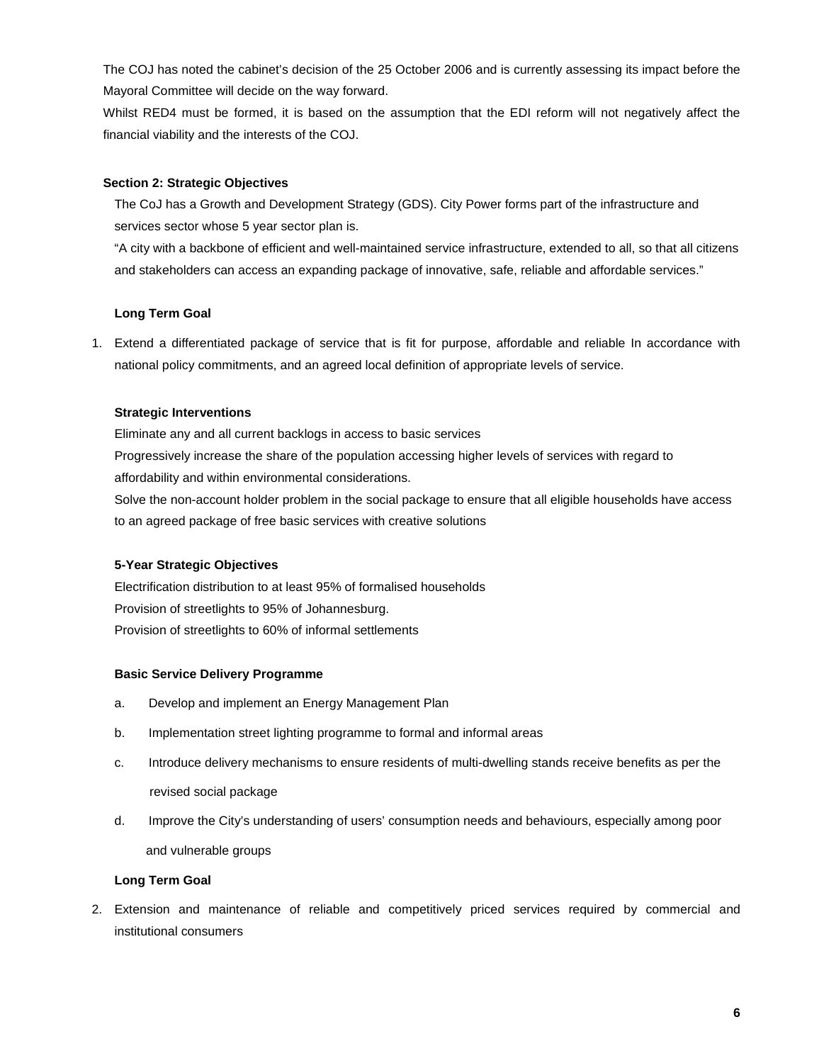The COJ has noted the cabinet's decision of the 25 October 2006 and is currently assessing its impact before the Mayoral Committee will decide on the way forward.

Whilst RED4 must be formed, it is based on the assumption that the EDI reform will not negatively affect the financial viability and the interests of the COJ.

**Section 2: Strategic Objectives**

The CoJ has a Growth and Development Strategy (GDS). City Power forms part of the infrastructure and services sector whose 5 year sector plan is.

"A city with a backbone of efficient and well-maintained service infrastructure, extended to all, so that all citizens and stakeholders can access an expanding package of innovative, safe, reliable and affordable services."

**Long Term Goal**

1. Extend a differentiated package of service that is fit for purpose, affordable and reliable In accordance with national policy commitments, and an agreed local definition of appropriate levels of service.

**Strategic Interventions**

Eliminate any and all current backlogs in access to basic services

Progressively increase the share of the population accessing higher levels of services with regard to affordability and within environmental considerations.

Solve the non-account holder problem in the social package to ensure that all eligible households have access to an agreed package of free basic services with creative solutions

**5-Year Strategic Objectives**

Electrification distribution to at least 95% of formalised households

Provision of streetlights to 95% of Johannesburg.

Provision of streetlights to 60% of informal settlements

**Basic Service Delivery Programme**

a. Develop and implement an Energy Management Plan

b. Implementation street lighting programme to formal and informal areas

c. Introduce delivery mechanisms to ensure residents of multi-dwelling stands receive benefits as per the revised social package

d. Improve the City's understanding of users' consumption needs and behaviours, especially among poor and vulnerable groups

**Long Term Goal**

2. Extension and maintenance of reliable and competitively priced services required by commercial and institutional consumers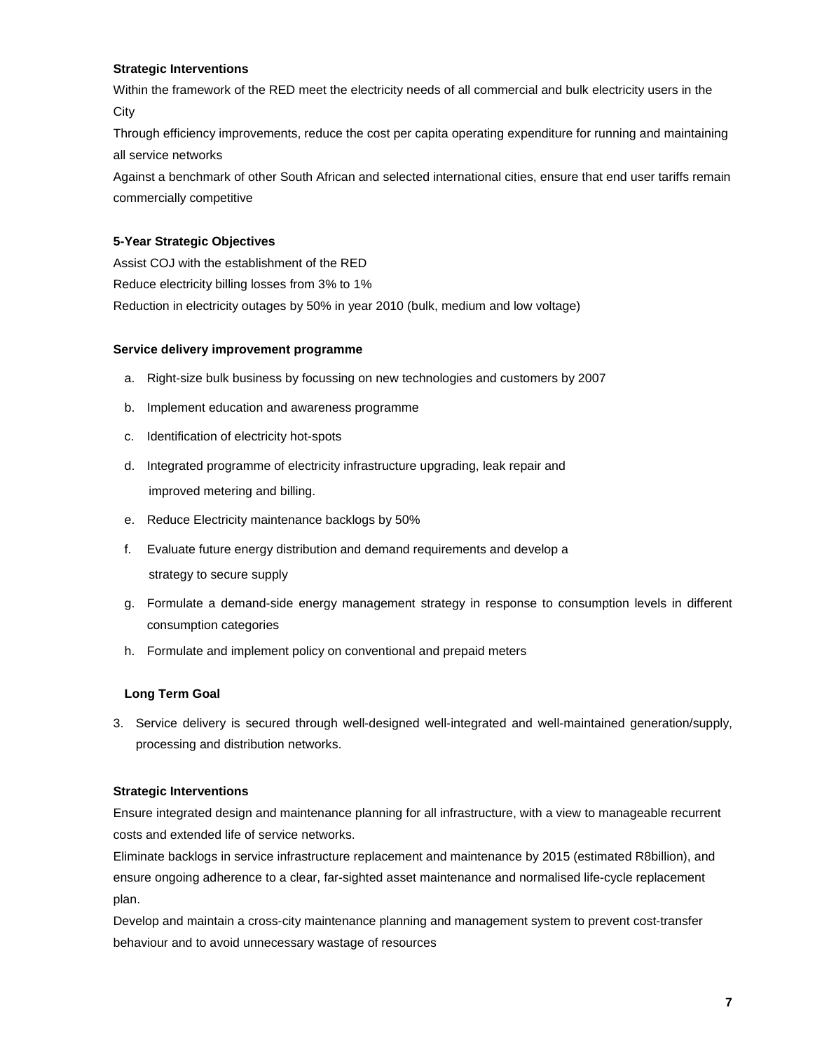**Strategic Interventions**

Within the framework of the RED meet the electricity needs of all commercial and bulk electricity users in the City

Through efficiency improvements, reduce the cost per capita operating expenditure for running and maintaining all service networks

Against a benchmark of other South African and selected international cities, ensure that end user tariffs remain commercially competitive

**5-Year Strategic Objectives**

Assist COJ with the establishment of the RED

Reduce electricity billing losses from 3% to 1%

Reduction in electricity outages by 50% in year 2010 (bulk, medium and low voltage)

**Service delivery improvement programme**

a. Right-size bulk business by focussing on new technologies and customers by 2007
b. Implement education and awareness programme
c. Identification of electricity hot-spots
d. Integrated programme of electricity infrastructure upgrading, leak repair and improved metering and billing.
e. Reduce Electricity maintenance backlogs by 50%
f. Evaluate future energy distribution and demand requirements and develop a strategy to secure supply
g. Formulate a demand-side energy management strategy in response to consumption levels in different consumption categories
h. Formulate and implement policy on conventional and prepaid meters

**Long Term Goal**

3. Service delivery is secured through well-designed well-integrated and well-maintained generation/supply, processing and distribution networks.

**Strategic Interventions**

Ensure integrated design and maintenance planning for all infrastructure, with a view to manageable recurrent costs and extended life of service networks.

Eliminate backlogs in service infrastructure replacement and maintenance by 2015 (estimated R8billion), and ensure ongoing adherence to a clear, far-sighted asset maintenance and normalised life-cycle replacement plan.

Develop and maintain a cross-city maintenance planning and management system to prevent cost-transfer behaviour and to avoid unnecessary wastage of resources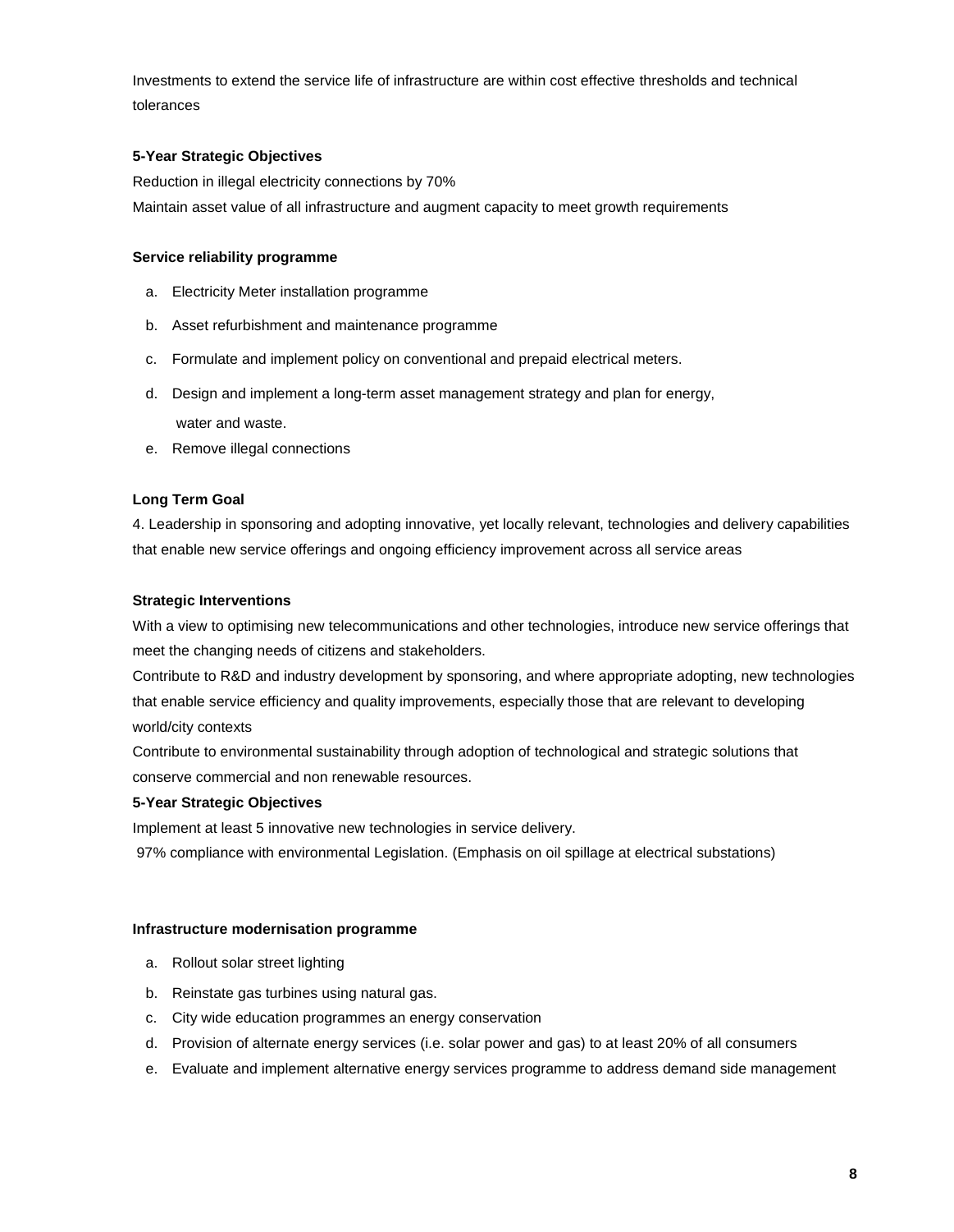Investments to extend the service life of infrastructure are within cost effective thresholds and technical tolerances

**5-Year Strategic Objectives**

Reduction in illegal electricity connections by 70%

Maintain asset value of all infrastructure and augment capacity to meet growth requirements

**Service reliability programme**

a. Electricity Meter installation programme
b. Asset refurbishment and maintenance programme
c. Formulate and implement policy on conventional and prepaid electrical meters.
d. Design and implement a long-term asset management strategy and plan for energy, water and waste.
e. Remove illegal connections

**Long Term Goal**

4. Leadership in sponsoring and adopting innovative, yet locally relevant, technologies and delivery capabilities that enable new service offerings and ongoing efficiency improvement across all service areas

**Strategic Interventions**

With a view to optimising new telecommunications and other technologies, introduce new service offerings that meet the changing needs of citizens and stakeholders.

Contribute to R&D and industry development by sponsoring, and where appropriate adopting, new technologies that enable service efficiency and quality improvements, especially those that are relevant to developing world/city contexts

Contribute to environmental sustainability through adoption of technological and strategic solutions that conserve commercial and non renewable resources.

**5-Year Strategic Objectives**

Implement at least 5 innovative new technologies in service delivery.

97% compliance with environmental Legislation. (Emphasis on oil spillage at electrical substations)

**Infrastructure modernisation programme**

a. Rollout solar street lighting
b. Reinstate gas turbines using natural gas.
c. City wide education programmes an energy conservation
d. Provision of alternate energy services (i.e. solar power and gas) to at least 20% of all consumers
e. Evaluate and implement alternative energy services programme to address demand side management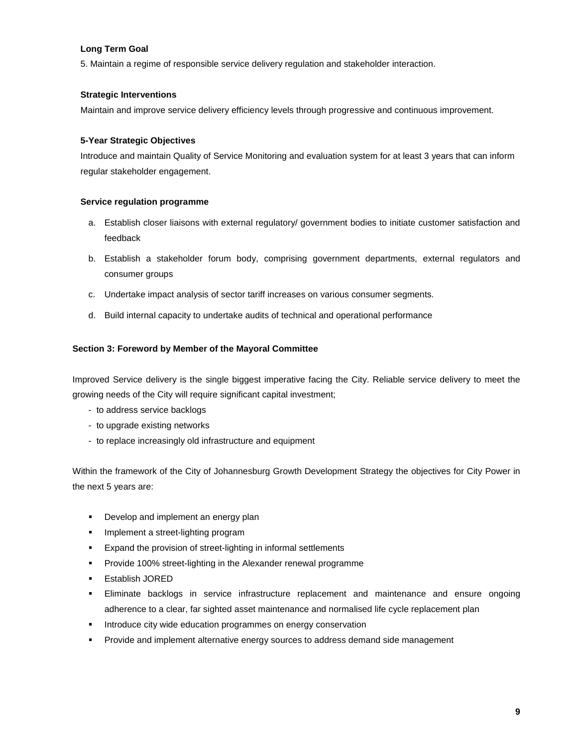**Long Term Goal**

5. Maintain a regime of responsible service delivery regulation and stakeholder interaction.

**Strategic Interventions**

Maintain and improve service delivery efficiency levels through progressive and continuous improvement.

**5-Year Strategic Objectives**

Introduce and maintain Quality of Service Monitoring and evaluation system for at least 3 years that can inform regular stakeholder engagement.

**Service regulation programme**

a. Establish closer liaisons with external regulatory/ government bodies to initiate customer satisfaction and feedback
b. Establish a stakeholder forum body, comprising government departments, external regulators and consumer groups
c. Undertake impact analysis of sector tariff increases on various consumer segments.
d. Build internal capacity to undertake audits of technical and operational performance

## Section 3: Foreword by Member of the Mayoral Committee

Improved Service delivery is the single biggest imperative facing the City. Reliable service delivery to meet the growing needs of the City will require significant capital investment;

- to address service backlogs
- to upgrade existing networks
- to replace increasingly old infrastructure and equipment

Within the framework of the City of Johannesburg Growth Development Strategy the objectives for City Power in the next 5 years are:

- Develop and implement an energy plan
- Implement a street-lighting program
- Expand the provision of street-lighting in informal settlements
- Provide 100% street-lighting in the Alexander renewal programme
- Establish JORED
- Eliminate backlogs in service infrastructure replacement and maintenance and ensure ongoing adherence to a clear, far sighted asset maintenance and normalised life cycle replacement plan
- Introduce city wide education programmes on energy conservation
- Provide and implement alternative energy sources to address demand side management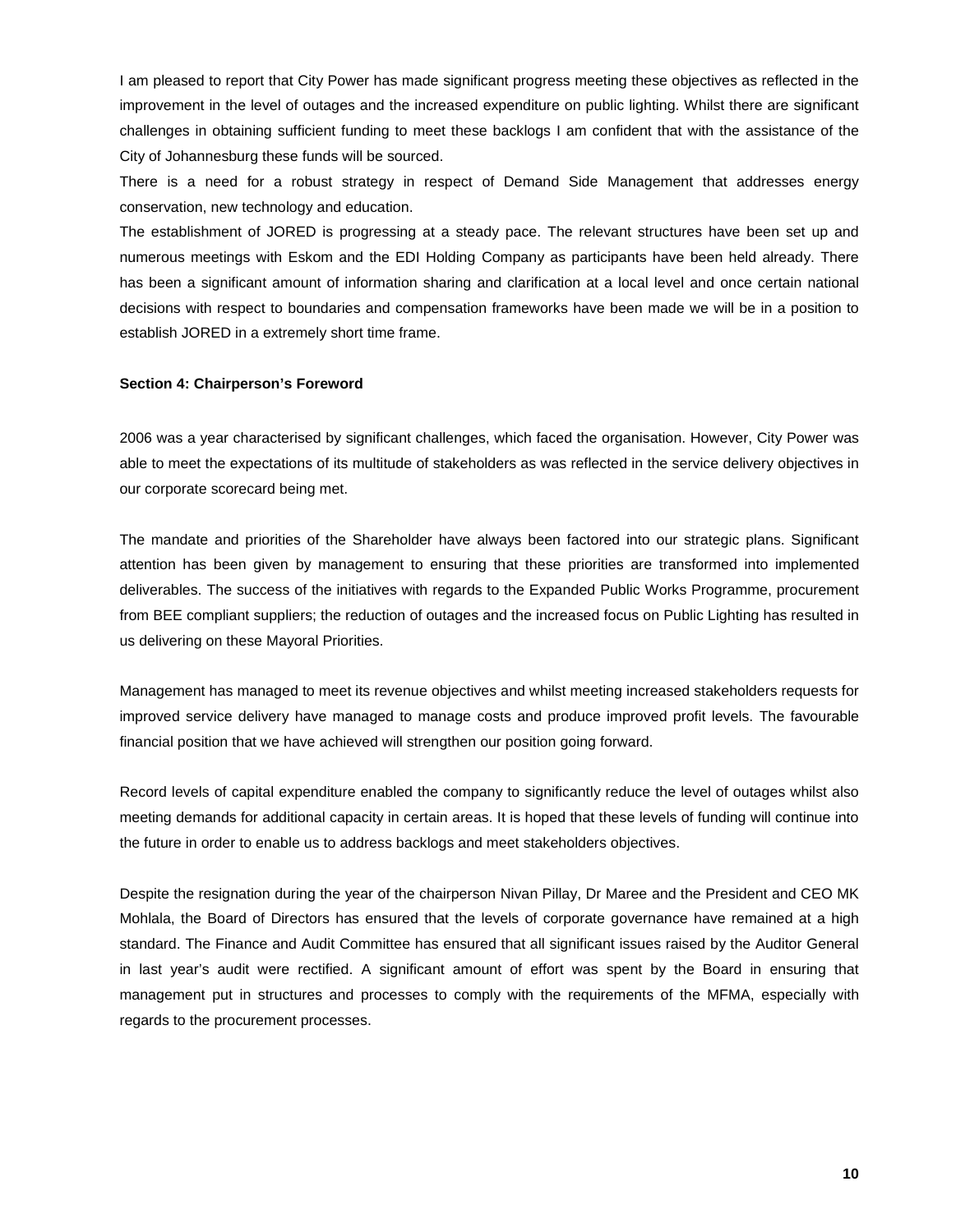I am pleased to report that City Power has made significant progress meeting these objectives as reflected in the improvement in the level of outages and the increased expenditure on public lighting. Whilst there are significant challenges in obtaining sufficient funding to meet these backlogs I am confident that with the assistance of the City of Johannesburg these funds will be sourced.

There is a need for a robust strategy in respect of Demand Side Management that addresses energy conservation, new technology and education.

The establishment of JORED is progressing at a steady pace. The relevant structures have been set up and numerous meetings with Eskom and the EDI Holding Company as participants have been held already. There has been a significant amount of information sharing and clarification at a local level and once certain national decisions with respect to boundaries and compensation frameworks have been made we will be in a position to establish JORED in a extremely short time frame.

**Section 4: Chairperson's Foreword**

2006 was a year characterised by significant challenges, which faced the organisation. However, City Power was able to meet the expectations of its multitude of stakeholders as was reflected in the service delivery objectives in our corporate scorecard being met.

The mandate and priorities of the Shareholder have always been factored into our strategic plans. Significant attention has been given by management to ensuring that these priorities are transformed into implemented deliverables. The success of the initiatives with regards to the Expanded Public Works Programme, procurement from BEE compliant suppliers; the reduction of outages and the increased focus on Public Lighting has resulted in us delivering on these Mayoral Priorities.

Management has managed to meet its revenue objectives and whilst meeting increased stakeholders requests for improved service delivery have managed to manage costs and produce improved profit levels. The favourable financial position that we have achieved will strengthen our position going forward.

Record levels of capital expenditure enabled the company to significantly reduce the level of outages whilst also meeting demands for additional capacity in certain areas. It is hoped that these levels of funding will continue into the future in order to enable us to address backlogs and meet stakeholders objectives.

Despite the resignation during the year of the chairperson Nivan Pillay, Dr Maree and the President and CEO MK Mohlala, the Board of Directors has ensured that the levels of corporate governance have remained at a high standard. The Finance and Audit Committee has ensured that all significant issues raised by the Auditor General in last year's audit were rectified. A significant amount of effort was spent by the Board in ensuring that management put in structures and processes to comply with the requirements of the MFMA, especially with regards to the procurement processes.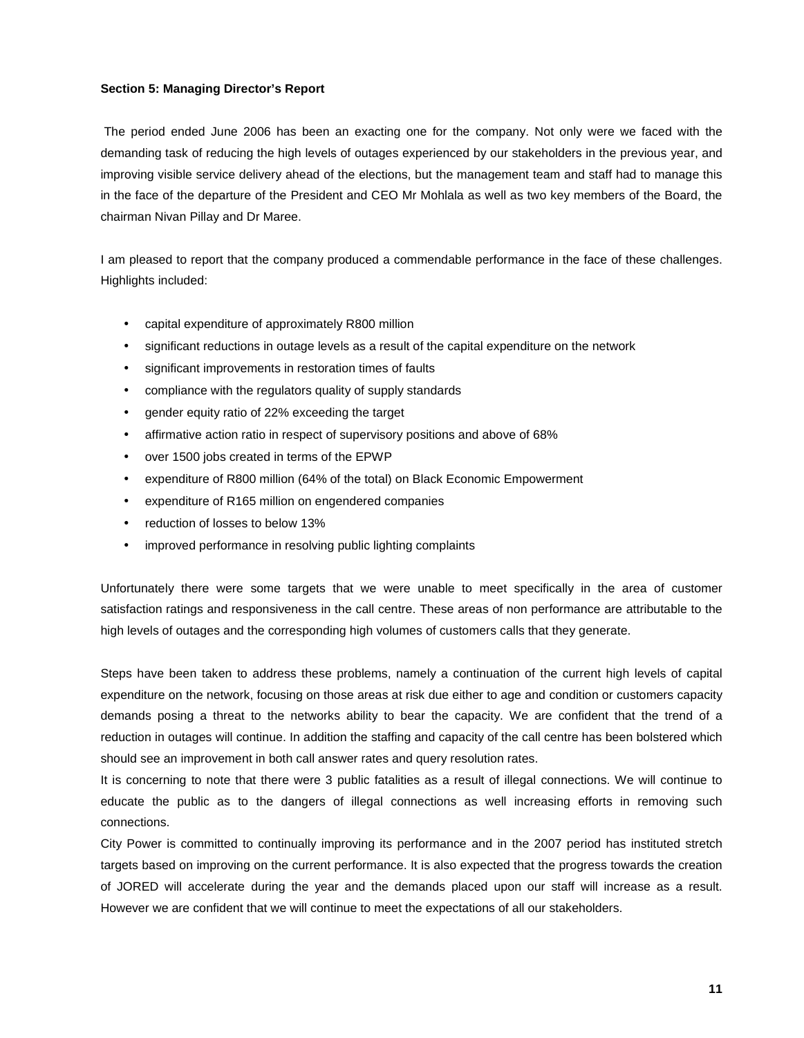**Section 5: Managing Director's Report**

The period ended June 2006 has been an exacting one for the company. Not only were we faced with the demanding task of reducing the high levels of outages experienced by our stakeholders in the previous year, and improving visible service delivery ahead of the elections, but the management team and staff had to manage this in the face of the departure of the President and CEO Mr Mohlala as well as two key members of the Board, the chairman Nivan Pillay and Dr Maree.

I am pleased to report that the company produced a commendable performance in the face of these challenges. Highlights included:

- capital expenditure of approximately R800 million
- significant reductions in outage levels as a result of the capital expenditure on the network
- significant improvements in restoration times of faults
- compliance with the regulators quality of supply standards
- gender equity ratio of 22% exceeding the target
- affirmative action ratio in respect of supervisory positions and above of 68%
- over 1500 jobs created in terms of the EPWP
- expenditure of R800 million (64% of the total) on Black Economic Empowerment
- expenditure of R165 million on engendered companies
- reduction of losses to below 13%
- improved performance in resolving public lighting complaints

Unfortunately there were some targets that we were unable to meet specifically in the area of customer satisfaction ratings and responsiveness in the call centre. These areas of non performance are attributable to the high levels of outages and the corresponding high volumes of customers calls that they generate.

Steps have been taken to address these problems, namely a continuation of the current high levels of capital expenditure on the network, focusing on those areas at risk due either to age and condition or customers capacity demands posing a threat to the networks ability to bear the capacity. We are confident that the trend of a reduction in outages will continue. In addition the staffing and capacity of the call centre has been bolstered which should see an improvement in both call answer rates and query resolution rates.

It is concerning to note that there were 3 public fatalities as a result of illegal connections. We will continue to educate the public as to the dangers of illegal connections as well increasing efforts in removing such connections.

City Power is committed to continually improving its performance and in the 2007 period has instituted stretch targets based on improving on the current performance. It is also expected that the progress towards the creation of JORED will accelerate during the year and the demands placed upon our staff will increase as a result. However we are confident that we will continue to meet the expectations of all our stakeholders.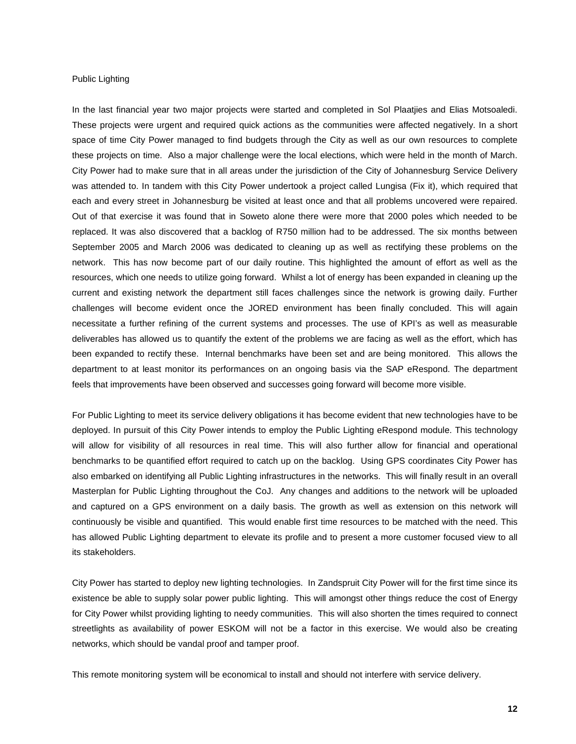## Public Lighting

In the last financial year two major projects were started and completed in Sol Plaatjies and Elias Motsoaledi. These projects were urgent and required quick actions as the communities were affected negatively. In a short space of time City Power managed to find budgets through the City as well as our own resources to complete these projects on time. Also a major challenge were the local elections, which were held in the month of March. City Power had to make sure that in all areas under the jurisdiction of the City of Johannesburg Service Delivery was attended to. In tandem with this City Power undertook a project called Lungisa (Fix it), which required that each and every street in Johannesburg be visited at least once and that all problems uncovered were repaired. Out of that exercise it was found that in Soweto alone there were more that 2000 poles which needed to be replaced. It was also discovered that a backlog of R750 million had to be addressed. The six months between September 2005 and March 2006 was dedicated to cleaning up as well as rectifying these problems on the network. This has now become part of our daily routine. This highlighted the amount of effort as well as the resources, which one needs to utilize going forward. Whilst a lot of energy has been expanded in cleaning up the current and existing network the department still faces challenges since the network is growing daily. Further challenges will become evident once the JORED environment has been finally concluded. This will again necessitate a further refining of the current systems and processes. The use of KPI's as well as measurable deliverables has allowed us to quantify the extent of the problems we are facing as well as the effort, which has been expanded to rectify these. Internal benchmarks have been set and are being monitored. This allows the department to at least monitor its performances on an ongoing basis via the SAP eRespond. The department feels that improvements have been observed and successes going forward will become more visible.

For Public Lighting to meet its service delivery obligations it has become evident that new technologies have to be deployed. In pursuit of this City Power intends to employ the Public Lighting eRespond module. This technology will allow for visibility of all resources in real time. This will also further allow for financial and operational benchmarks to be quantified effort required to catch up on the backlog. Using GPS coordinates City Power has also embarked on identifying all Public Lighting infrastructures in the networks. This will finally result in an overall Masterplan for Public Lighting throughout the CoJ. Any changes and additions to the network will be uploaded and captured on a GPS environment on a daily basis. The growth as well as extension on this network will continuously be visible and quantified. This would enable first time resources to be matched with the need. This has allowed Public Lighting department to elevate its profile and to present a more customer focused view to all its stakeholders.

City Power has started to deploy new lighting technologies. In Zandspruit City Power will for the first time since its existence be able to supply solar power public lighting. This will amongst other things reduce the cost of Energy for City Power whilst providing lighting to needy communities. This will also shorten the times required to connect streetlights as availability of power ESKOM will not be a factor in this exercise. We would also be creating networks, which should be vandal proof and tamper proof.

This remote monitoring system will be economical to install and should not interfere with service delivery.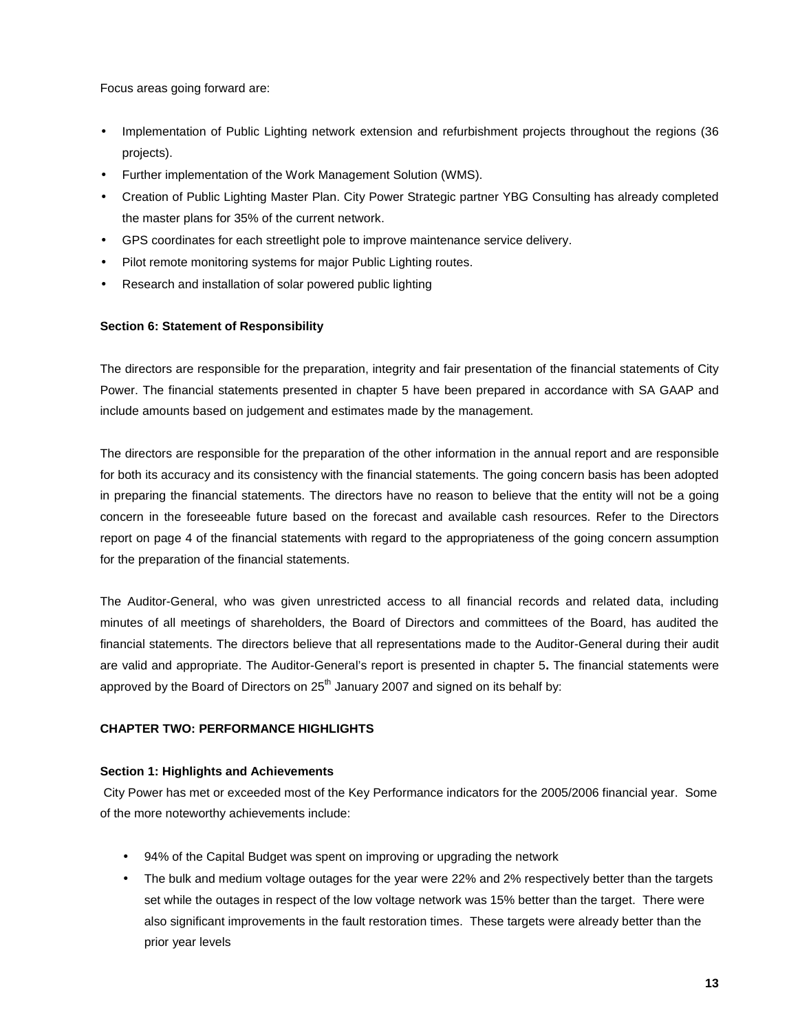Focus areas going forward are:

- Implementation of Public Lighting network extension and refurbishment projects throughout the regions (36 projects).
- Further implementation of the Work Management Solution (WMS).
- Creation of Public Lighting Master Plan. City Power Strategic partner YBG Consulting has already completed the master plans for 35% of the current network.
- GPS coordinates for each streetlight pole to improve maintenance service delivery.
- Pilot remote monitoring systems for major Public Lighting routes.
- Research and installation of solar powered public lighting

**Section 6: Statement of Responsibility**

The directors are responsible for the preparation, integrity and fair presentation of the financial statements of City Power. The financial statements presented in chapter 5 have been prepared in accordance with SA GAAP and include amounts based on judgement and estimates made by the management.

The directors are responsible for the preparation of the other information in the annual report and are responsible for both its accuracy and its consistency with the financial statements. The going concern basis has been adopted in preparing the financial statements. The directors have no reason to believe that the entity will not be a going concern in the foreseeable future based on the forecast and available cash resources. Refer to the Directors report on page 4 of the financial statements with regard to the appropriateness of the going concern assumption for the preparation of the financial statements.

The Auditor-General, who was given unrestricted access to all financial records and related data, including minutes of all meetings of shareholders, the Board of Directors and committees of the Board, has audited the financial statements. The directors believe that all representations made to the Auditor-General during their audit are valid and appropriate. The Auditor-General's report is presented in chapter 5**.** The financial statements were approved by the Board of Directors on 25th January 2007 and signed on its behalf by:

**CHAPTER TWO: PERFORMANCE HIGHLIGHTS**

**Section 1: Highlights and Achievements**

City Power has met or exceeded most of the Key Performance indicators for the 2005/2006 financial year. Some of the more noteworthy achievements include:

- 94% of the Capital Budget was spent on improving or upgrading the network
- The bulk and medium voltage outages for the year were 22% and 2% respectively better than the targets set while the outages in respect of the low voltage network was 15% better than the target. There were also significant improvements in the fault restoration times. These targets were already better than the prior year levels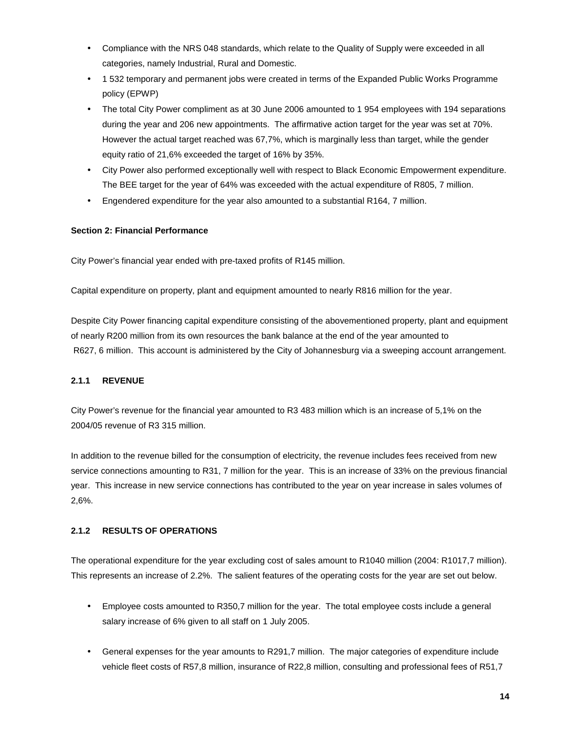- Compliance with the NRS 048 standards, which relate to the Quality of Supply were exceeded in all categories, namely Industrial, Rural and Domestic.
- 1 532 temporary and permanent jobs were created in terms of the Expanded Public Works Programme policy (EPWP)
- The total City Power compliment as at 30 June 2006 amounted to 1 954 employees with 194 separations during the year and 206 new appointments. The affirmative action target for the year was set at 70%. However the actual target reached was 67,7%, which is marginally less than target, while the gender equity ratio of 21,6% exceeded the target of 16% by 35%.
- City Power also performed exceptionally well with respect to Black Economic Empowerment expenditure. The BEE target for the year of 64% was exceeded with the actual expenditure of R805, 7 million.
- Engendered expenditure for the year also amounted to a substantial R164, 7 million.

**Section 2: Financial Performance**

City Power's financial year ended with pre-taxed profits of R145 million.

Capital expenditure on property, plant and equipment amounted to nearly R816 million for the year.

Despite City Power financing capital expenditure consisting of the abovementioned property, plant and equipment of nearly R200 million from its own resources the bank balance at the end of the year amounted to R627, 6 million. This account is administered by the City of Johannesburg via a sweeping account arrangement.

### 2.1.1 REVENUE

City Power's revenue for the financial year amounted to R3 483 million which is an increase of 5,1% on the 2004/05 revenue of R3 315 million.

In addition to the revenue billed for the consumption of electricity, the revenue includes fees received from new service connections amounting to R31, 7 million for the year. This is an increase of 33% on the previous financial year. This increase in new service connections has contributed to the year on year increase in sales volumes of 2,6%.

### 2.1.2 RESULTS OF OPERATIONS

The operational expenditure for the year excluding cost of sales amount to R1040 million (2004: R1017,7 million). This represents an increase of 2.2%. The salient features of the operating costs for the year are set out below.

- Employee costs amounted to R350,7 million for the year. The total employee costs include a general salary increase of 6% given to all staff on 1 July 2005.

- General expenses for the year amounts to R291,7 million. The major categories of expenditure include vehicle fleet costs of R57,8 million, insurance of R22,8 million, consulting and professional fees of R51,7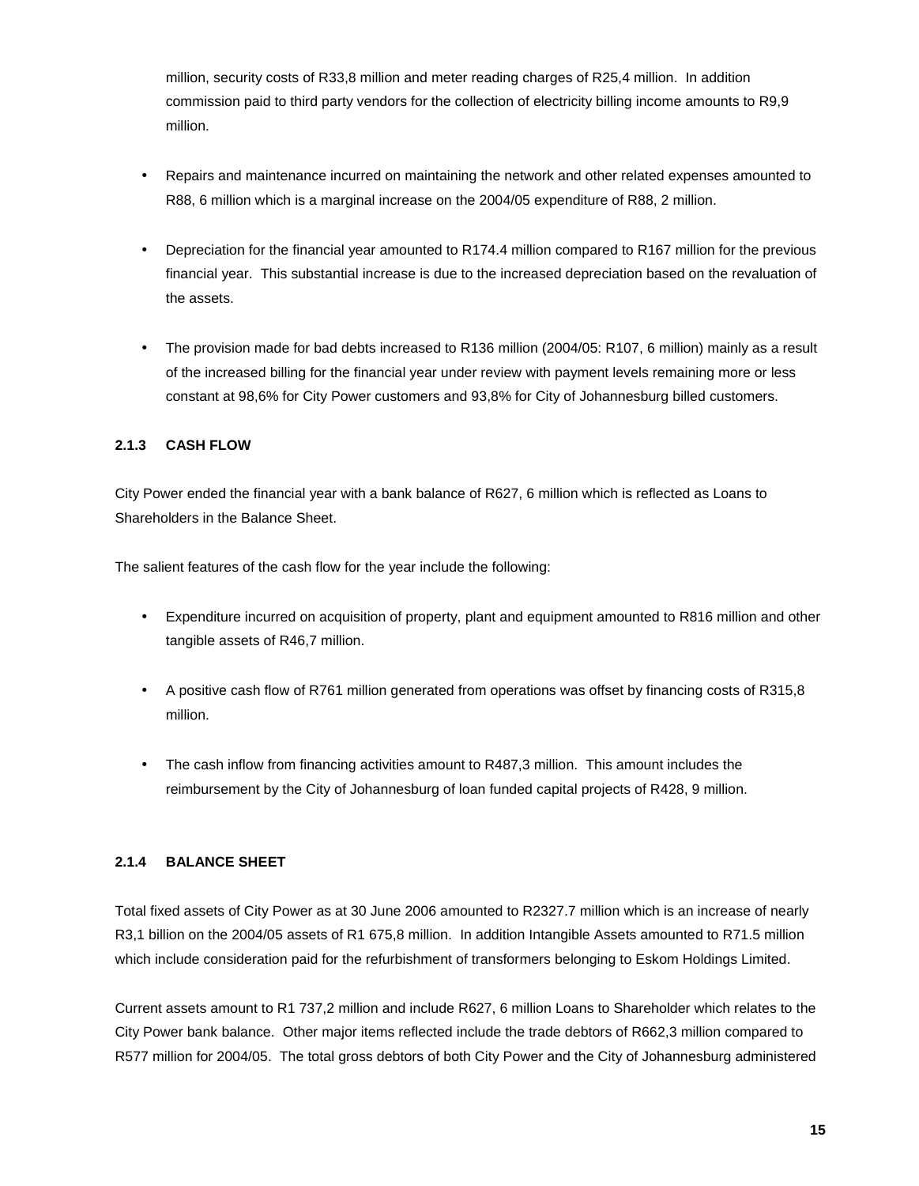million, security costs of R33,8 million and meter reading charges of R25,4 million. In addition commission paid to third party vendors for the collection of electricity billing income amounts to R9,9 million.

- Repairs and maintenance incurred on maintaining the network and other related expenses amounted to R88, 6 million which is a marginal increase on the 2004/05 expenditure of R88, 2 million.

- Depreciation for the financial year amounted to R174.4 million compared to R167 million for the previous financial year. This substantial increase is due to the increased depreciation based on the revaluation of the assets.

- The provision made for bad debts increased to R136 million (2004/05: R107, 6 million) mainly as a result of the increased billing for the financial year under review with payment levels remaining more or less constant at 98,6% for City Power customers and 93,8% for City of Johannesburg billed customers.

### 2.1.3 CASH FLOW

City Power ended the financial year with a bank balance of R627, 6 million which is reflected as Loans to Shareholders in the Balance Sheet.

The salient features of the cash flow for the year include the following:

- Expenditure incurred on acquisition of property, plant and equipment amounted to R816 million and other tangible assets of R46,7 million.

- A positive cash flow of R761 million generated from operations was offset by financing costs of R315,8 million.

- The cash inflow from financing activities amount to R487,3 million. This amount includes the reimbursement by the City of Johannesburg of loan funded capital projects of R428, 9 million.

### 2.1.4 BALANCE SHEET

Total fixed assets of City Power as at 30 June 2006 amounted to R2327.7 million which is an increase of nearly R3,1 billion on the 2004/05 assets of R1 675,8 million. In addition Intangible Assets amounted to R71.5 million which include consideration paid for the refurbishment of transformers belonging to Eskom Holdings Limited.

Current assets amount to R1 737,2 million and include R627, 6 million Loans to Shareholder which relates to the City Power bank balance. Other major items reflected include the trade debtors of R662,3 million compared to R577 million for 2004/05. The total gross debtors of both City Power and the City of Johannesburg administered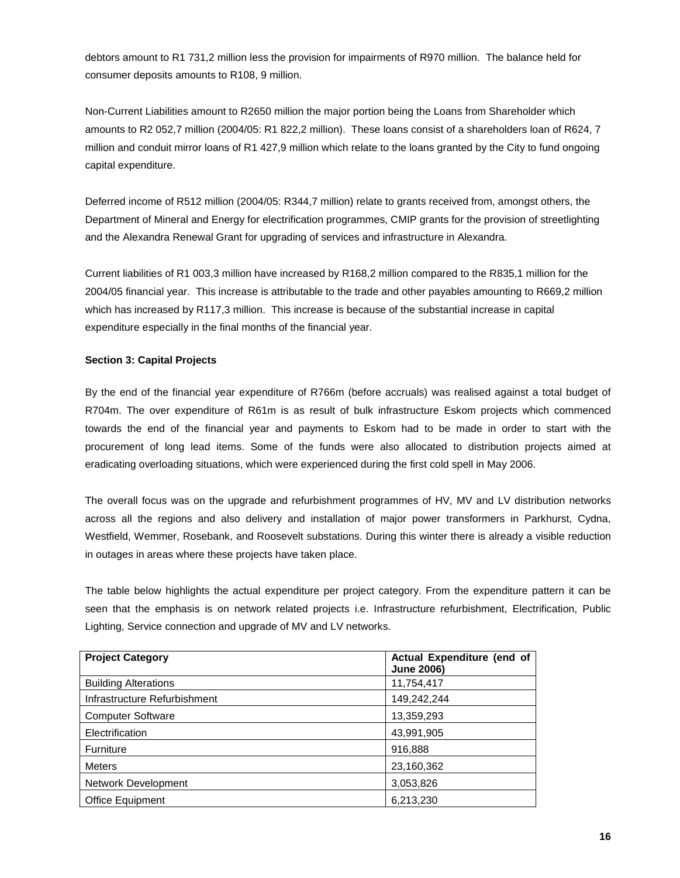debtors amount to R1 731,2 million less the provision for impairments of R970 million. The balance held for consumer deposits amounts to R108, 9 million.

Non-Current Liabilities amount to R2650 million the major portion being the Loans from Shareholder which amounts to R2 052,7 million (2004/05: R1 822,2 million). These loans consist of a shareholders loan of R624, 7 million and conduit mirror loans of R1 427,9 million which relate to the loans granted by the City to fund ongoing capital expenditure.

Deferred income of R512 million (2004/05: R344,7 million) relate to grants received from, amongst others, the Department of Mineral and Energy for electrification programmes, CMIP grants for the provision of streetlighting and the Alexandra Renewal Grant for upgrading of services and infrastructure in Alexandra.

Current liabilities of R1 003,3 million have increased by R168,2 million compared to the R835,1 million for the 2004/05 financial year. This increase is attributable to the trade and other payables amounting to R669,2 million which has increased by R117,3 million. This increase is because of the substantial increase in capital expenditure especially in the final months of the financial year.

**Section 3: Capital Projects**

By the end of the financial year expenditure of R766m (before accruals) was realised against a total budget of R704m. The over expenditure of R61m is as result of bulk infrastructure Eskom projects which commenced towards the end of the financial year and payments to Eskom had to be made in order to start with the procurement of long lead items. Some of the funds were also allocated to distribution projects aimed at eradicating overloading situations, which were experienced during the first cold spell in May 2006.

The overall focus was on the upgrade and refurbishment programmes of HV, MV and LV distribution networks across all the regions and also delivery and installation of major power transformers in Parkhurst, Cydna, Westfield, Wemmer, Rosebank, and Roosevelt substations. During this winter there is already a visible reduction in outages in areas where these projects have taken place.

The table below highlights the actual expenditure per project category. From the expenditure pattern it can be seen that the emphasis is on network related projects i.e. Infrastructure refurbishment, Electrification, Public Lighting, Service connection and upgrade of MV and LV networks.

| Project Category | Actual Expenditure (end of June 2006) |
|---|---|
| Building Alterations | 11,754,417 |
| Infrastructure Refurbishment | 149,242,244 |
| Computer Software | 13,359,293 |
| Electrification | 43,991,905 |
| Furniture | 916,888 |
| Meters | 23,160,362 |
| Network Development | 3,053,826 |
| Office Equipment | 6,213,230 |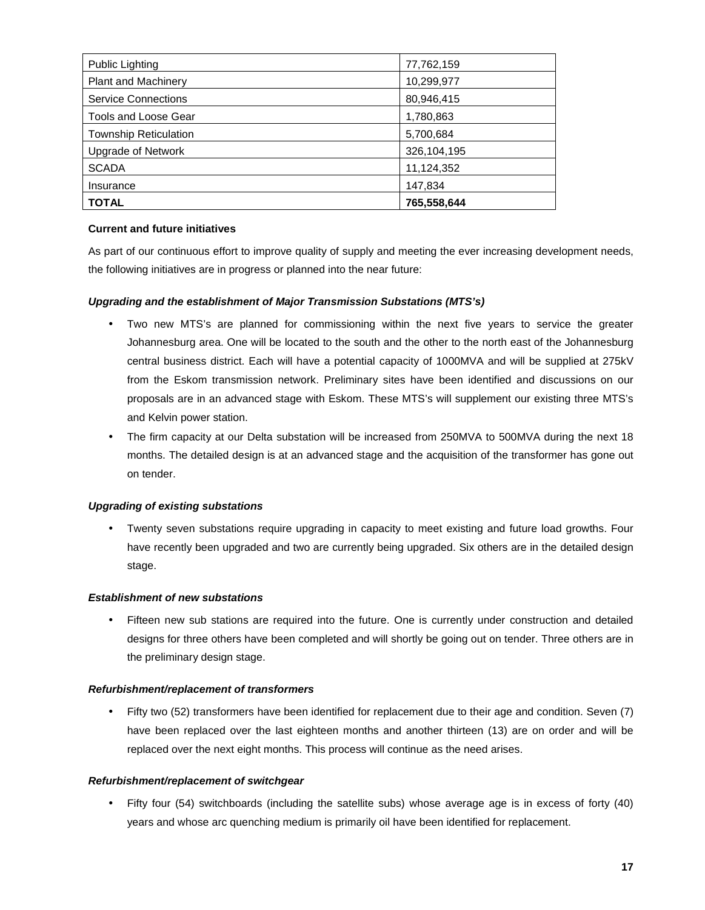| Public Lighting | 77,762,159 |
|---|---|
| Plant and Machinery | 10,299,977 |
| Service Connections | 80,946,415 |
| Tools and Loose Gear | 1,780,863 |
| Township Reticulation | 5,700,684 |
| Upgrade of Network | 326,104,195 |
| SCADA | 11,124,352 |
| Insurance | 147,834 |
| **TOTAL** | **765,558,644** |

**Current and future initiatives**

As part of our continuous effort to improve quality of supply and meeting the ever increasing development needs, the following initiatives are in progress or planned into the near future:

***Upgrading and the establishment of Major Transmission Substations (MTS's)***

- Two new MTS's are planned for commissioning within the next five years to service the greater Johannesburg area. One will be located to the south and the other to the north east of the Johannesburg central business district. Each will have a potential capacity of 1000MVA and will be supplied at 275kV from the Eskom transmission network. Preliminary sites have been identified and discussions on our proposals are in an advanced stage with Eskom. These MTS's will supplement our existing three MTS's and Kelvin power station.
- The firm capacity at our Delta substation will be increased from 250MVA to 500MVA during the next 18 months. The detailed design is at an advanced stage and the acquisition of the transformer has gone out on tender.

***Upgrading of existing substations***

- Twenty seven substations require upgrading in capacity to meet existing and future load growths. Four have recently been upgraded and two are currently being upgraded. Six others are in the detailed design stage.

***Establishment of new substations***

- Fifteen new sub stations are required into the future. One is currently under construction and detailed designs for three others have been completed and will shortly be going out on tender. Three others are in the preliminary design stage.

***Refurbishment/replacement of transformers***

- Fifty two (52) transformers have been identified for replacement due to their age and condition. Seven (7) have been replaced over the last eighteen months and another thirteen (13) are on order and will be replaced over the next eight months. This process will continue as the need arises.

***Refurbishment/replacement of switchgear***

- Fifty four (54) switchboards (including the satellite subs) whose average age is in excess of forty (40) years and whose arc quenching medium is primarily oil have been identified for replacement.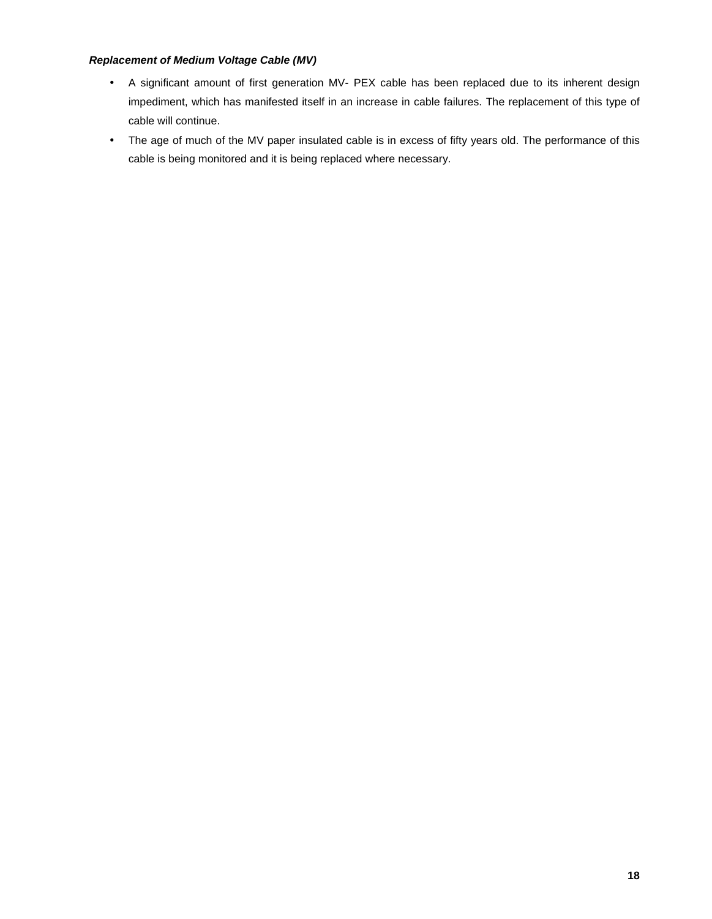***Replacement of Medium Voltage Cable (MV)***

- A significant amount of first generation MV- PEX cable has been replaced due to its inherent design impediment, which has manifested itself in an increase in cable failures. The replacement of this type of cable will continue.
- The age of much of the MV paper insulated cable is in excess of fifty years old. The performance of this cable is being monitored and it is being replaced where necessary.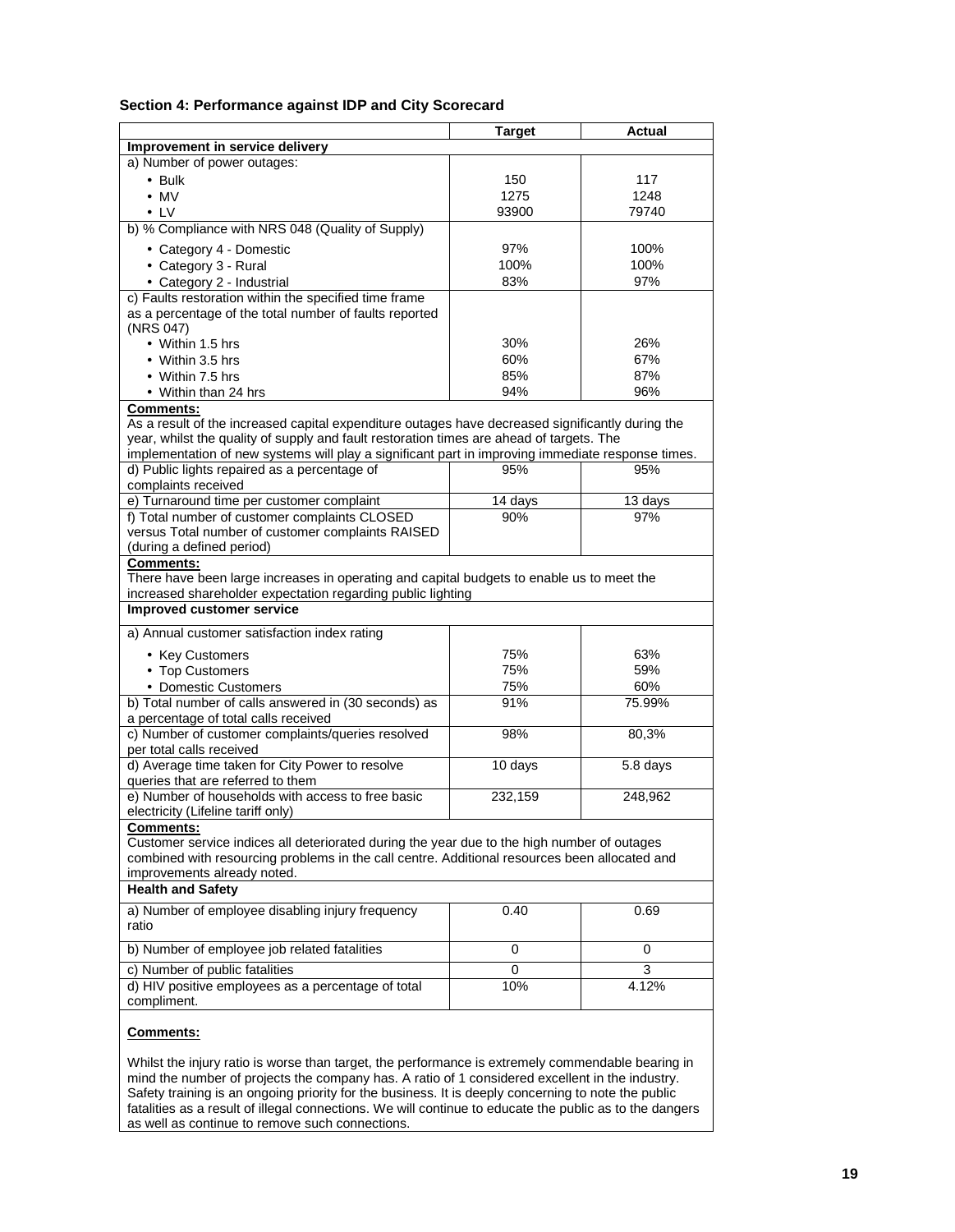### Section 4: Performance against IDP and City Scorecard

| | Target | Actual |
|---|---|---|
| **Improvement in service delivery** | | |
| a) Number of power outages: | | |
| • Bulk | 150 | 117 |
| • MV | 1275 | 1248 |
| • LV | 93900 | 79740 |
| b) % Compliance with NRS 048 (Quality of Supply) | | |
| • Category 4 - Domestic | 97% | 100% |
| • Category 3 - Rural | 100% | 100% |
| • Category 2 - Industrial | 83% | 97% |
| c) Faults restoration within the specified time frame as a percentage of the total number of faults reported (NRS 047) | | |
| • Within 1.5 hrs | 30% | 26% |
| • Within 3.5 hrs | 60% | 67% |
| • Within 7.5 hrs | 85% | 87% |
| • Within than 24 hrs | 94% | 96% |
| **Comments:** As a result of the increased capital expenditure outages have decreased significantly during the year, whilst the quality of supply and fault restoration times are ahead of targets. The implementation of new systems will play a significant part in improving immediate response times. | | |
| d) Public lights repaired as a percentage of complaints received | 95% | 95% |
| e) Turnaround time per customer complaint | 14 days | 13 days |
| f) Total number of customer complaints CLOSED versus Total number of customer complaints RAISED (during a defined period) | 90% | 97% |
| **Comments:** There have been large increases in operating and capital budgets to enable us to meet the increased shareholder expectation regarding public lighting | | |
| **Improved customer service** | | |
| a) Annual customer satisfaction index rating | | |
| • Key Customers | 75% | 63% |
| • Top Customers | 75% | 59% |
| • Domestic Customers | 75% | 60% |
| b) Total number of calls answered in (30 seconds) as a percentage of total calls received | 91% | 75.99% |
| c) Number of customer complaints/queries resolved per total calls received | 98% | 80,3% |
| d) Average time taken for City Power to resolve queries that are referred to them | 10 days | 5.8 days |
| e) Number of households with access to free basic electricity (Lifeline tariff only) | 232,159 | 248,962 |
| **Comments:** Customer service indices all deteriorated during the year due to the high number of outages combined with resourcing problems in the call centre. Additional resources been allocated and improvements already noted. | | |
| **Health and Safety** | | |
| a) Number of employee disabling injury frequency ratio | 0.40 | 0.69 |
| b) Number of employee job related fatalities | 0 | 0 |
| c) Number of public fatalities | 0 | 3 |
| d) HIV positive employees as a percentage of total compliment. | 10% | 4.12% |
| **Comments:** Whilst the injury ratio is worse than target, the performance is extremely commendable bearing in mind the number of projects the company has. A ratio of 1 considered excellent in the industry. Safety training is an ongoing priority for the business. It is deeply concerning to note the public fatalities as a result of illegal connections. We will continue to educate the public as to the dangers as well as continue to remove such connections. | | |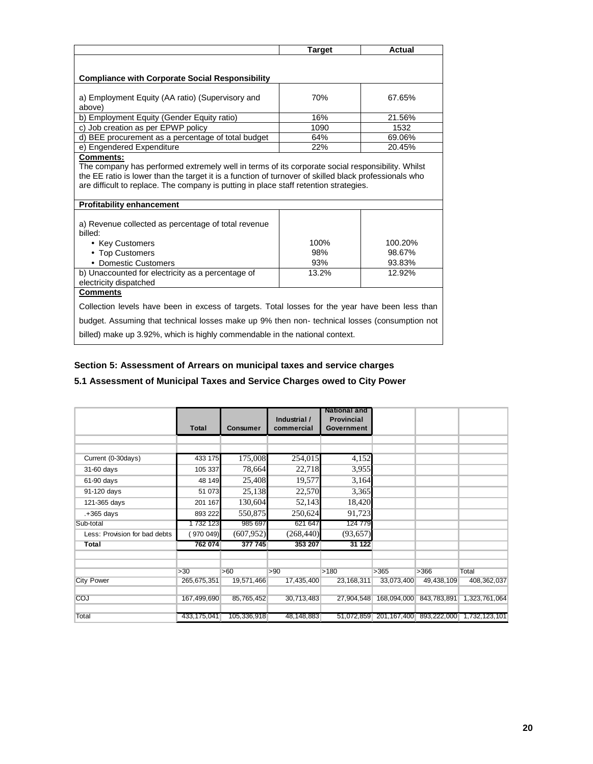| | Target | Actual |
|---|---|---|
| **Compliance with Corporate Social Responsibility** | | |
| a) Employment Equity (AA ratio) (Supervisory and above) | 70% | 67.65% |
| b) Employment Equity (Gender Equity ratio) | 16% | 21.56% |
| c) Job creation as per EPWP policy | 1090 | 1532 |
| d) BEE procurement as a percentage of total budget | 64% | 69.06% |
| e) Engendered Expenditure | 22% | 20.45% |
| **Comments:** The company has performed extremely well in terms of its corporate social responsibility. Whilst the EE ratio is lower than the target it is a function of turnover of skilled black professionals who are difficult to replace. The company is putting in place staff retention strategies. | | |
| **Profitability enhancement** | | |
| a) Revenue collected as percentage of total revenue billed: | | |
| • Key Customers | 100% | 100.20% |
| • Top Customers | 98% | 98.67% |
| • Domestic Customers | 93% | 93.83% |
| b) Unaccounted for electricity as a percentage of electricity dispatched | 13.2% | 12.92% |
| **Comments** Collection levels have been in excess of targets. Total losses for the year have been less than budget. Assuming that technical losses make up 9% then non- technical losses (consumption not billed) make up 3.92%, which is highly commendable in the national context. | | |

## Section 5: Assessment of Arrears on municipal taxes and service charges

### 5.1 Assessment of Municipal Taxes and Service Charges owed to City Power

| | Total | Consumer | Industrial / commercial | National and Provincial Government | | | |
|---|---|---|---|---|---|---|---|
| Current (0-30days) | 433 175 | 175,008 | 254,015 | 4,152 | | | |
| 31-60 days | 105 337 | 78,664 | 22,718 | 3,955 | | | |
| 61-90 days | 48 149 | 25,408 | 19,577 | 3,164 | | | |
| 91-120 days | 51 073 | 25,138 | 22,570 | 3,365 | | | |
| 121-365 days | 201 167 | 130,604 | 52,143 | 18,420 | | | |
| .+365 days | 893 222 | 550,875 | 250,624 | 91,723 | | | |
| Sub-total | 1 732 123 | 985 697 | 621 647 | 124 779 | | | |
| Less: Provision for bad debts | ( 970 049) | (607,952) | (268,440) | (93,657) | | | |
| **Total** | **762 074** | **377 745** | **353 207** | **31 122** | | | |
| | >30 | >60 | >90 | >180 | >365 | >366 | Total |
| City Power | 265,675,351 | 19,571,466 | 17,435,400 | 23,168,311 | 33,073,400 | 49,438,109 | 408,362,037 |
| COJ | 167,499,690 | 85,765,452 | 30,713,483 | 27,904,548 | 168,094,000 | 843,783,891 | 1,323,761,064 |
| Total | 433,175,041 | 105,336,918 | 48,148,883 | 51,072,859 | 201,167,400 | 893,222,000 | 1,732,123,101 |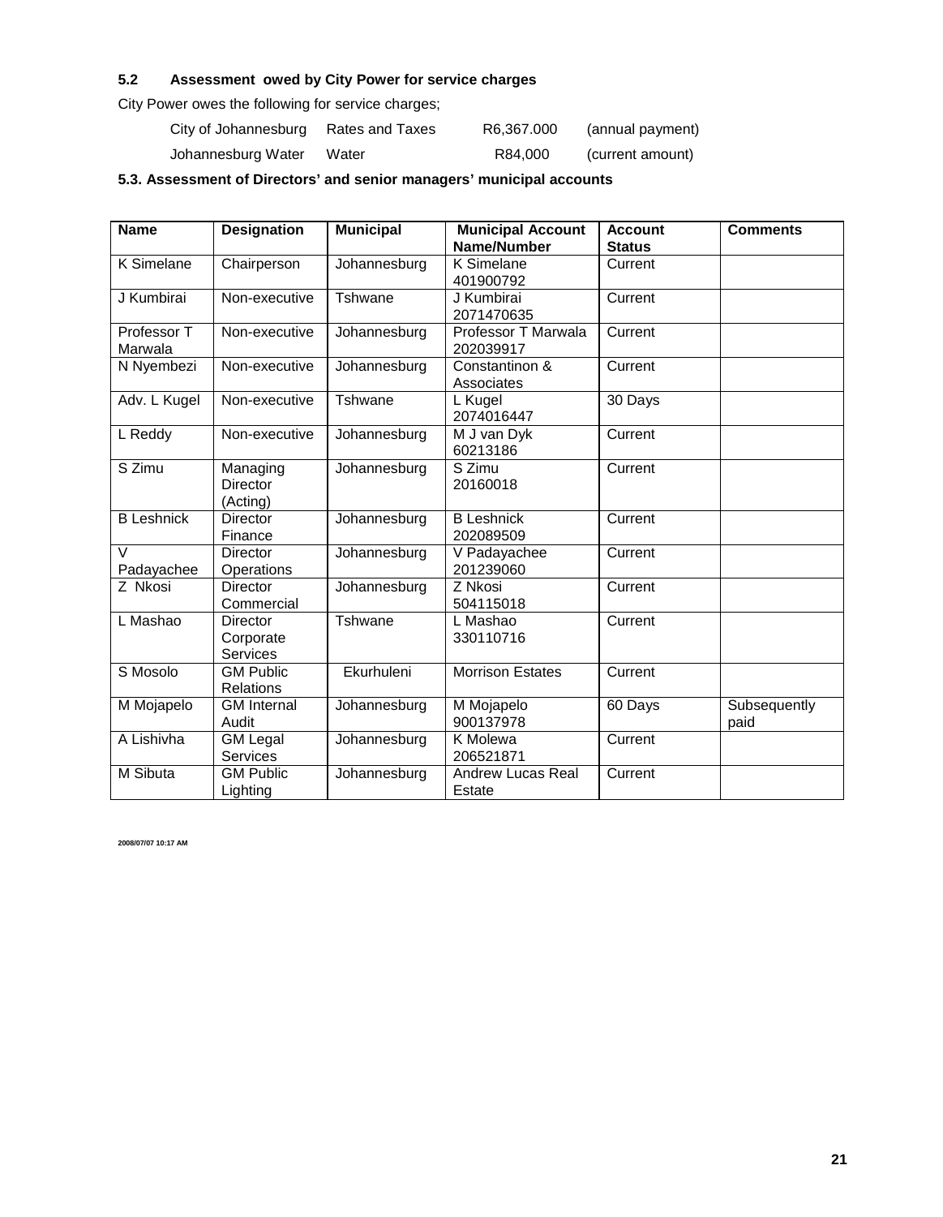### 5.2 Assessment owed by City Power for service charges

City Power owes the following for service charges;

| | | | |
|---|---|---|---|
| City of Johannesburg | Rates and Taxes | R6,367.000 | (annual payment) |
| Johannesburg Water | Water | R84,000 | (current amount) |

### 5.3. Assessment of Directors' and senior managers' municipal accounts

| Name | Designation | Municipal | Municipal Account Name/Number | Account Status | Comments |
|---|---|---|---|---|---|
| K Simelane | Chairperson | Johannesburg | K Simelane 401900792 | Current | |
| J Kumbirai | Non-executive | Tshwane | J Kumbirai 2071470635 | Current | |
| Professor T Marwala | Non-executive | Johannesburg | Professor T Marwala 202039917 | Current | |
| N Nyembezi | Non-executive | Johannesburg | Constantinon & Associates | Current | |
| Adv. L Kugel | Non-executive | Tshwane | L Kugel 2074016447 | 30 Days | |
| L Reddy | Non-executive | Johannesburg | M J van Dyk 60213186 | Current | |
| S Zimu | Managing Director (Acting) | Johannesburg | S Zimu 20160018 | Current | |
| B Leshnick | Director Finance | Johannesburg | B Leshnick 202089509 | Current | |
| V Padayachee | Director Operations | Johannesburg | V Padayachee 201239060 | Current | |
| Z Nkosi | Director Commercial | Johannesburg | Z Nkosi 504115018 | Current | |
| L Mashao | Director Corporate Services | Tshwane | L Mashao 330110716 | Current | |
| S Mosolo | GM Public Relations | Ekurhuleni | Morrison Estates | Current | |
| M Mojapelo | GM Internal Audit | Johannesburg | M Mojapelo 900137978 | 60 Days | Subsequently paid |
| A Lishivha | GM Legal Services | Johannesburg | K Molewa 206521871 | Current | |
| M Sibuta | GM Public Lighting | Johannesburg | Andrew Lucas Real Estate | Current | |

2008/07/07 10:17 AM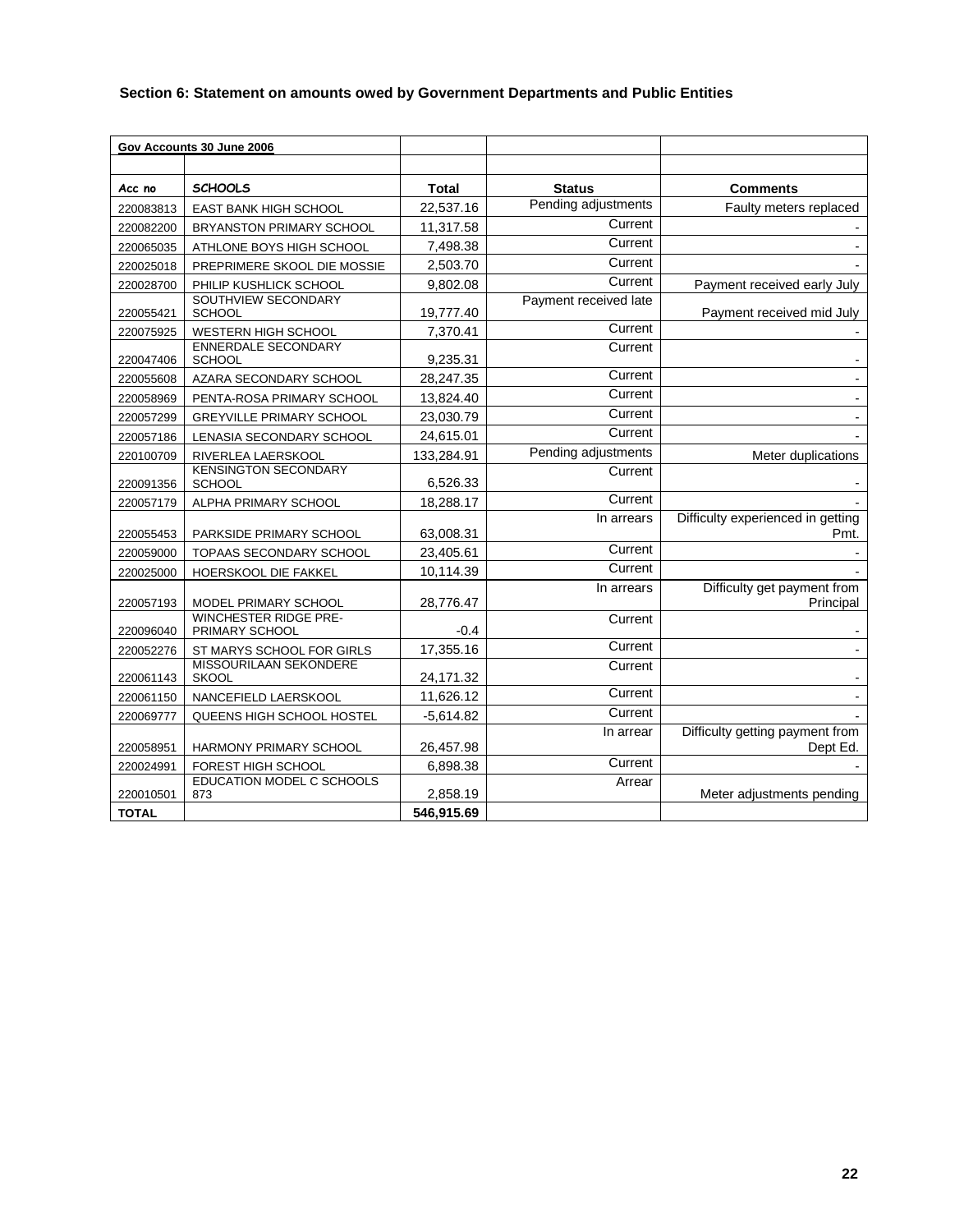## Section 6: Statement on amounts owed by Government Departments and Public Entities

| **Gov Accounts 30 June 2006** | | | | |
|---|---|---|---|---|
| | | | | |
| ***Acc no*** | ***SCHOOLS*** | **Total** | **Status** | **Comments** |
| 220083813 | EAST BANK HIGH SCHOOL | 22,537.16 | Pending adjustments | Faulty meters replaced |
| 220082200 | BRYANSTON PRIMARY SCHOOL | 11,317.58 | Current | - |
| 220065035 | ATHLONE BOYS HIGH SCHOOL | 7,498.38 | Current | - |
| 220025018 | PREPRIMERE SKOOL DIE MOSSIE | 2,503.70 | Current | - |
| 220028700 | PHILIP KUSHLICK SCHOOL | 9,802.08 | Current | Payment received early July |
| 220055421 | SOUTHVIEW SECONDARY SCHOOL | 19,777.40 | Payment received late | Payment received mid July |
| 220075925 | WESTERN HIGH SCHOOL | 7,370.41 | Current | - |
| 220047406 | ENNERDALE SECONDARY SCHOOL | 9,235.31 | Current | - |
| 220055608 | AZARA SECONDARY SCHOOL | 28,247.35 | Current | - |
| 220058969 | PENTA-ROSA PRIMARY SCHOOL | 13,824.40 | Current | - |
| 220057299 | GREYVILLE PRIMARY SCHOOL | 23,030.79 | Current | - |
| 220057186 | LENASIA SECONDARY SCHOOL | 24,615.01 | Current | - |
| 220100709 | RIVERLEA LAERSKOOL | 133,284.91 | Pending adjustments | Meter duplications |
| 220091356 | KENSINGTON SECONDARY SCHOOL | 6,526.33 | Current | - |
| 220057179 | ALPHA PRIMARY SCHOOL | 18,288.17 | Current | - |
| 220055453 | PARKSIDE PRIMARY SCHOOL | 63,008.31 | In arrears | Difficulty experienced in getting Pmt. |
| 220059000 | TOPAAS SECONDARY SCHOOL | 23,405.61 | Current | - |
| 220025000 | HOERSKOOL DIE FAKKEL | 10,114.39 | Current | - |
| 220057193 | MODEL PRIMARY SCHOOL | 28,776.47 | In arrears | Difficulty get payment from Principal |
| 220096040 | WINCHESTER RIDGE PRE-PRIMARY SCHOOL | -0.4 | Current | - |
| 220052276 | ST MARYS SCHOOL FOR GIRLS | 17,355.16 | Current | - |
| 220061143 | MISSOURILAAN SEKONDERE SKOOL | 24,171.32 | Current | - |
| 220061150 | NANCEFIELD LAERSKOOL | 11,626.12 | Current | - |
| 220069777 | QUEENS HIGH SCHOOL HOSTEL | -5,614.82 | Current | - |
| 220058951 | HARMONY PRIMARY SCHOOL | 26,457.98 | In arrear | Difficulty getting payment from Dept Ed. |
| 220024991 | FOREST HIGH SCHOOL | 6,898.38 | Current | - |
| 220010501 | EDUCATION MODEL C SCHOOLS 873 | 2,858.19 | Arrear | Meter adjustments pending |
| **TOTAL** | | **546,915.69** | | |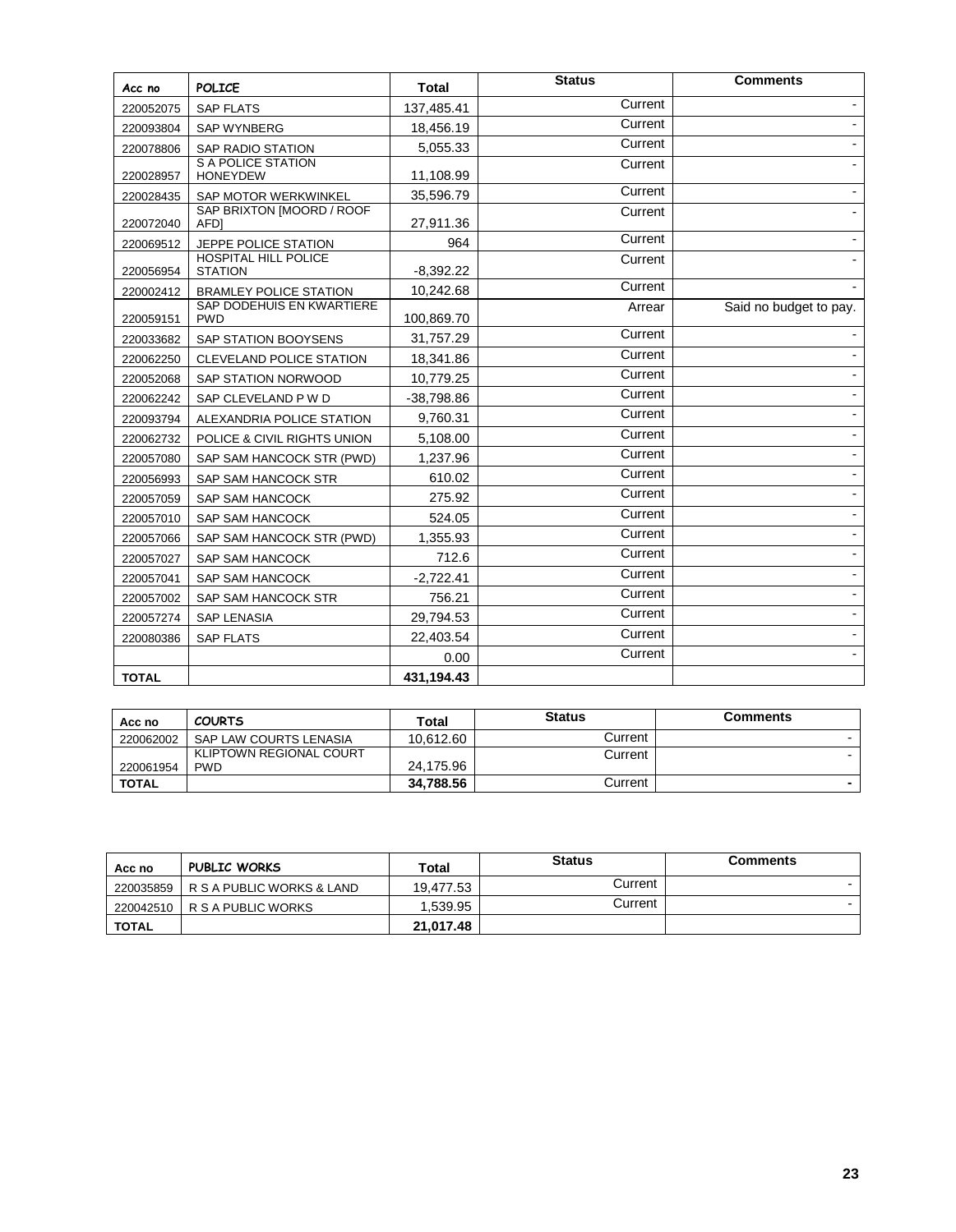| Acc no | POLICE | Total | Status | Comments |
|---|---|---|---|---|
| 220052075 | SAP FLATS | 137,485.41 | Current | - |
| 220093804 | SAP WYNBERG | 18,456.19 | Current | - |
| 220078806 | SAP RADIO STATION | 5,055.33 | Current | - |
| 220028957 | S A POLICE STATION HONEYDEW | 11,108.99 | Current | - |
| 220028435 | SAP MOTOR WERKWINKEL | 35,596.79 | Current | - |
| 220072040 | SAP BRIXTON [MOORD / ROOF AFD] | 27,911.36 | Current | - |
| 220069512 | JEPPE POLICE STATION | 964 | Current | - |
| 220056954 | HOSPITAL HILL POLICE STATION | -8,392.22 | Current | - |
| 220002412 | BRAMLEY POLICE STATION | 10,242.68 | Current | - |
| 220059151 | SAP DODEHUIS EN KWARTIERE PWD | 100,869.70 | Arrear | Said no budget to pay. |
| 220033682 | SAP STATION BOOYSENS | 31,757.29 | Current | - |
| 220062250 | CLEVELAND POLICE STATION | 18,341.86 | Current | - |
| 220052068 | SAP STATION NORWOOD | 10,779.25 | Current | - |
| 220062242 | SAP CLEVELAND P W D | -38,798.86 | Current | - |
| 220093794 | ALEXANDRIA POLICE STATION | 9,760.31 | Current | - |
| 220062732 | POLICE & CIVIL RIGHTS UNION | 5,108.00 | Current | - |
| 220057080 | SAP SAM HANCOCK STR (PWD) | 1,237.96 | Current | - |
| 220056993 | SAP SAM HANCOCK STR | 610.02 | Current | - |
| 220057059 | SAP SAM HANCOCK | 275.92 | Current | - |
| 220057010 | SAP SAM HANCOCK | 524.05 | Current | - |
| 220057066 | SAP SAM HANCOCK STR (PWD) | 1,355.93 | Current | - |
| 220057027 | SAP SAM HANCOCK | 712.6 | Current | - |
| 220057041 | SAP SAM HANCOCK | -2,722.41 | Current | - |
| 220057002 | SAP SAM HANCOCK STR | 756.21 | Current | - |
| 220057274 | SAP LENASIA | 29,794.53 | Current | - |
| 220080386 | SAP FLATS | 22,403.54 | Current | - |
| | | 0.00 | Current | - |
| **TOTAL** | | **431,194.43** | | |

| Acc no | COURTS | Total | Status | Comments |
|---|---|---|---|---|
| 220062002 | SAP LAW COURTS LENASIA | 10,612.60 | Current | - |
| 220061954 | KLIPTOWN REGIONAL COURT PWD | 24,175.96 | Current | - |
| **TOTAL** | | **34,788.56** | Current | **-** |

| Acc no | PUBLIC WORKS | Total | Status | Comments |
|---|---|---|---|---|
| 220035859 | R S A PUBLIC WORKS & LAND | 19,477.53 | Current | - |
| 220042510 | R S A PUBLIC WORKS | 1,539.95 | Current | - |
| **TOTAL** | | **21,017.48** | | |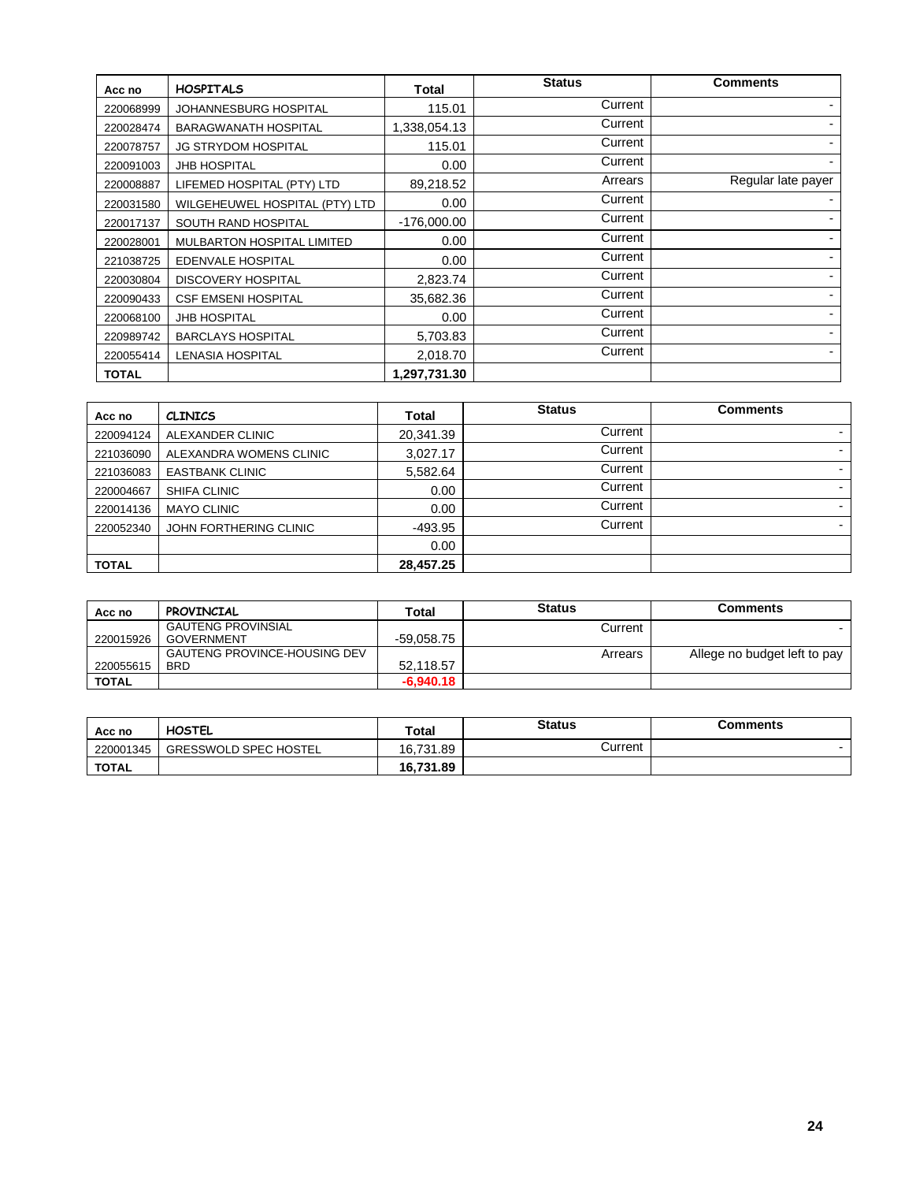| Acc no | HOSPITALS | Total | Status | Comments |
|---|---|---|---|---|
| 220068999 | JOHANNESBURG HOSPITAL | 115.01 | Current | - |
| 220028474 | BARAGWANATH HOSPITAL | 1,338,054.13 | Current | - |
| 220078757 | JG STRYDOM HOSPITAL | 115.01 | Current | - |
| 220091003 | JHB HOSPITAL | 0.00 | Current | - |
| 220008887 | LIFEMED HOSPITAL (PTY) LTD | 89,218.52 | Arrears | Regular late payer |
| 220031580 | WILGEHEUWEL HOSPITAL (PTY) LTD | 0.00 | Current | - |
| 220017137 | SOUTH RAND HOSPITAL | -176,000.00 | Current | - |
| 220028001 | MULBARTON HOSPITAL LIMITED | 0.00 | Current | - |
| 221038725 | EDENVALE HOSPITAL | 0.00 | Current | - |
| 220030804 | DISCOVERY HOSPITAL | 2,823.74 | Current | - |
| 220090433 | CSF EMSENI HOSPITAL | 35,682.36 | Current | - |
| 220068100 | JHB HOSPITAL | 0.00 | Current | - |
| 220989742 | BARCLAYS HOSPITAL | 5,703.83 | Current | - |
| 220055414 | LENASIA HOSPITAL | 2,018.70 | Current | - |
| **TOTAL** | | **1,297,731.30** | | |

| Acc no | CLINICS | Total | Status | Comments |
|---|---|---|---|---|
| 220094124 | ALEXANDER CLINIC | 20,341.39 | Current | - |
| 221036090 | ALEXANDRA WOMENS CLINIC | 3,027.17 | Current | - |
| 221036083 | EASTBANK CLINIC | 5,582.64 | Current | - |
| 220004667 | SHIFA CLINIC | 0.00 | Current | - |
| 220014136 | MAYO CLINIC | 0.00 | Current | - |
| 220052340 | JOHN FORTHERING CLINIC | -493.95 | Current | - |
| | | 0.00 | | |
| **TOTAL** | | **28,457.25** | | |

| Acc no | PROVINCIAL | Total | Status | Comments |
|---|---|---|---|---|
| 220015926 | GAUTENG PROVINSIAL GOVERNMENT | -59,058.75 | Current | - |
| 220055615 | GAUTENG PROVINCE-HOUSING DEV BRD | 52,118.57 | Arrears | Allege no budget left to pay |
| **TOTAL** | | **-6,940.18** | | |

| Acc no | HOSTEL | Total | Status | Comments |
|---|---|---|---|---|
| 220001345 | GRESSWOLD SPEC HOSTEL | 16,731.89 | Current | - |
| **TOTAL** | | **16,731.89** | | |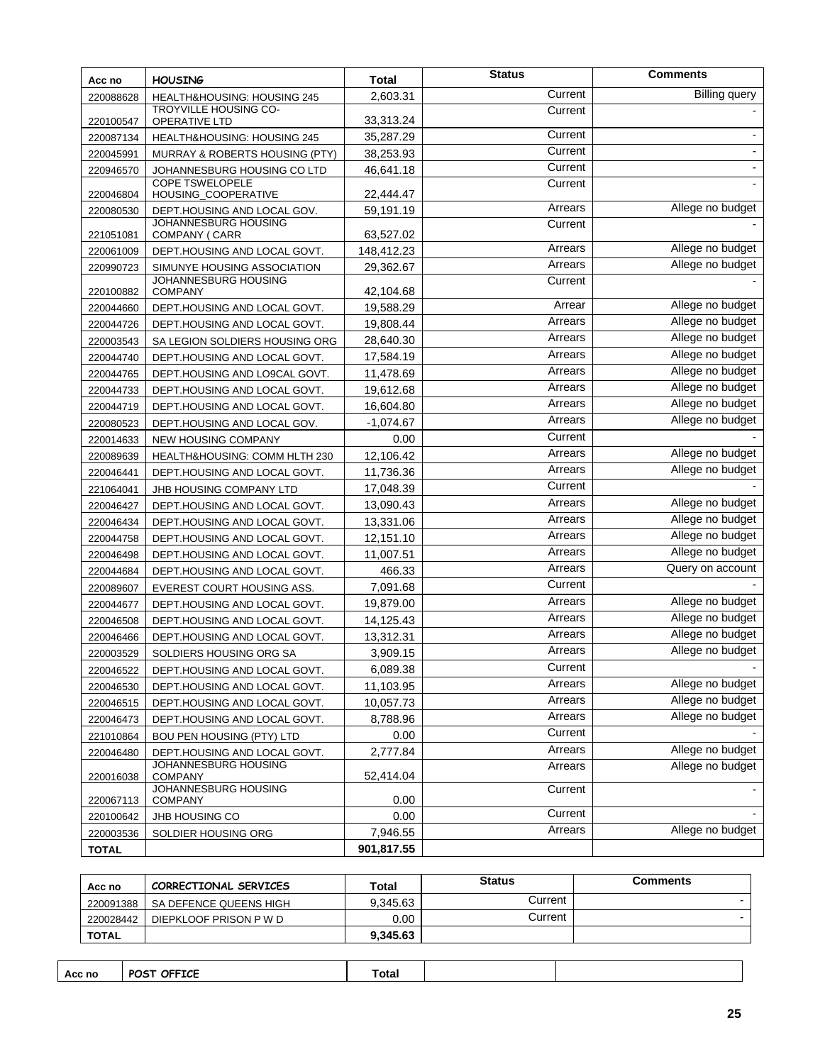| Acc no | HOUSING | Total | Status | Comments |
|---|---|---|---|---|
| 220088628 | HEALTH&HOUSING: HOUSING 245 | 2,603.31 | Current | Billing query |
| 220100547 | TROYVILLE HOUSING CO-OPERATIVE LTD | 33,313.24 | Current | - |
| 220087134 | HEALTH&HOUSING: HOUSING 245 | 35,287.29 | Current | - |
| 220045991 | MURRAY & ROBERTS HOUSING (PTY) | 38,253.93 | Current | - |
| 220946570 | JOHANNESBURG HOUSING CO LTD | 46,641.18 | Current | - |
| 220046804 | COPE TSWELOPELE HOUSING_COOPERATIVE | 22,444.47 | Current | - |
| 220080530 | DEPT.HOUSING AND LOCAL GOV. | 59,191.19 | Arrears | Allege no budget |
| 221051081 | JOHANNESBURG HOUSING COMPANY ( CARR | 63,527.02 | Current | - |
| 220061009 | DEPT.HOUSING AND LOCAL GOVT. | 148,412.23 | Arrears | Allege no budget |
| 220990723 | SIMUNYE HOUSING ASSOCIATION | 29,362.67 | Arrears | Allege no budget |
| 220100882 | JOHANNESBURG HOUSING COMPANY | 42,104.68 | Current | - |
| 220044660 | DEPT.HOUSING AND LOCAL GOVT. | 19,588.29 | Arrear | Allege no budget |
| 220044726 | DEPT.HOUSING AND LOCAL GOVT. | 19,808.44 | Arrears | Allege no budget |
| 220003543 | SA LEGION SOLDIERS HOUSING ORG | 28,640.30 | Arrears | Allege no budget |
| 220044740 | DEPT.HOUSING AND LOCAL GOVT. | 17,584.19 | Arrears | Allege no budget |
| 220044765 | DEPT.HOUSING AND LO9CAL GOVT. | 11,478.69 | Arrears | Allege no budget |
| 220044733 | DEPT.HOUSING AND LOCAL GOVT. | 19,612.68 | Arrears | Allege no budget |
| 220044719 | DEPT.HOUSING AND LOCAL GOVT. | 16,604.80 | Arrears | Allege no budget |
| 220080523 | DEPT.HOUSING AND LOCAL GOV. | -1,074.67 | Arrears | Allege no budget |
| 220014633 | NEW HOUSING COMPANY | 0.00 | Current | - |
| 220089639 | HEALTH&HOUSING: COMM HLTH 230 | 12,106.42 | Arrears | Allege no budget |
| 220046441 | DEPT.HOUSING AND LOCAL GOVT. | 11,736.36 | Arrears | Allege no budget |
| 221064041 | JHB HOUSING COMPANY LTD | 17,048.39 | Current | - |
| 220046427 | DEPT.HOUSING AND LOCAL GOVT. | 13,090.43 | Arrears | Allege no budget |
| 220046434 | DEPT.HOUSING AND LOCAL GOVT. | 13,331.06 | Arrears | Allege no budget |
| 220044758 | DEPT.HOUSING AND LOCAL GOVT. | 12,151.10 | Arrears | Allege no budget |
| 220046498 | DEPT.HOUSING AND LOCAL GOVT. | 11,007.51 | Arrears | Allege no budget |
| 220044684 | DEPT.HOUSING AND LOCAL GOVT. | 466.33 | Arrears | Query on account |
| 220089607 | EVEREST COURT HOUSING ASS. | 7,091.68 | Current | - |
| 220044677 | DEPT.HOUSING AND LOCAL GOVT. | 19,879.00 | Arrears | Allege no budget |
| 220046508 | DEPT.HOUSING AND LOCAL GOVT. | 14,125.43 | Arrears | Allege no budget |
| 220046466 | DEPT.HOUSING AND LOCAL GOVT. | 13,312.31 | Arrears | Allege no budget |
| 220003529 | SOLDIERS HOUSING ORG SA | 3,909.15 | Arrears | Allege no budget |
| 220046522 | DEPT.HOUSING AND LOCAL GOVT. | 6,089.38 | Current | - |
| 220046530 | DEPT.HOUSING AND LOCAL GOVT. | 11,103.95 | Arrears | Allege no budget |
| 220046515 | DEPT.HOUSING AND LOCAL GOVT. | 10,057.73 | Arrears | Allege no budget |
| 220046473 | DEPT.HOUSING AND LOCAL GOVT. | 8,788.96 | Arrears | Allege no budget |
| 221010864 | BOU PEN HOUSING (PTY) LTD | 0.00 | Current | - |
| 220046480 | DEPT.HOUSING AND LOCAL GOVT. | 2,777.84 | Arrears | Allege no budget |
| 220016038 | JOHANNESBURG HOUSING COMPANY | 52,414.04 | Arrears | Allege no budget |
| 220067113 | JOHANNESBURG HOUSING COMPANY | 0.00 | Current | - |
| 220100642 | JHB HOUSING CO | 0.00 | Current | - |
| 220003536 | SOLDIER HOUSING ORG | 7,946.55 | Arrears | Allege no budget |
| **TOTAL** | | **901,817.55** | | |

| Acc no | CORRECTIONAL SERVICES | Total | Status | Comments |
|---|---|---|---|---|
| 220091388 | SA DEFENCE QUEENS HIGH | 9,345.63 | Current | - |
| 220028442 | DIEPKLOOF PRISON P W D | 0.00 | Current | - |
| **TOTAL** | | **9,345.63** | | |

| Acc no | POST OFFICE | Total | | |
|---|---|---|---|---|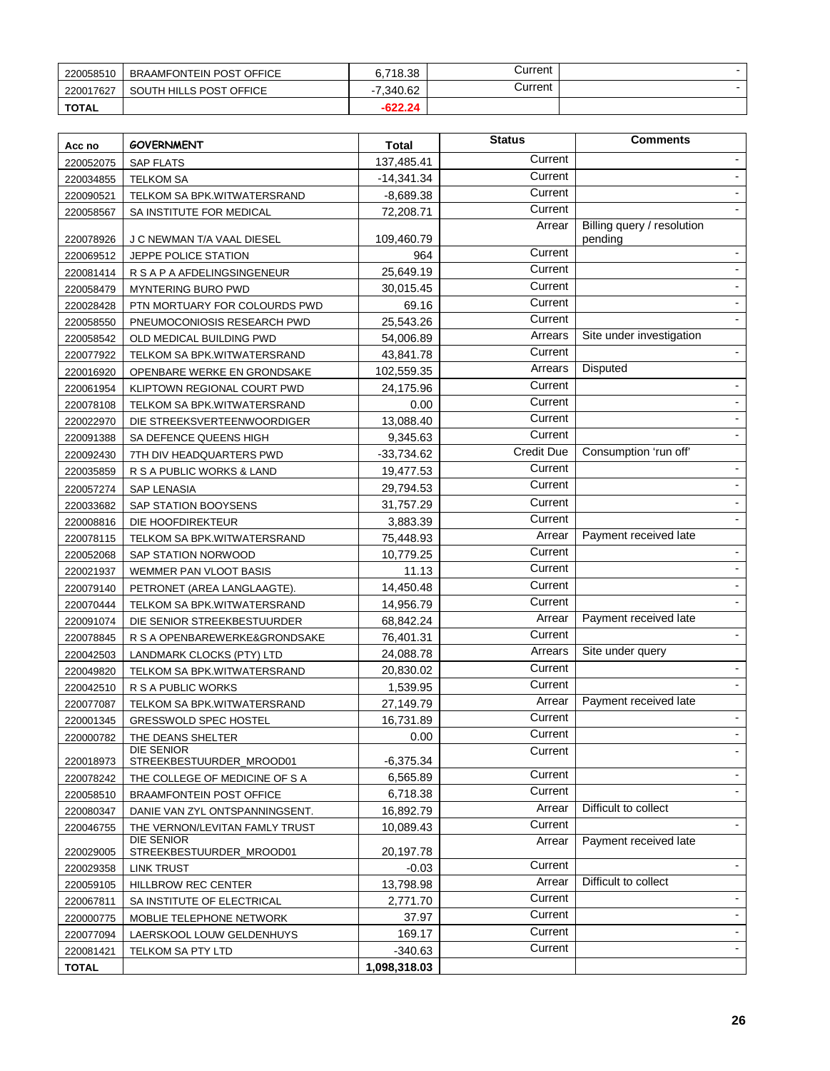| | | | | |
|---|---|---|---|---|
| 220058510 | BRAAMFONTEIN POST OFFICE | 6,718.38 | Current | - |
| 220017627 | SOUTH HILLS POST OFFICE | -7,340.62 | Current | - |
| **TOTAL** | | **-622.24** | | |

| Acc no | GOVERNMENT | Total | Status | Comments |
|---|---|---|---|---|
| 220052075 | SAP FLATS | 137,485.41 | Current | - |
| 220034855 | TELKOM SA | -14,341.34 | Current | - |
| 220090521 | TELKOM SA BPK.WITWATERSRAND | -8,689.38 | Current | - |
| 220058567 | SA INSTITUTE FOR MEDICAL | 72,208.71 | Current | - |
| 220078926 | J C NEWMAN T/A VAAL DIESEL | 109,460.79 | Arrear | Billing query / resolution pending |
| 220069512 | JEPPE POLICE STATION | 964 | Current | - |
| 220081414 | R S A P A AFDELINGSINGENEUR | 25,649.19 | Current | - |
| 220058479 | MYNTERING BURO PWD | 30,015.45 | Current | - |
| 220028428 | PTN MORTUARY FOR COLOURDS PWD | 69.16 | Current | - |
| 220058550 | PNEUMOCONIOSIS RESEARCH PWD | 25,543.26 | Current | - |
| 220058542 | OLD MEDICAL BUILDING PWD | 54,006.89 | Arrears | Site under investigation |
| 220077922 | TELKOM SA BPK.WITWATERSRAND | 43,841.78 | Current | - |
| 220016920 | OPENBARE WERKE EN GRONDSAKE | 102,559.35 | Arrears | Disputed |
| 220061954 | KLIPTOWN REGIONAL COURT PWD | 24,175.96 | Current | - |
| 220078108 | TELKOM SA BPK.WITWATERSRAND | 0.00 | Current | - |
| 220022970 | DIE STREEKSVERTEENWOORDIGER | 13,088.40 | Current | - |
| 220091388 | SA DEFENCE QUEENS HIGH | 9,345.63 | Current | - |
| 220092430 | 7TH DIV HEADQUARTERS PWD | -33,734.62 | Credit Due | Consumption 'run off' |
| 220035859 | R S A PUBLIC WORKS & LAND | 19,477.53 | Current | - |
| 220057274 | SAP LENASIA | 29,794.53 | Current | - |
| 220033682 | SAP STATION BOOYSENS | 31,757.29 | Current | - |
| 220008816 | DIE HOOFDIREKTEUR | 3,883.39 | Current | - |
| 220078115 | TELKOM SA BPK.WITWATERSRAND | 75,448.93 | Arrear | Payment received late |
| 220052068 | SAP STATION NORWOOD | 10,779.25 | Current | - |
| 220021937 | WEMMER PAN VLOOT BASIS | 11.13 | Current | - |
| 220079140 | PETRONET (AREA LANGLAAGTE). | 14,450.48 | Current | - |
| 220070444 | TELKOM SA BPK.WITWATERSRAND | 14,956.79 | Current | - |
| 220091074 | DIE SENIOR STREEKBESTUURDER | 68,842.24 | Arrear | Payment received late |
| 220078845 | R S A OPENBAREWERKE&GRONDSAKE | 76,401.31 | Current | - |
| 220042503 | LANDMARK CLOCKS (PTY) LTD | 24,088.78 | Arrears | Site under query |
| 220049820 | TELKOM SA BPK.WITWATERSRAND | 20,830.02 | Current | - |
| 220042510 | R S A PUBLIC WORKS | 1,539.95 | Current | - |
| 220077087 | TELKOM SA BPK.WITWATERSRAND | 27,149.79 | Arrear | Payment received late |
| 220001345 | GRESSWOLD SPEC HOSTEL | 16,731.89 | Current | - |
| 220000782 | THE DEANS SHELTER | 0.00 | Current | - |
| 220018973 | DIE SENIOR STREEKBESTUURDER_MROOD01 | -6,375.34 | Current | - |
| 220078242 | THE COLLEGE OF MEDICINE OF S A | 6,565.89 | Current | - |
| 220058510 | BRAAMFONTEIN POST OFFICE | 6,718.38 | Current | - |
| 220080347 | DANIE VAN ZYL ONTSPANNINGSENT. | 16,892.79 | Arrear | Difficult to collect |
| 220046755 | THE VERNON/LEVITAN FAMLY TRUST | 10,089.43 | Current | - |
| 220029005 | DIE SENIOR STREEKBESTUURDER_MROOD01 | 20,197.78 | Arrear | Payment received late |
| 220029358 | LINK TRUST | -0.03 | Current | - |
| 220059105 | HILLBROW REC CENTER | 13,798.98 | Arrear | Difficult to collect |
| 220067811 | SA INSTITUTE OF ELECTRICAL | 2,771.70 | Current | - |
| 220000775 | MOBLIE TELEPHONE NETWORK | 37.97 | Current | - |
| 220077094 | LAERSKOOL LOUW GELDENHUYS | 169.17 | Current | - |
| 220081421 | TELKOM SA PTY LTD | -340.63 | Current | - |
| **TOTAL** | | **1,098,318.03** | | |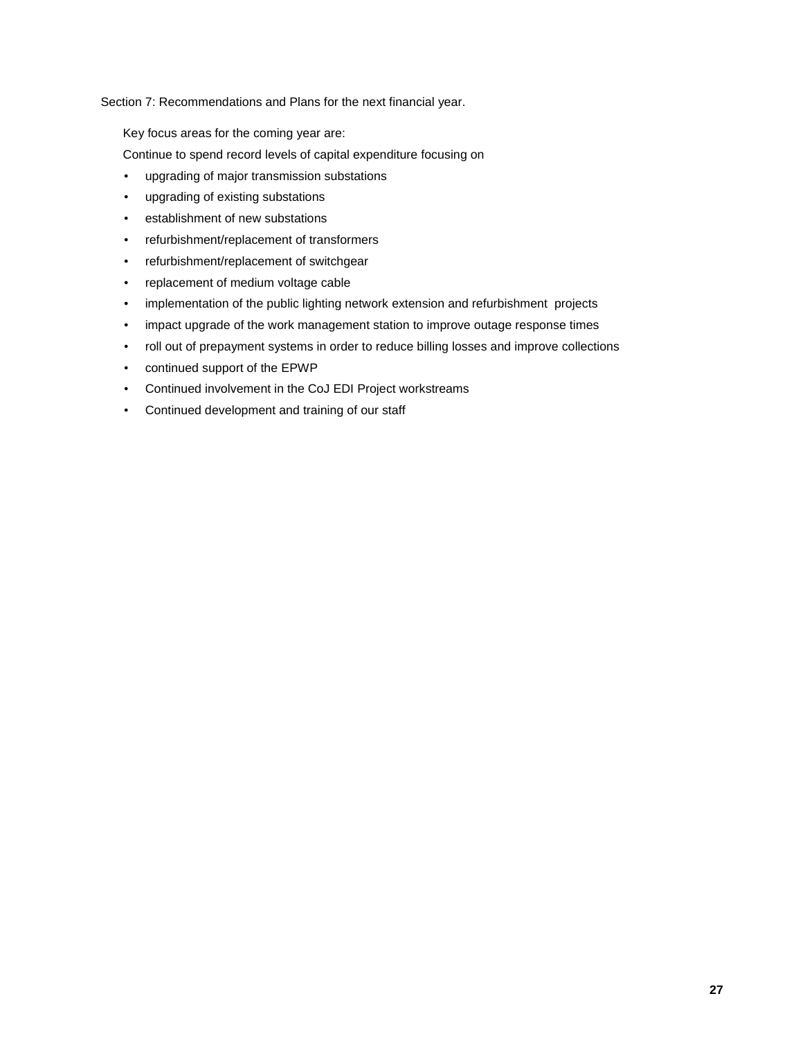## Section 7: Recommendations and Plans for the next financial year.

Key focus areas for the coming year are:

Continue to spend record levels of capital expenditure focusing on

- upgrading of major transmission substations
- upgrading of existing substations
- establishment of new substations
- refurbishment/replacement of transformers
- refurbishment/replacement of switchgear
- replacement of medium voltage cable
- implementation of the public lighting network extension and refurbishment projects
- impact upgrade of the work management station to improve outage response times
- roll out of prepayment systems in order to reduce billing losses and improve collections
- continued support of the EPWP
- Continued involvement in the CoJ EDI Project workstreams
- Continued development and training of our staff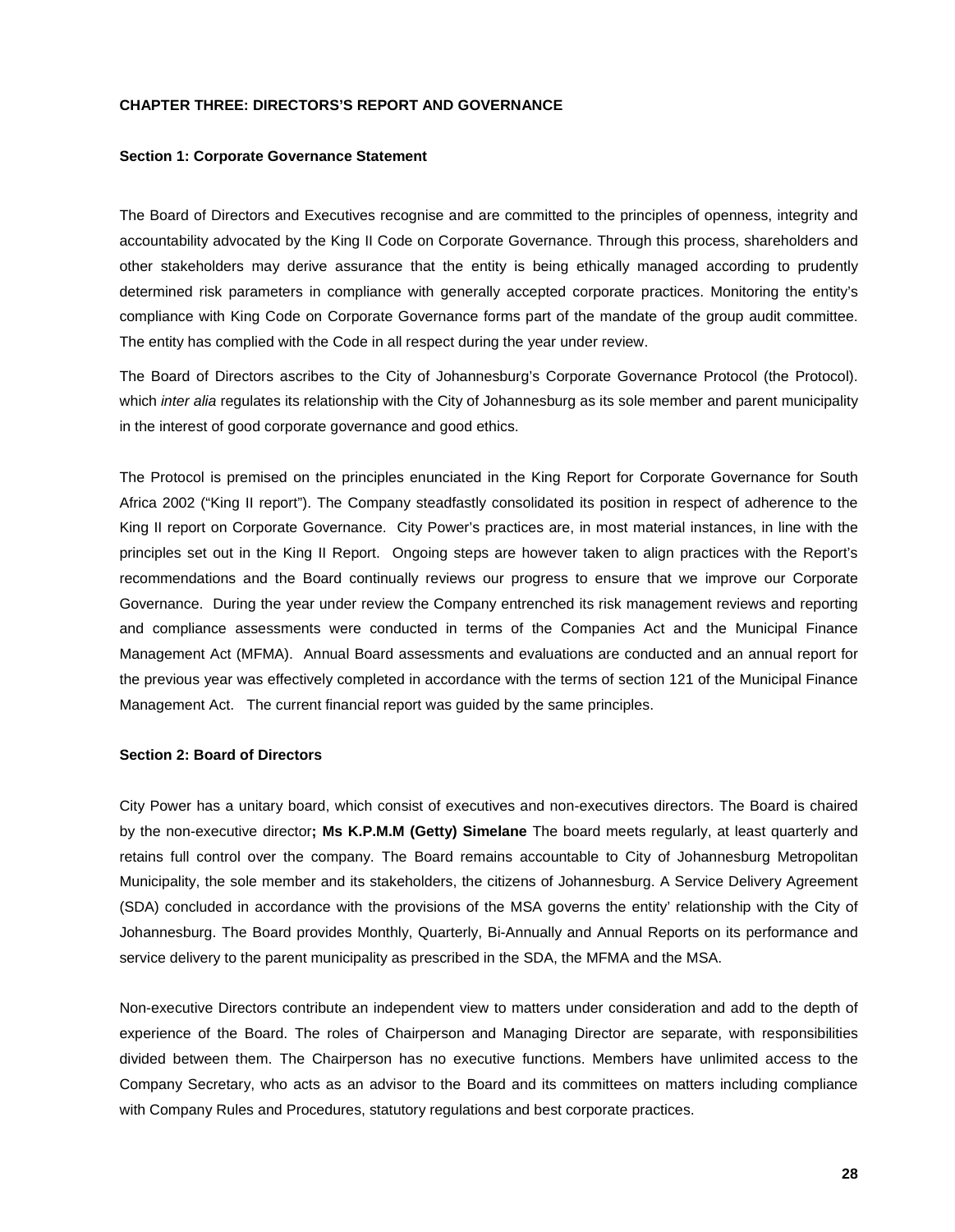## CHAPTER THREE: DIRECTORS'S REPORT AND GOVERNANCE

### Section 1: Corporate Governance Statement

The Board of Directors and Executives recognise and are committed to the principles of openness, integrity and accountability advocated by the King II Code on Corporate Governance. Through this process, shareholders and other stakeholders may derive assurance that the entity is being ethically managed according to prudently determined risk parameters in compliance with generally accepted corporate practices. Monitoring the entity's compliance with King Code on Corporate Governance forms part of the mandate of the group audit committee. The entity has complied with the Code in all respect during the year under review.

The Board of Directors ascribes to the City of Johannesburg's Corporate Governance Protocol (the Protocol). which *inter alia* regulates its relationship with the City of Johannesburg as its sole member and parent municipality in the interest of good corporate governance and good ethics.

The Protocol is premised on the principles enunciated in the King Report for Corporate Governance for South Africa 2002 ("King II report"). The Company steadfastly consolidated its position in respect of adherence to the King II report on Corporate Governance. City Power's practices are, in most material instances, in line with the principles set out in the King II Report. Ongoing steps are however taken to align practices with the Report's recommendations and the Board continually reviews our progress to ensure that we improve our Corporate Governance. During the year under review the Company entrenched its risk management reviews and reporting and compliance assessments were conducted in terms of the Companies Act and the Municipal Finance Management Act (MFMA). Annual Board assessments and evaluations are conducted and an annual report for the previous year was effectively completed in accordance with the terms of section 121 of the Municipal Finance Management Act. The current financial report was guided by the same principles.

### Section 2: Board of Directors

City Power has a unitary board, which consist of executives and non-executives directors. The Board is chaired by the non-executive director**; Ms K.P.M.M (Getty) Simelane** The board meets regularly, at least quarterly and retains full control over the company. The Board remains accountable to City of Johannesburg Metropolitan Municipality, the sole member and its stakeholders, the citizens of Johannesburg. A Service Delivery Agreement (SDA) concluded in accordance with the provisions of the MSA governs the entity' relationship with the City of Johannesburg. The Board provides Monthly, Quarterly, Bi-Annually and Annual Reports on its performance and service delivery to the parent municipality as prescribed in the SDA, the MFMA and the MSA.

Non-executive Directors contribute an independent view to matters under consideration and add to the depth of experience of the Board. The roles of Chairperson and Managing Director are separate, with responsibilities divided between them. The Chairperson has no executive functions. Members have unlimited access to the Company Secretary, who acts as an advisor to the Board and its committees on matters including compliance with Company Rules and Procedures, statutory regulations and best corporate practices.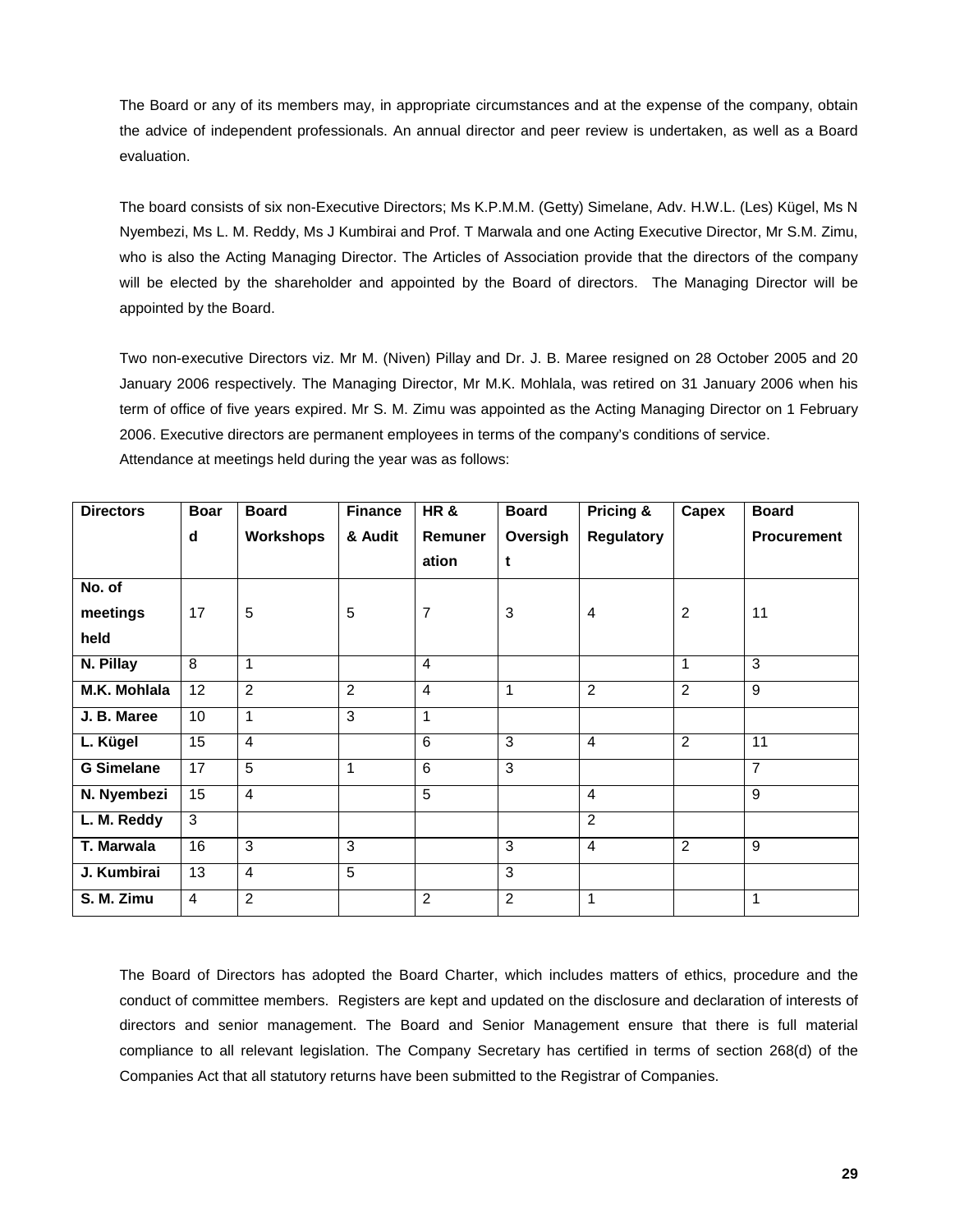The Board or any of its members may, in appropriate circumstances and at the expense of the company, obtain the advice of independent professionals. An annual director and peer review is undertaken, as well as a Board evaluation.

The board consists of six non-Executive Directors; Ms K.P.M.M. (Getty) Simelane, Adv. H.W.L. (Les) Kügel, Ms N Nyembezi, Ms L. M. Reddy, Ms J Kumbirai and Prof. T Marwala and one Acting Executive Director, Mr S.M. Zimu, who is also the Acting Managing Director. The Articles of Association provide that the directors of the company will be elected by the shareholder and appointed by the Board of directors. The Managing Director will be appointed by the Board.

Two non-executive Directors viz. Mr M. (Niven) Pillay and Dr. J. B. Maree resigned on 28 October 2005 and 20 January 2006 respectively. The Managing Director, Mr M.K. Mohlala, was retired on 31 January 2006 when his term of office of five years expired. Mr S. M. Zimu was appointed as the Acting Managing Director on 1 February 2006. Executive directors are permanent employees in terms of the company's conditions of service.
Attendance at meetings held during the year was as follows:

| Directors | Board | Board Workshops | Finance & Audit | HR & Remuneration | Board Oversight | Pricing & Regulatory | Capex | Board Procurement |
|---|---|---|---|---|---|---|---|---|
| No. of meetings held | 17 | 5 | 5 | 7 | 3 | 4 | 2 | 11 |
| N. Pillay | 8 | 1 | | 4 | | | 1 | 3 |
| M.K. Mohlala | 12 | 2 | 2 | 4 | 1 | 2 | 2 | 9 |
| J. B. Maree | 10 | 1 | 3 | 1 | | | | |
| L. Kügel | 15 | 4 | | 6 | 3 | 4 | 2 | 11 |
| G Simelane | 17 | 5 | 1 | 6 | 3 | | | 7 |
| N. Nyembezi | 15 | 4 | | 5 | | 4 | | 9 |
| L. M. Reddy | 3 | | | | | 2 | | |
| T. Marwala | 16 | 3 | 3 | | 3 | 4 | 2 | 9 |
| J. Kumbirai | 13 | 4 | 5 | | 3 | | | |
| S. M. Zimu | 4 | 2 | | 2 | 2 | 1 | | 1 |

The Board of Directors has adopted the Board Charter, which includes matters of ethics, procedure and the conduct of committee members. Registers are kept and updated on the disclosure and declaration of interests of directors and senior management. The Board and Senior Management ensure that there is full material compliance to all relevant legislation. The Company Secretary has certified in terms of section 268(d) of the Companies Act that all statutory returns have been submitted to the Registrar of Companies.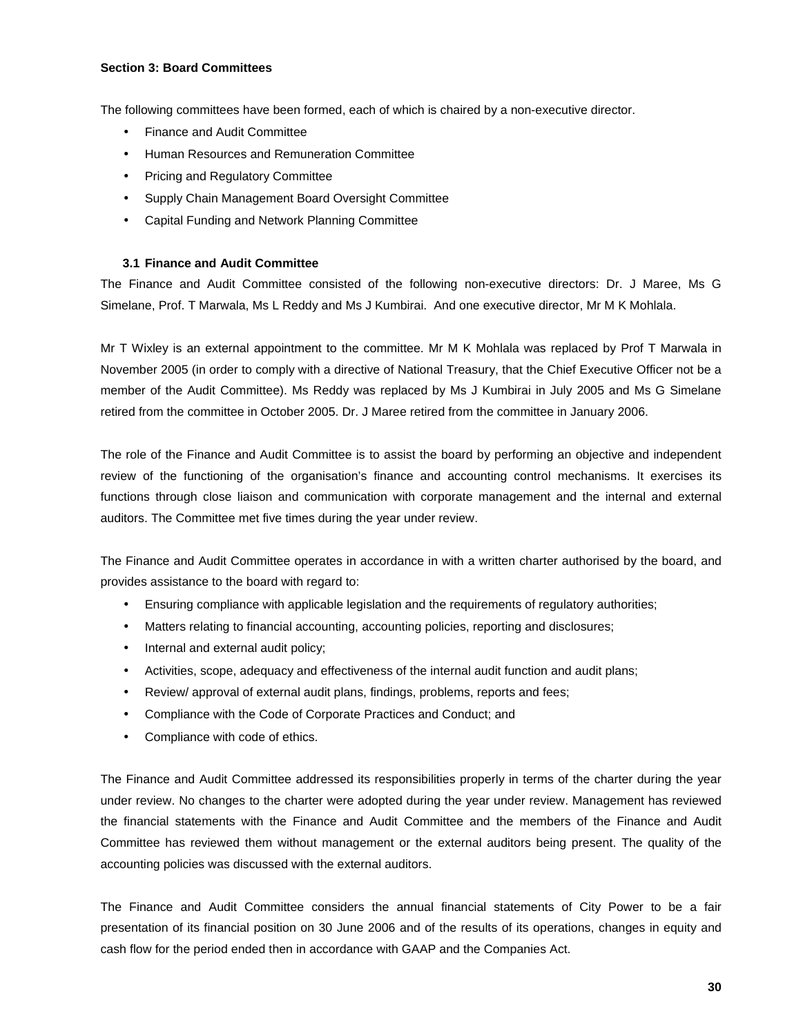**Section 3: Board Committees**

The following committees have been formed, each of which is chaired by a non-executive director.

- Finance and Audit Committee
- Human Resources and Remuneration Committee
- Pricing and Regulatory Committee
- Supply Chain Management Board Oversight Committee
- Capital Funding and Network Planning Committee

**3.1 Finance and Audit Committee**

The Finance and Audit Committee consisted of the following non-executive directors: Dr. J Maree, Ms G Simelane, Prof. T Marwala, Ms L Reddy and Ms J Kumbirai. And one executive director, Mr M K Mohlala.

Mr T Wixley is an external appointment to the committee. Mr M K Mohlala was replaced by Prof T Marwala in November 2005 (in order to comply with a directive of National Treasury, that the Chief Executive Officer not be a member of the Audit Committee). Ms Reddy was replaced by Ms J Kumbirai in July 2005 and Ms G Simelane retired from the committee in October 2005. Dr. J Maree retired from the committee in January 2006.

The role of the Finance and Audit Committee is to assist the board by performing an objective and independent review of the functioning of the organisation's finance and accounting control mechanisms. It exercises its functions through close liaison and communication with corporate management and the internal and external auditors. The Committee met five times during the year under review.

The Finance and Audit Committee operates in accordance in with a written charter authorised by the board, and provides assistance to the board with regard to:

- Ensuring compliance with applicable legislation and the requirements of regulatory authorities;
- Matters relating to financial accounting, accounting policies, reporting and disclosures;
- Internal and external audit policy;
- Activities, scope, adequacy and effectiveness of the internal audit function and audit plans;
- Review/ approval of external audit plans, findings, problems, reports and fees;
- Compliance with the Code of Corporate Practices and Conduct; and
- Compliance with code of ethics.

The Finance and Audit Committee addressed its responsibilities properly in terms of the charter during the year under review. No changes to the charter were adopted during the year under review. Management has reviewed the financial statements with the Finance and Audit Committee and the members of the Finance and Audit Committee has reviewed them without management or the external auditors being present. The quality of the accounting policies was discussed with the external auditors.

The Finance and Audit Committee considers the annual financial statements of City Power to be a fair presentation of its financial position on 30 June 2006 and of the results of its operations, changes in equity and cash flow for the period ended then in accordance with GAAP and the Companies Act.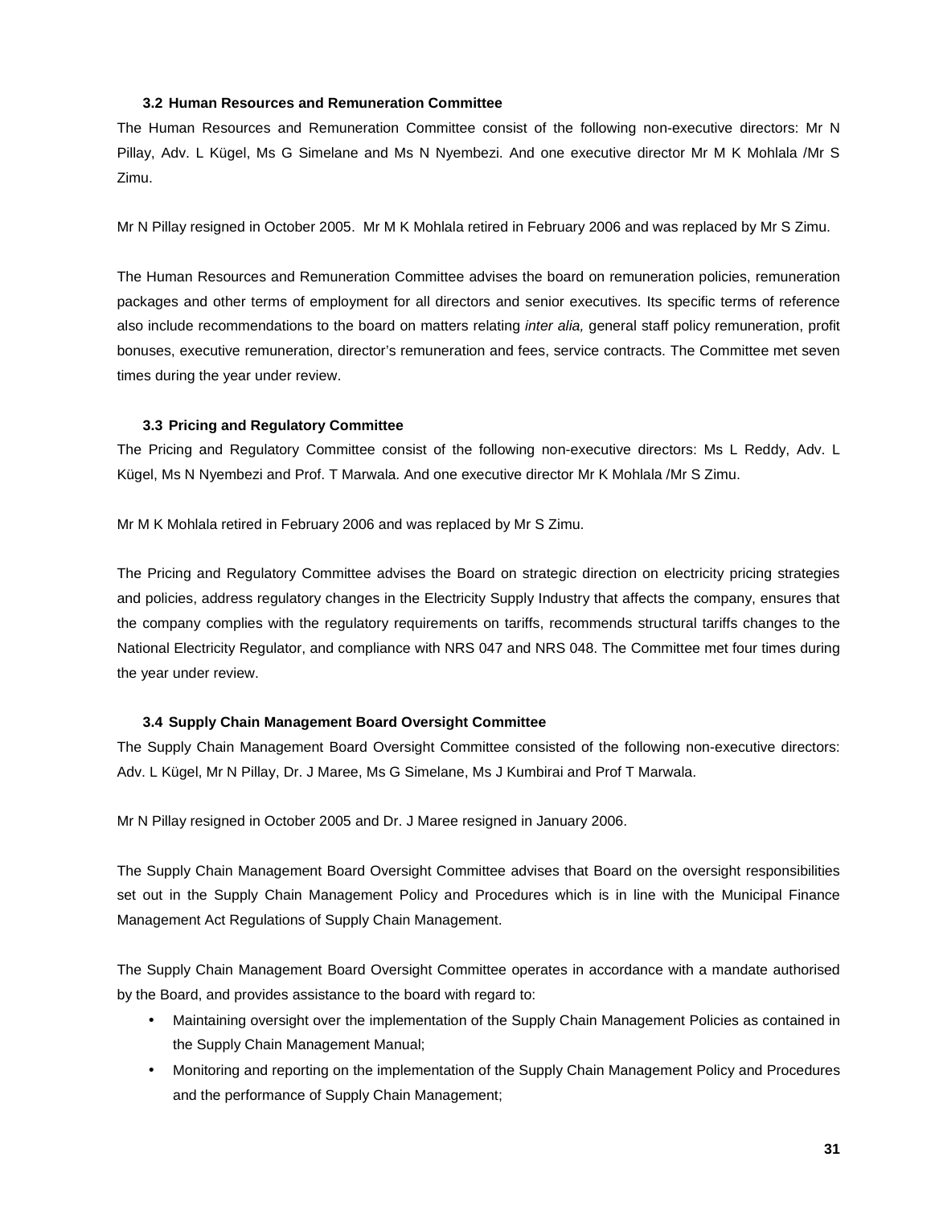### 3.2 Human Resources and Remuneration Committee

The Human Resources and Remuneration Committee consist of the following non-executive directors: Mr N Pillay, Adv. L Kügel, Ms G Simelane and Ms N Nyembezi. And one executive director Mr M K Mohlala /Mr S Zimu.

Mr N Pillay resigned in October 2005. Mr M K Mohlala retired in February 2006 and was replaced by Mr S Zimu.

The Human Resources and Remuneration Committee advises the board on remuneration policies, remuneration packages and other terms of employment for all directors and senior executives. Its specific terms of reference also include recommendations to the board on matters relating *inter alia,* general staff policy remuneration, profit bonuses, executive remuneration, director's remuneration and fees, service contracts. The Committee met seven times during the year under review.

### 3.3 Pricing and Regulatory Committee

The Pricing and Regulatory Committee consist of the following non-executive directors: Ms L Reddy, Adv. L Kügel, Ms N Nyembezi and Prof. T Marwala. And one executive director Mr K Mohlala /Mr S Zimu.

Mr M K Mohlala retired in February 2006 and was replaced by Mr S Zimu.

The Pricing and Regulatory Committee advises the Board on strategic direction on electricity pricing strategies and policies, address regulatory changes in the Electricity Supply Industry that affects the company, ensures that the company complies with the regulatory requirements on tariffs, recommends structural tariffs changes to the National Electricity Regulator, and compliance with NRS 047 and NRS 048. The Committee met four times during the year under review.

### 3.4 Supply Chain Management Board Oversight Committee

The Supply Chain Management Board Oversight Committee consisted of the following non-executive directors: Adv. L Kügel, Mr N Pillay, Dr. J Maree, Ms G Simelane, Ms J Kumbirai and Prof T Marwala.

Mr N Pillay resigned in October 2005 and Dr. J Maree resigned in January 2006.

The Supply Chain Management Board Oversight Committee advises that Board on the oversight responsibilities set out in the Supply Chain Management Policy and Procedures which is in line with the Municipal Finance Management Act Regulations of Supply Chain Management.

The Supply Chain Management Board Oversight Committee operates in accordance with a mandate authorised by the Board, and provides assistance to the board with regard to:

- Maintaining oversight over the implementation of the Supply Chain Management Policies as contained in the Supply Chain Management Manual;
- Monitoring and reporting on the implementation of the Supply Chain Management Policy and Procedures and the performance of Supply Chain Management;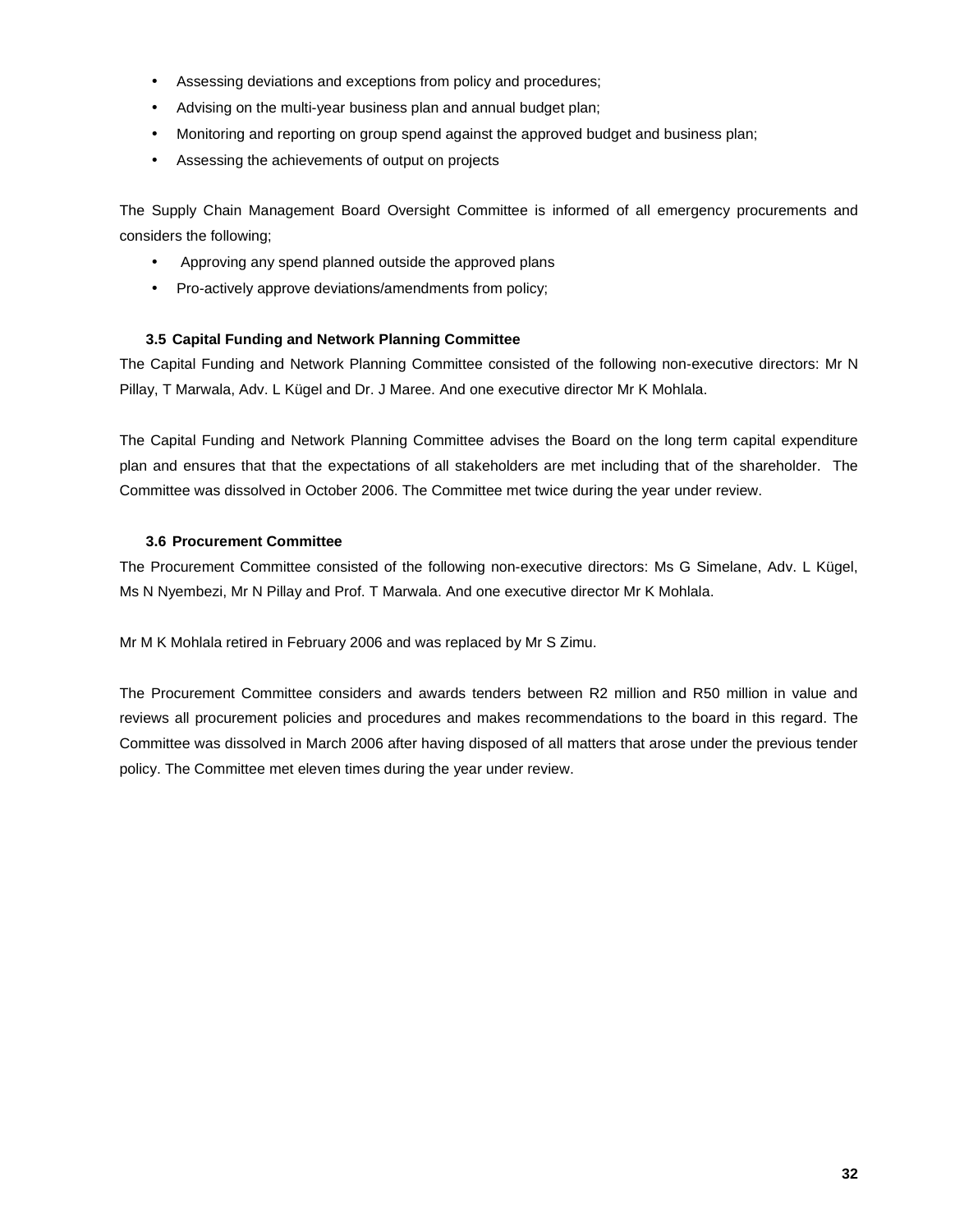- Assessing deviations and exceptions from policy and procedures;
- Advising on the multi-year business plan and annual budget plan;
- Monitoring and reporting on group spend against the approved budget and business plan;
- Assessing the achievements of output on projects

The Supply Chain Management Board Oversight Committee is informed of all emergency procurements and considers the following;

- Approving any spend planned outside the approved plans
- Pro-actively approve deviations/amendments from policy;

### 3.5 Capital Funding and Network Planning Committee

The Capital Funding and Network Planning Committee consisted of the following non-executive directors: Mr N Pillay, T Marwala, Adv. L Kügel and Dr. J Maree. And one executive director Mr K Mohlala.

The Capital Funding and Network Planning Committee advises the Board on the long term capital expenditure plan and ensures that that the expectations of all stakeholders are met including that of the shareholder. The Committee was dissolved in October 2006. The Committee met twice during the year under review.

### 3.6 Procurement Committee

The Procurement Committee consisted of the following non-executive directors: Ms G Simelane, Adv. L Kügel, Ms N Nyembezi, Mr N Pillay and Prof. T Marwala. And one executive director Mr K Mohlala.

Mr M K Mohlala retired in February 2006 and was replaced by Mr S Zimu.

The Procurement Committee considers and awards tenders between R2 million and R50 million in value and reviews all procurement policies and procedures and makes recommendations to the board in this regard. The Committee was dissolved in March 2006 after having disposed of all matters that arose under the previous tender policy. The Committee met eleven times during the year under review.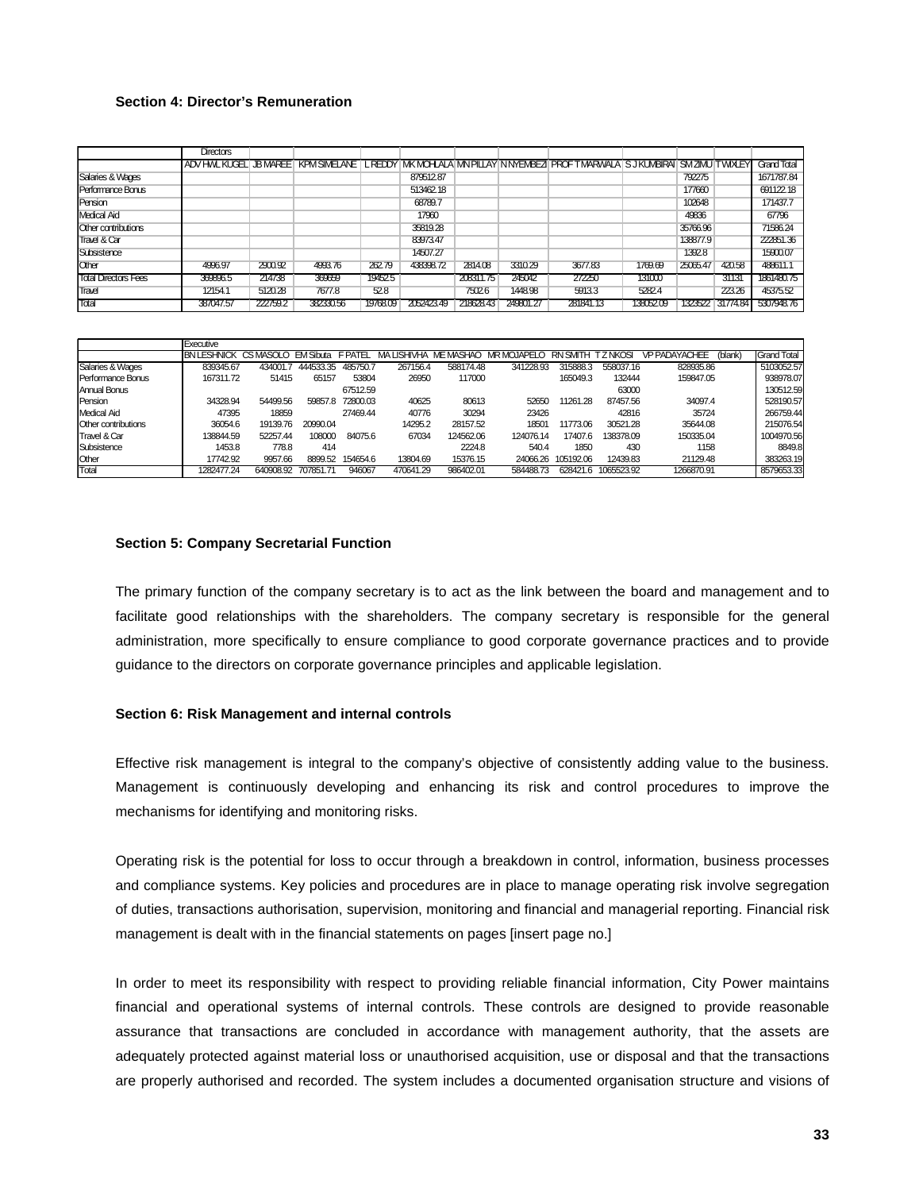**Section 4: Director's Remuneration**

| | Directors | | | | | | | | | | | | |
|---|---|---|---|---|---|---|---|---|---|---|---|---|---|
| | ADV HWL KUGEL | JB MAREE | KPM SIMELANE | L REDDY | MK MOHLALA | MN PILLAY | N NYEMBEZI | PROF T MARWALA | S J KUMBIRAI | SM ZIMU | T WIXLEY | Grand Total |
| Salaries & Wages | | | | | 879512.87 | | | | | 792275 | | 1671787.84 |
| Performance Bonus | | | | | 513462.18 | | | | | 177660 | | 691122.18 |
| Pension | | | | | 68789.7 | | | | | 102648 | | 171437.7 |
| Medical Aid | | | | | 17960 | | | | | 49836 | | 67796 |
| Other contributions | | | | | 35819.28 | | | | | 35766.96 | | 71586.24 |
| Travel & Car | | | | | 83973.47 | | | | | 138877.9 | | 222851.36 |
| Subsistence | | | | | 14507.27 | | | | | 1392.8 | | 15900.07 |
| Other | 4996.97 | 2900.92 | 4993.76 | 262.79 | 438398.72 | 2814.08 | 3310.29 | 3677.83 | 1769.69 | 25065.47 | 420.58 | 488611.1 |
| Total Directors Fees | 369896.5 | 214738 | 369659 | 19452.5 | | 208311.75 | 245042 | 272250 | 131000 | | 31131 | 1861480.75 |
| Travel | 12154.1 | 5120.28 | 7677.8 | 52.8 | | 7502.6 | 1448.98 | 5913.3 | 5282.4 | | 223.26 | 45375.52 |
| Total | 387047.57 | 222759.2 | 382330.56 | 19768.09 | 2052423.49 | 218628.43 | 249801.27 | 281841.13 | 138052.09 | 1323522 | 31774.84 | 5307948.76 |

| | Executive | | | | | | | | | | | |
|---|---|---|---|---|---|---|---|---|---|---|---|---|
| | BN LESHNICK | CS MASOLO | EM Sibuta | F PATEL | MA LISHIVHA | ME MASHAO | MR MOJAPELO | RN SMITH | T Z NKOSI | VP PADAYACHEE | (blank) | Grand Total |
| Salaries & Wages | 839345.67 | 434001.7 | 444533.35 | 485750.7 | 267156.4 | 588174.48 | 341228.93 | 315888.3 | 558037.16 | 828935.86 | | 5103052.57 |
| Performance Bonus | 167311.72 | 51415 | 65157 | 53804 | 26950 | 117000 | | 165049.3 | 132444 | 159847.05 | | 938978.07 |
| Annual Bonus | | | | 67512.59 | | | | | 63000 | | | 130512.59 |
| Pension | 34328.94 | 54499.56 | 59857.8 | 72800.03 | 40625 | 80613 | 52650 | 11261.28 | 87457.56 | 34097.4 | | 528190.57 |
| Medical Aid | 47395 | 18859 | | 27469.44 | 40776 | 30294 | 23426 | | 42816 | 35724 | | 266759.44 |
| Other contributions | 36054.6 | 19139.76 | 20990.04 | | 14295.2 | 28157.52 | 18501 | 11773.06 | 30521.28 | 35644.08 | | 215076.54 |
| Travel & Car | 138844.59 | 52257.44 | 108000 | 84075.6 | 67034 | 124562.06 | 124076.14 | 17407.6 | 138378.09 | 150335.04 | | 1004970.56 |
| Subsistence | 1453.8 | 778.8 | 414 | | | 2224.8 | 540.4 | 1850 | 430 | 1158 | | 8849.8 |
| Other | 17742.92 | 9957.66 | 8899.52 | 154654.6 | 13804.69 | 15376.15 | 24066.26 | 105192.06 | 12439.83 | 21129.48 | | 383263.19 |
| Total | 1282477.24 | 640908.92 | 707851.71 | 946067 | 470641.29 | 986402.01 | 584488.73 | 628421.6 | 1065523.92 | 1266870.91 | | 8579653.33 |

**Section 5: Company Secretarial Function**

The primary function of the company secretary is to act as the link between the board and management and to facilitate good relationships with the shareholders. The company secretary is responsible for the general administration, more specifically to ensure compliance to good corporate governance practices and to provide guidance to the directors on corporate governance principles and applicable legislation.

**Section 6: Risk Management and internal controls**

Effective risk management is integral to the company's objective of consistently adding value to the business. Management is continuously developing and enhancing its risk and control procedures to improve the mechanisms for identifying and monitoring risks.

Operating risk is the potential for loss to occur through a breakdown in control, information, business processes and compliance systems. Key policies and procedures are in place to manage operating risk involve segregation of duties, transactions authorisation, supervision, monitoring and financial and managerial reporting. Financial risk management is dealt with in the financial statements on pages [insert page no.]

In order to meet its responsibility with respect to providing reliable financial information, City Power maintains financial and operational systems of internal controls. These controls are designed to provide reasonable assurance that transactions are concluded in accordance with management authority, that the assets are adequately protected against material loss or unauthorised acquisition, use or disposal and that the transactions are properly authorised and recorded. The system includes a documented organisation structure and visions of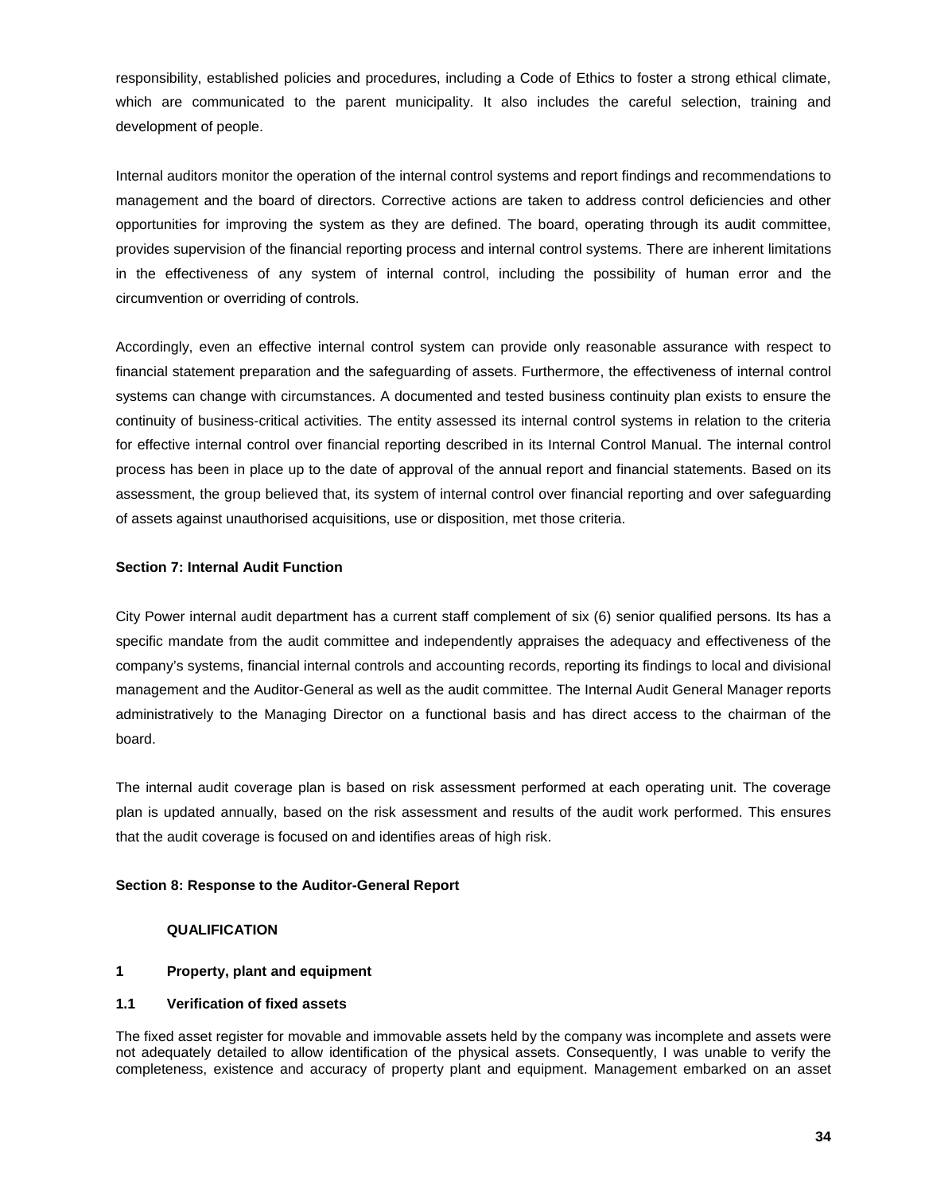responsibility, established policies and procedures, including a Code of Ethics to foster a strong ethical climate, which are communicated to the parent municipality. It also includes the careful selection, training and development of people.

Internal auditors monitor the operation of the internal control systems and report findings and recommendations to management and the board of directors. Corrective actions are taken to address control deficiencies and other opportunities for improving the system as they are defined. The board, operating through its audit committee, provides supervision of the financial reporting process and internal control systems. There are inherent limitations in the effectiveness of any system of internal control, including the possibility of human error and the circumvention or overriding of controls.

Accordingly, even an effective internal control system can provide only reasonable assurance with respect to financial statement preparation and the safeguarding of assets. Furthermore, the effectiveness of internal control systems can change with circumstances. A documented and tested business continuity plan exists to ensure the continuity of business-critical activities. The entity assessed its internal control systems in relation to the criteria for effective internal control over financial reporting described in its Internal Control Manual. The internal control process has been in place up to the date of approval of the annual report and financial statements. Based on its assessment, the group believed that, its system of internal control over financial reporting and over safeguarding of assets against unauthorised acquisitions, use or disposition, met those criteria.

**Section 7: Internal Audit Function**

City Power internal audit department has a current staff complement of six (6) senior qualified persons. Its has a specific mandate from the audit committee and independently appraises the adequacy and effectiveness of the company's systems, financial internal controls and accounting records, reporting its findings to local and divisional management and the Auditor-General as well as the audit committee. The Internal Audit General Manager reports administratively to the Managing Director on a functional basis and has direct access to the chairman of the board.

The internal audit coverage plan is based on risk assessment performed at each operating unit. The coverage plan is updated annually, based on the risk assessment and results of the audit work performed. This ensures that the audit coverage is focused on and identifies areas of high risk.

**Section 8: Response to the Auditor-General Report**

**QUALIFICATION**

**1 Property, plant and equipment**

**1.1 Verification of fixed assets**

The fixed asset register for movable and immovable assets held by the company was incomplete and assets were not adequately detailed to allow identification of the physical assets. Consequently, I was unable to verify the completeness, existence and accuracy of property plant and equipment. Management embarked on an asset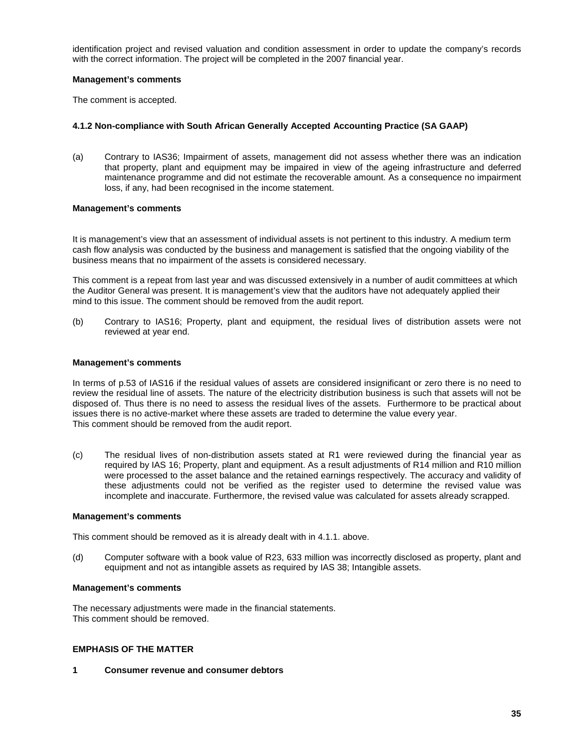identification project and revised valuation and condition assessment in order to update the company's records with the correct information. The project will be completed in the 2007 financial year.

**Management's comments**

The comment is accepted.

#### 4.1.2 Non-compliance with South African Generally Accepted Accounting Practice (SA GAAP)

(a) Contrary to IAS36; Impairment of assets, management did not assess whether there was an indication that property, plant and equipment may be impaired in view of the ageing infrastructure and deferred maintenance programme and did not estimate the recoverable amount. As a consequence no impairment loss, if any, had been recognised in the income statement.

**Management's comments**

It is management's view that an assessment of individual assets is not pertinent to this industry. A medium term cash flow analysis was conducted by the business and management is satisfied that the ongoing viability of the business means that no impairment of the assets is considered necessary.

This comment is a repeat from last year and was discussed extensively in a number of audit committees at which the Auditor General was present. It is management's view that the auditors have not adequately applied their mind to this issue. The comment should be removed from the audit report.

(b) Contrary to IAS16; Property, plant and equipment, the residual lives of distribution assets were not reviewed at year end.

**Management's comments**

In terms of p.53 of IAS16 if the residual values of assets are considered insignificant or zero there is no need to review the residual line of assets. The nature of the electricity distribution business is such that assets will not be disposed of. Thus there is no need to assess the residual lives of the assets. Furthermore to be practical about issues there is no active-market where these assets are traded to determine the value every year.
This comment should be removed from the audit report.

(c) The residual lives of non-distribution assets stated at R1 were reviewed during the financial year as required by IAS 16; Property, plant and equipment. As a result adjustments of R14 million and R10 million were processed to the asset balance and the retained earnings respectively. The accuracy and validity of these adjustments could not be verified as the register used to determine the revised value was incomplete and inaccurate. Furthermore, the revised value was calculated for assets already scrapped.

**Management's comments**

This comment should be removed as it is already dealt with in 4.1.1. above.

(d) Computer software with a book value of R23, 633 million was incorrectly disclosed as property, plant and equipment and not as intangible assets as required by IAS 38; Intangible assets.

**Management's comments**

The necessary adjustments were made in the financial statements.
This comment should be removed.

### EMPHASIS OF THE MATTER

#### 1 Consumer revenue and consumer debtors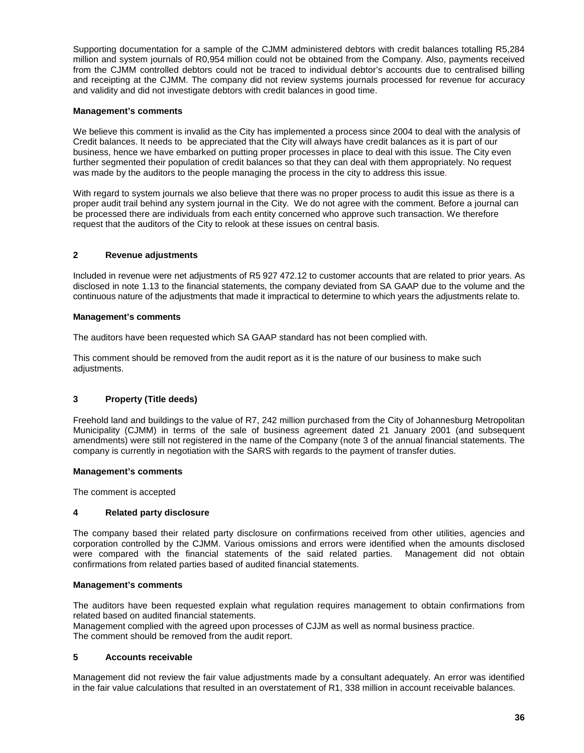Supporting documentation for a sample of the CJMM administered debtors with credit balances totalling R5,284 million and system journals of R0,954 million could not be obtained from the Company. Also, payments received from the CJMM controlled debtors could not be traced to individual debtor's accounts due to centralised billing and receipting at the CJMM. The company did not review systems journals processed for revenue for accuracy and validity and did not investigate debtors with credit balances in good time.

**Management's comments**

We believe this comment is invalid as the City has implemented a process since 2004 to deal with the analysis of Credit balances. It needs to be appreciated that the City will always have credit balances as it is part of our business, hence we have embarked on putting proper processes in place to deal with this issue. The City even further segmented their population of credit balances so that they can deal with them appropriately. No request was made by the auditors to the people managing the process in the city to address this issue.

With regard to system journals we also believe that there was no proper process to audit this issue as there is a proper audit trail behind any system journal in the City. We do not agree with the comment. Before a journal can be processed there are individuals from each entity concerned who approve such transaction. We therefore request that the auditors of the City to relook at these issues on central basis.

## 2 Revenue adjustments

Included in revenue were net adjustments of R5 927 472.12 to customer accounts that are related to prior years. As disclosed in note 1.13 to the financial statements, the company deviated from SA GAAP due to the volume and the continuous nature of the adjustments that made it impractical to determine to which years the adjustments relate to.

**Management's comments**

The auditors have been requested which SA GAAP standard has not been complied with.

This comment should be removed from the audit report as it is the nature of our business to make such adjustments.

## 3 Property (Title deeds)

Freehold land and buildings to the value of R7, 242 million purchased from the City of Johannesburg Metropolitan Municipality (CJMM) in terms of the sale of business agreement dated 21 January 2001 (and subsequent amendments) were still not registered in the name of the Company (note 3 of the annual financial statements. The company is currently in negotiation with the SARS with regards to the payment of transfer duties.

**Management's comments**

The comment is accepted

## 4 Related party disclosure

The company based their related party disclosure on confirmations received from other utilities, agencies and corporation controlled by the CJMM. Various omissions and errors were identified when the amounts disclosed were compared with the financial statements of the said related parties. Management did not obtain confirmations from related parties based of audited financial statements.

**Management's comments**

The auditors have been requested explain what regulation requires management to obtain confirmations from related based on audited financial statements.
Management complied with the agreed upon processes of CJJM as well as normal business practice.
The comment should be removed from the audit report.

## 5 Accounts receivable

Management did not review the fair value adjustments made by a consultant adequately. An error was identified in the fair value calculations that resulted in an overstatement of R1, 338 million in account receivable balances.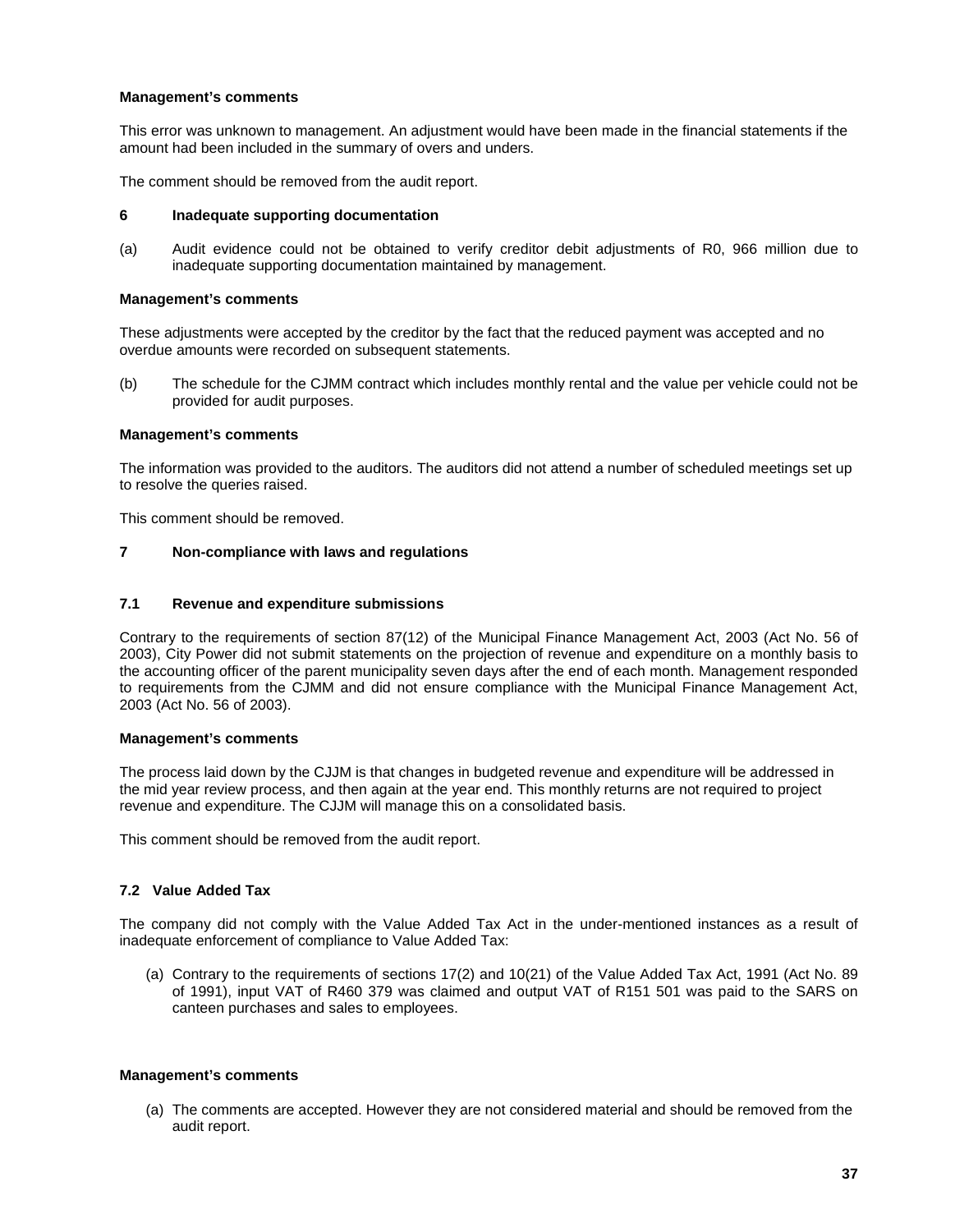**Management's comments**

This error was unknown to management. An adjustment would have been made in the financial statements if the amount had been included in the summary of overs and unders.

The comment should be removed from the audit report.

**6 Inadequate supporting documentation**

(a) Audit evidence could not be obtained to verify creditor debit adjustments of R0, 966 million due to inadequate supporting documentation maintained by management.

**Management's comments**

These adjustments were accepted by the creditor by the fact that the reduced payment was accepted and no overdue amounts were recorded on subsequent statements.

(b) The schedule for the CJMM contract which includes monthly rental and the value per vehicle could not be provided for audit purposes.

**Management's comments**

The information was provided to the auditors. The auditors did not attend a number of scheduled meetings set up to resolve the queries raised.

This comment should be removed.

**7 Non-compliance with laws and regulations**

**7.1 Revenue and expenditure submissions**

Contrary to the requirements of section 87(12) of the Municipal Finance Management Act, 2003 (Act No. 56 of 2003), City Power did not submit statements on the projection of revenue and expenditure on a monthly basis to the accounting officer of the parent municipality seven days after the end of each month. Management responded to requirements from the CJMM and did not ensure compliance with the Municipal Finance Management Act, 2003 (Act No. 56 of 2003).

**Management's comments**

The process laid down by the CJJM is that changes in budgeted revenue and expenditure will be addressed in the mid year review process, and then again at the year end. This monthly returns are not required to project revenue and expenditure. The CJJM will manage this on a consolidated basis.

This comment should be removed from the audit report.

**7.2 Value Added Tax**

The company did not comply with the Value Added Tax Act in the under-mentioned instances as a result of inadequate enforcement of compliance to Value Added Tax:

(a) Contrary to the requirements of sections 17(2) and 10(21) of the Value Added Tax Act, 1991 (Act No. 89 of 1991), input VAT of R460 379 was claimed and output VAT of R151 501 was paid to the SARS on canteen purchases and sales to employees.

**Management's comments**

(a) The comments are accepted. However they are not considered material and should be removed from the audit report.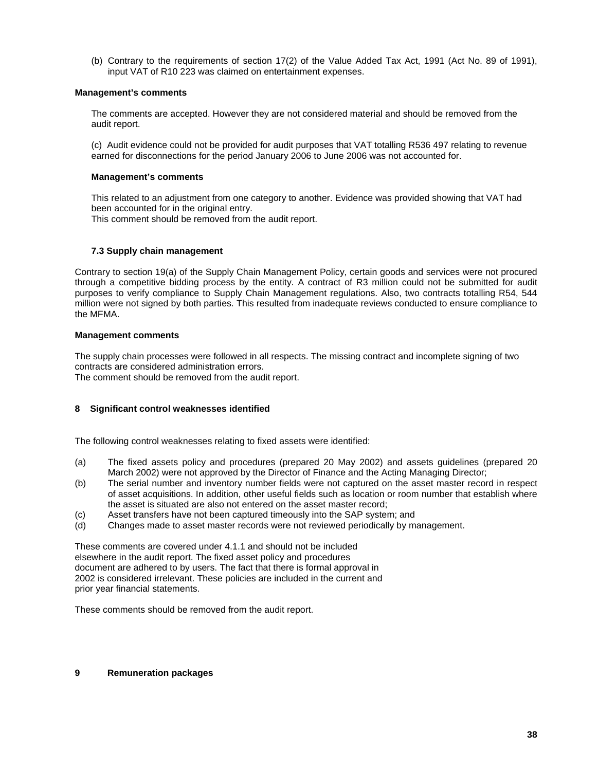(b) Contrary to the requirements of section 17(2) of the Value Added Tax Act, 1991 (Act No. 89 of 1991), input VAT of R10 223 was claimed on entertainment expenses.

**Management's comments**

The comments are accepted. However they are not considered material and should be removed from the audit report.

(c) Audit evidence could not be provided for audit purposes that VAT totalling R536 497 relating to revenue earned for disconnections for the period January 2006 to June 2006 was not accounted for.

**Management's comments**

This related to an adjustment from one category to another. Evidence was provided showing that VAT had been accounted for in the original entry.
This comment should be removed from the audit report.

### 7.3 Supply chain management

Contrary to section 19(a) of the Supply Chain Management Policy, certain goods and services were not procured through a competitive bidding process by the entity. A contract of R3 million could not be submitted for audit purposes to verify compliance to Supply Chain Management regulations. Also, two contracts totalling R54, 544 million were not signed by both parties. This resulted from inadequate reviews conducted to ensure compliance to the MFMA.

**Management comments**

The supply chain processes were followed in all respects. The missing contract and incomplete signing of two contracts are considered administration errors.
The comment should be removed from the audit report.

## 8 Significant control weaknesses identified

The following control weaknesses relating to fixed assets were identified:

(a) The fixed assets policy and procedures (prepared 20 May 2002) and assets guidelines (prepared 20 March 2002) were not approved by the Director of Finance and the Acting Managing Director;

(b) The serial number and inventory number fields were not captured on the asset master record in respect of asset acquisitions. In addition, other useful fields such as location or room number that establish where the asset is situated are also not entered on the asset master record;

(c) Asset transfers have not been captured timeously into the SAP system; and

(d) Changes made to asset master records were not reviewed periodically by management.

These comments are covered under 4.1.1 and should not be included elsewhere in the audit report. The fixed asset policy and procedures document are adhered to by users. The fact that there is formal approval in 2002 is considered irrelevant. These policies are included in the current and prior year financial statements.

These comments should be removed from the audit report.

## 9 Remuneration packages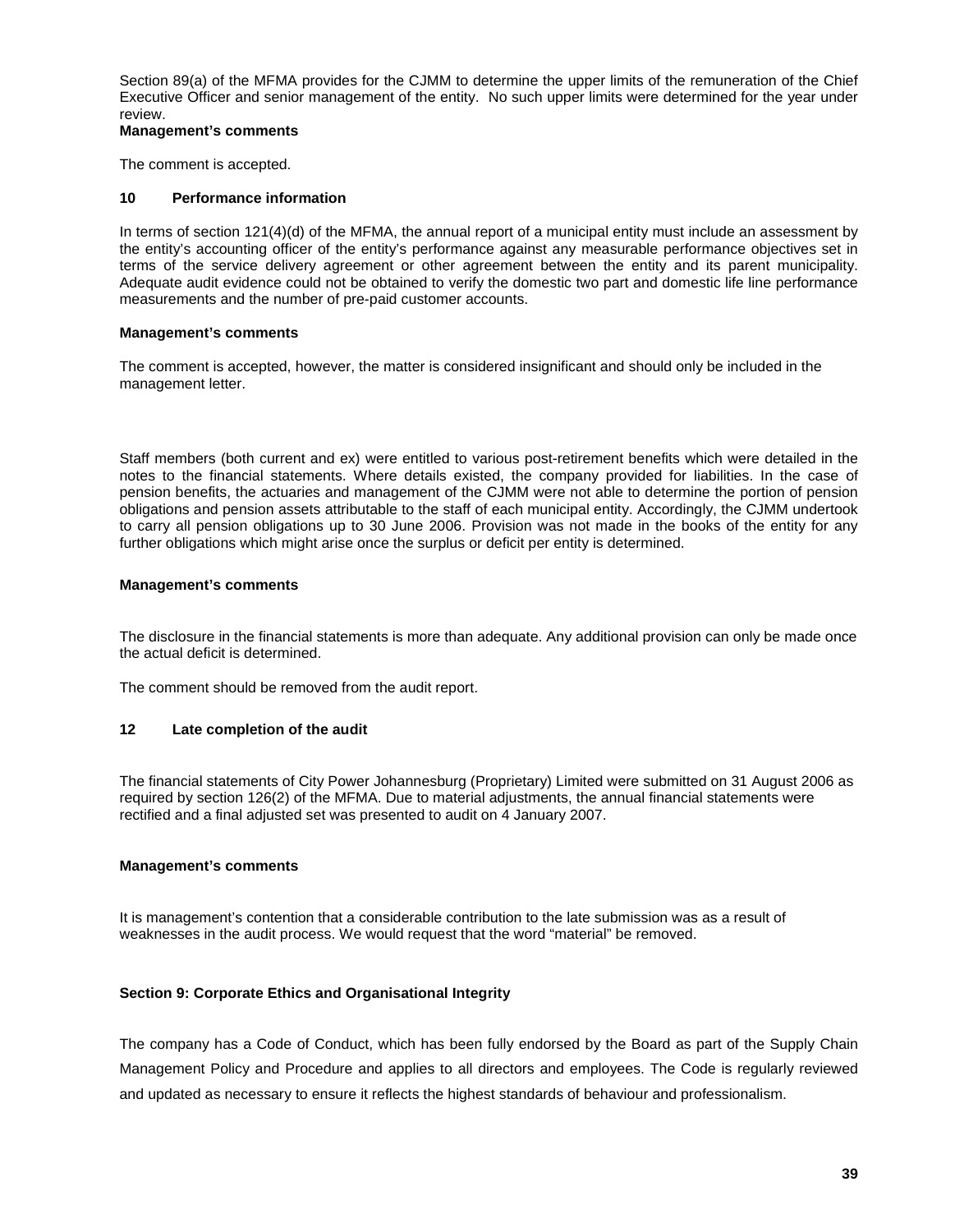Section 89(a) of the MFMA provides for the CJMM to determine the upper limits of the remuneration of the Chief Executive Officer and senior management of the entity. No such upper limits were determined for the year under review.

**Management's comments**

The comment is accepted.

**10 Performance information**

In terms of section 121(4)(d) of the MFMA, the annual report of a municipal entity must include an assessment by the entity's accounting officer of the entity's performance against any measurable performance objectives set in terms of the service delivery agreement or other agreement between the entity and its parent municipality. Adequate audit evidence could not be obtained to verify the domestic two part and domestic life line performance measurements and the number of pre-paid customer accounts.

**Management's comments**

The comment is accepted, however, the matter is considered insignificant and should only be included in the management letter.

Staff members (both current and ex) were entitled to various post-retirement benefits which were detailed in the notes to the financial statements. Where details existed, the company provided for liabilities. In the case of pension benefits, the actuaries and management of the CJMM were not able to determine the portion of pension obligations and pension assets attributable to the staff of each municipal entity. Accordingly, the CJMM undertook to carry all pension obligations up to 30 June 2006. Provision was not made in the books of the entity for any further obligations which might arise once the surplus or deficit per entity is determined.

**Management's comments**

The disclosure in the financial statements is more than adequate. Any additional provision can only be made once the actual deficit is determined.

The comment should be removed from the audit report.

**12 Late completion of the audit**

The financial statements of City Power Johannesburg (Proprietary) Limited were submitted on 31 August 2006 as required by section 126(2) of the MFMA. Due to material adjustments, the annual financial statements were rectified and a final adjusted set was presented to audit on 4 January 2007.

**Management's comments**

It is management's contention that a considerable contribution to the late submission was as a result of weaknesses in the audit process. We would request that the word "material" be removed.

**Section 9: Corporate Ethics and Organisational Integrity**

The company has a Code of Conduct, which has been fully endorsed by the Board as part of the Supply Chain Management Policy and Procedure and applies to all directors and employees. The Code is regularly reviewed and updated as necessary to ensure it reflects the highest standards of behaviour and professionalism.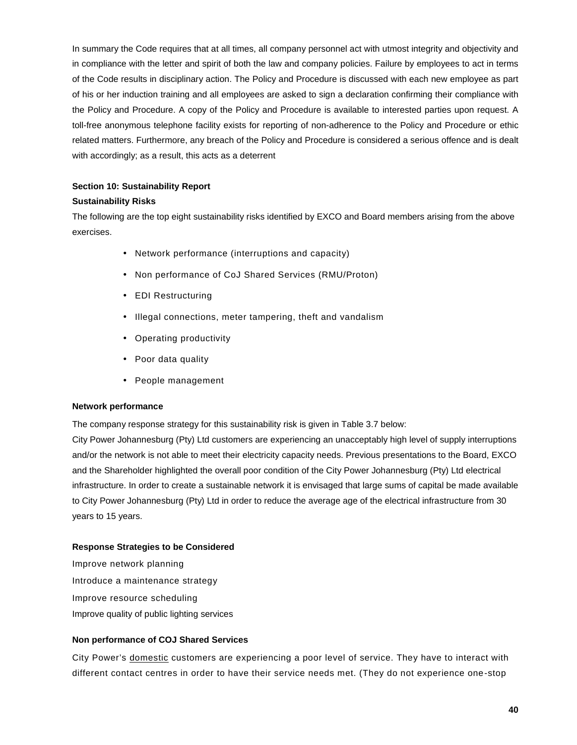In summary the Code requires that at all times, all company personnel act with utmost integrity and objectivity and in compliance with the letter and spirit of both the law and company policies. Failure by employees to act in terms of the Code results in disciplinary action. The Policy and Procedure is discussed with each new employee as part of his or her induction training and all employees are asked to sign a declaration confirming their compliance with the Policy and Procedure. A copy of the Policy and Procedure is available to interested parties upon request. A toll-free anonymous telephone facility exists for reporting of non-adherence to the Policy and Procedure or ethic related matters. Furthermore, any breach of the Policy and Procedure is considered a serious offence and is dealt with accordingly; as a result, this acts as a deterrent

**Section 10: Sustainability Report**

**Sustainability Risks**

The following are the top eight sustainability risks identified by EXCO and Board members arising from the above exercises.

- Network performance (interruptions and capacity)
- Non performance of CoJ Shared Services (RMU/Proton)
- EDI Restructuring
- Illegal connections, meter tampering, theft and vandalism
- Operating productivity
- Poor data quality
- People management

**Network performance**

The company response strategy for this sustainability risk is given in Table 3.7 below:

City Power Johannesburg (Pty) Ltd customers are experiencing an unacceptably high level of supply interruptions and/or the network is not able to meet their electricity capacity needs. Previous presentations to the Board, EXCO and the Shareholder highlighted the overall poor condition of the City Power Johannesburg (Pty) Ltd electrical infrastructure. In order to create a sustainable network it is envisaged that large sums of capital be made available to City Power Johannesburg (Pty) Ltd in order to reduce the average age of the electrical infrastructure from 30 years to 15 years.

**Response Strategies to be Considered**

Improve network planning

Introduce a maintenance strategy

Improve resource scheduling

Improve quality of public lighting services

**Non performance of COJ Shared Services**

City Power's domestic customers are experiencing a poor level of service. They have to interact with different contact centres in order to have their service needs met. (They do not experience one-stop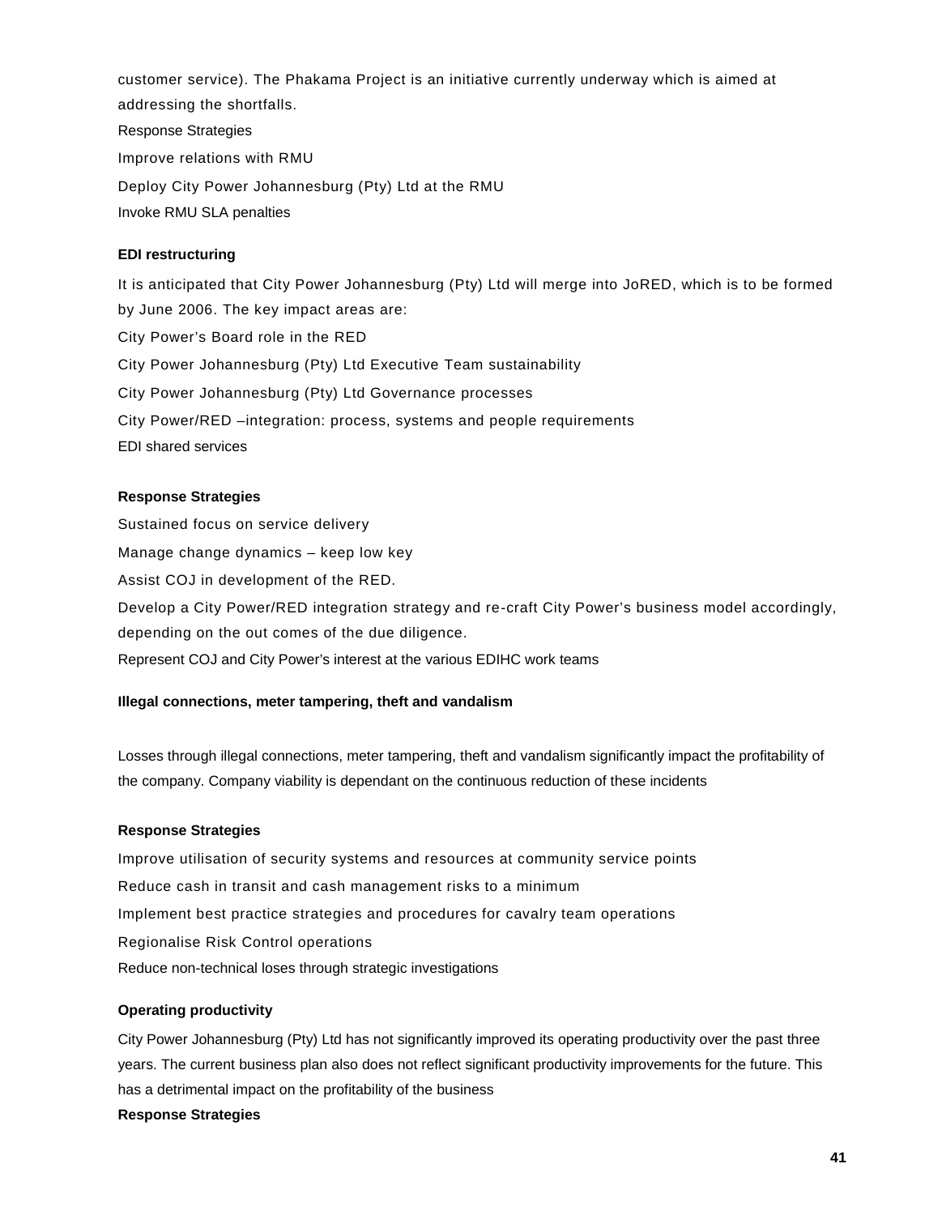customer service). The Phakama Project is an initiative currently underway which is aimed at addressing the shortfalls.

Response Strategies

Improve relations with RMU

Deploy City Power Johannesburg (Pty) Ltd at the RMU

Invoke RMU SLA penalties

**EDI restructuring**

It is anticipated that City Power Johannesburg (Pty) Ltd will merge into JoRED, which is to be formed by June 2006. The key impact areas are:

City Power's Board role in the RED

City Power Johannesburg (Pty) Ltd Executive Team sustainability

City Power Johannesburg (Pty) Ltd Governance processes

City Power/RED –integration: process, systems and people requirements

EDI shared services

**Response Strategies**

Sustained focus on service delivery

Manage change dynamics – keep low key

Assist COJ in development of the RED.

Develop a City Power/RED integration strategy and re-craft City Power's business model accordingly, depending on the out comes of the due diligence.

Represent COJ and City Power's interest at the various EDIHC work teams

**Illegal connections, meter tampering, theft and vandalism**

Losses through illegal connections, meter tampering, theft and vandalism significantly impact the profitability of the company. Company viability is dependant on the continuous reduction of these incidents

**Response Strategies**

Improve utilisation of security systems and resources at community service points

Reduce cash in transit and cash management risks to a minimum

Implement best practice strategies and procedures for cavalry team operations

Regionalise Risk Control operations

Reduce non-technical loses through strategic investigations

**Operating productivity**

City Power Johannesburg (Pty) Ltd has not significantly improved its operating productivity over the past three years. The current business plan also does not reflect significant productivity improvements for the future. This has a detrimental impact on the profitability of the business

**Response Strategies**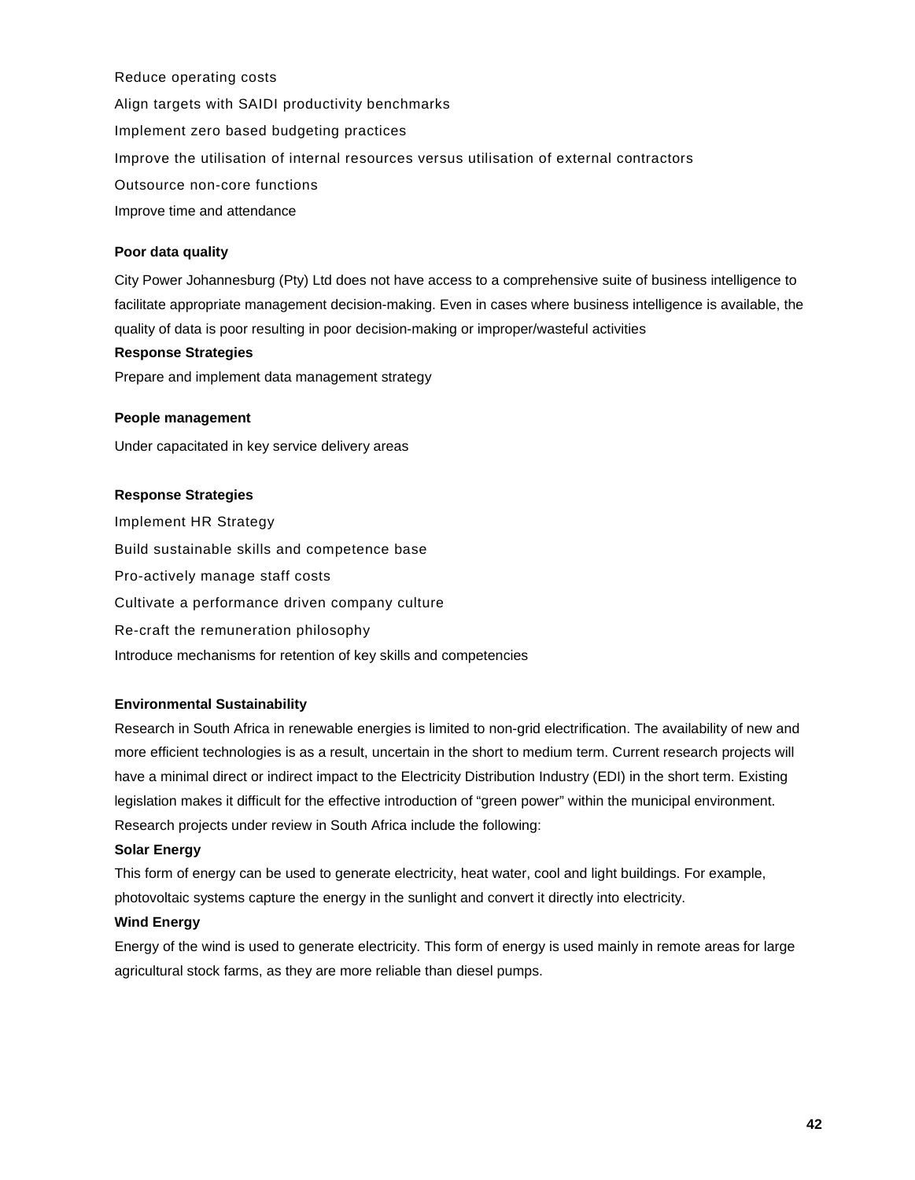Reduce operating costs

Align targets with SAIDI productivity benchmarks

Implement zero based budgeting practices

Improve the utilisation of internal resources versus utilisation of external contractors

Outsource non-core functions

Improve time and attendance

**Poor data quality**

City Power Johannesburg (Pty) Ltd does not have access to a comprehensive suite of business intelligence to facilitate appropriate management decision-making. Even in cases where business intelligence is available, the quality of data is poor resulting in poor decision-making or improper/wasteful activities

**Response Strategies**

Prepare and implement data management strategy

**People management**

Under capacitated in key service delivery areas

**Response Strategies**

Implement HR Strategy

Build sustainable skills and competence base

Pro-actively manage staff costs

Cultivate a performance driven company culture

Re-craft the remuneration philosophy

Introduce mechanisms for retention of key skills and competencies

**Environmental Sustainability**

Research in South Africa in renewable energies is limited to non-grid electrification. The availability of new and more efficient technologies is as a result, uncertain in the short to medium term. Current research projects will have a minimal direct or indirect impact to the Electricity Distribution Industry (EDI) in the short term. Existing legislation makes it difficult for the effective introduction of “green power” within the municipal environment. Research projects under review in South Africa include the following:

**Solar Energy**

This form of energy can be used to generate electricity, heat water, cool and light buildings. For example, photovoltaic systems capture the energy in the sunlight and convert it directly into electricity.

**Wind Energy**

Energy of the wind is used to generate electricity. This form of energy is used mainly in remote areas for large agricultural stock farms, as they are more reliable than diesel pumps.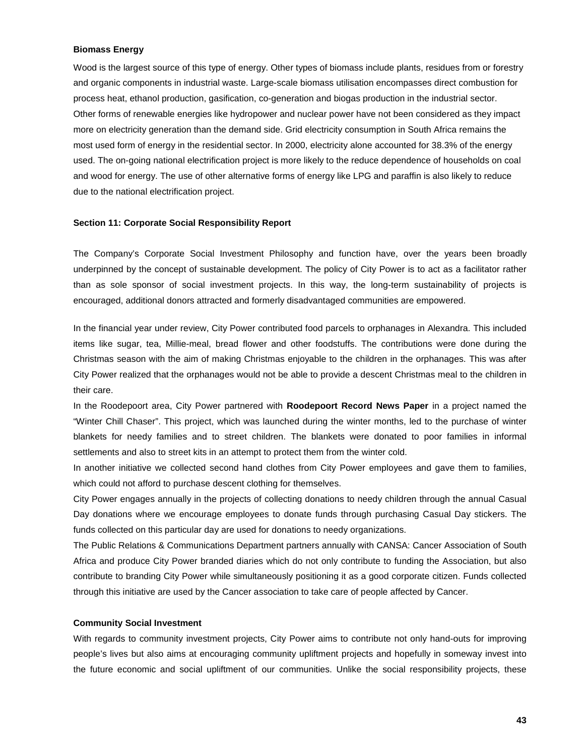**Biomass Energy**

Wood is the largest source of this type of energy. Other types of biomass include plants, residues from or forestry and organic components in industrial waste. Large-scale biomass utilisation encompasses direct combustion for process heat, ethanol production, gasification, co-generation and biogas production in the industrial sector. Other forms of renewable energies like hydropower and nuclear power have not been considered as they impact more on electricity generation than the demand side. Grid electricity consumption in South Africa remains the most used form of energy in the residential sector. In 2000, electricity alone accounted for 38.3% of the energy used. The on-going national electrification project is more likely to the reduce dependence of households on coal and wood for energy. The use of other alternative forms of energy like LPG and paraffin is also likely to reduce due to the national electrification project.

**Section 11: Corporate Social Responsibility Report**

The Company's Corporate Social Investment Philosophy and function have, over the years been broadly underpinned by the concept of sustainable development. The policy of City Power is to act as a facilitator rather than as sole sponsor of social investment projects. In this way, the long-term sustainability of projects is encouraged, additional donors attracted and formerly disadvantaged communities are empowered.

In the financial year under review, City Power contributed food parcels to orphanages in Alexandra. This included items like sugar, tea, Millie-meal, bread flower and other foodstuffs. The contributions were done during the Christmas season with the aim of making Christmas enjoyable to the children in the orphanages. This was after City Power realized that the orphanages would not be able to provide a descent Christmas meal to the children in their care.

In the Roodepoort area, City Power partnered with **Roodepoort Record News Paper** in a project named the "Winter Chill Chaser". This project, which was launched during the winter months, led to the purchase of winter blankets for needy families and to street children. The blankets were donated to poor families in informal settlements and also to street kits in an attempt to protect them from the winter cold.

In another initiative we collected second hand clothes from City Power employees and gave them to families, which could not afford to purchase descent clothing for themselves.

City Power engages annually in the projects of collecting donations to needy children through the annual Casual Day donations where we encourage employees to donate funds through purchasing Casual Day stickers. The funds collected on this particular day are used for donations to needy organizations.

The Public Relations & Communications Department partners annually with CANSA: Cancer Association of South Africa and produce City Power branded diaries which do not only contribute to funding the Association, but also contribute to branding City Power while simultaneously positioning it as a good corporate citizen. Funds collected through this initiative are used by the Cancer association to take care of people affected by Cancer.

**Community Social Investment**

With regards to community investment projects, City Power aims to contribute not only hand-outs for improving people's lives but also aims at encouraging community upliftment projects and hopefully in someway invest into the future economic and social upliftment of our communities. Unlike the social responsibility projects, these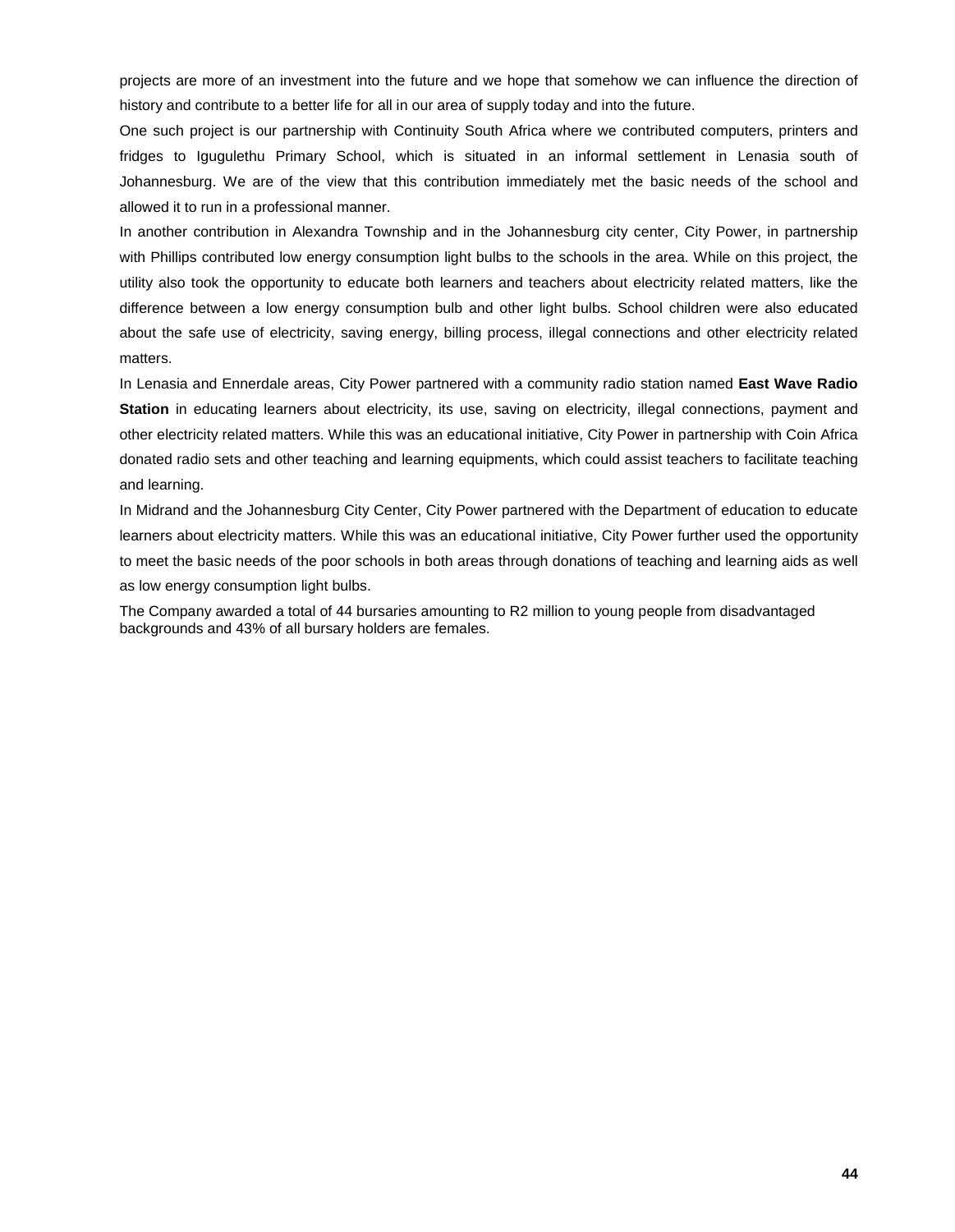projects are more of an investment into the future and we hope that somehow we can influence the direction of history and contribute to a better life for all in our area of supply today and into the future.

One such project is our partnership with Continuity South Africa where we contributed computers, printers and fridges to Igugulethu Primary School, which is situated in an informal settlement in Lenasia south of Johannesburg. We are of the view that this contribution immediately met the basic needs of the school and allowed it to run in a professional manner.

In another contribution in Alexandra Township and in the Johannesburg city center, City Power, in partnership with Phillips contributed low energy consumption light bulbs to the schools in the area. While on this project, the utility also took the opportunity to educate both learners and teachers about electricity related matters, like the difference between a low energy consumption bulb and other light bulbs. School children were also educated about the safe use of electricity, saving energy, billing process, illegal connections and other electricity related matters.

In Lenasia and Ennerdale areas, City Power partnered with a community radio station named **East Wave Radio Station** in educating learners about electricity, its use, saving on electricity, illegal connections, payment and other electricity related matters. While this was an educational initiative, City Power in partnership with Coin Africa donated radio sets and other teaching and learning equipments, which could assist teachers to facilitate teaching and learning.

In Midrand and the Johannesburg City Center, City Power partnered with the Department of education to educate learners about electricity matters. While this was an educational initiative, City Power further used the opportunity to meet the basic needs of the poor schools in both areas through donations of teaching and learning aids as well as low energy consumption light bulbs.

The Company awarded a total of 44 bursaries amounting to R2 million to young people from disadvantaged backgrounds and 43% of all bursary holders are females.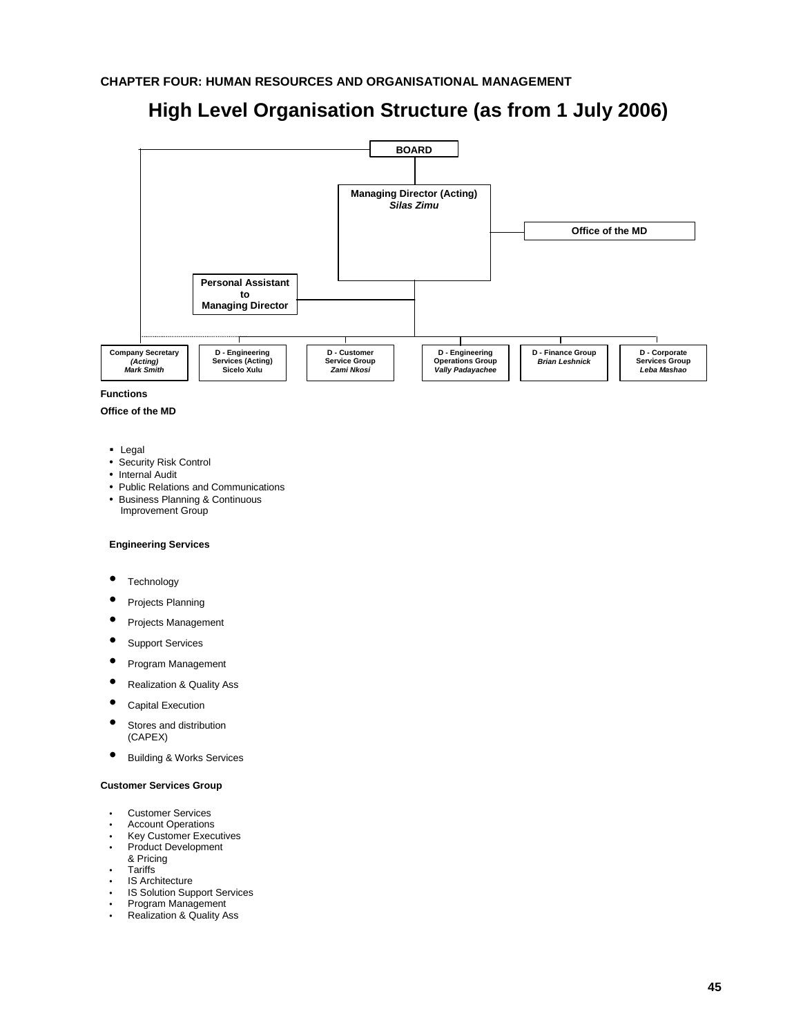**CHAPTER FOUR: HUMAN RESOURCES AND ORGANISATIONAL MANAGEMENT**

# High Level Organisation Structure (as from 1 July 2006)

**BOARD**

**Managing Director (Acting)**
***Silas Zimu***

**Office of the MD**

**Personal Assistant to Managing Director**

| Company Secretary *(Acting)* *Mark Smith* | D - Engineering Services (Acting) Sicelo Xulu | D - Customer Service Group *Zami Nkosi* | D - Engineering Operations Group *Vally Padayachee* | D - Finance Group *Brian Leshnick* | D - Corporate Services Group *Leba Mashao* |
|---|---|---|---|---|---|

**Functions**

**Office of the MD**

- Legal
- Security Risk Control
- Internal Audit
- Public Relations and Communications
- Business Planning & Continuous Improvement Group

**Engineering Services**

- Technology
- Projects Planning
- Projects Management
- Support Services
- Program Management
- Realization & Quality Ass
- Capital Execution
- Stores and distribution (CAPEX)
- Building & Works Services

**Customer Services Group**

- Customer Services
- Account Operations
- Key Customer Executives
- Product Development & Pricing
- Tariffs
- IS Architecture
- IS Solution Support Services
- Program Management
- Realization & Quality Ass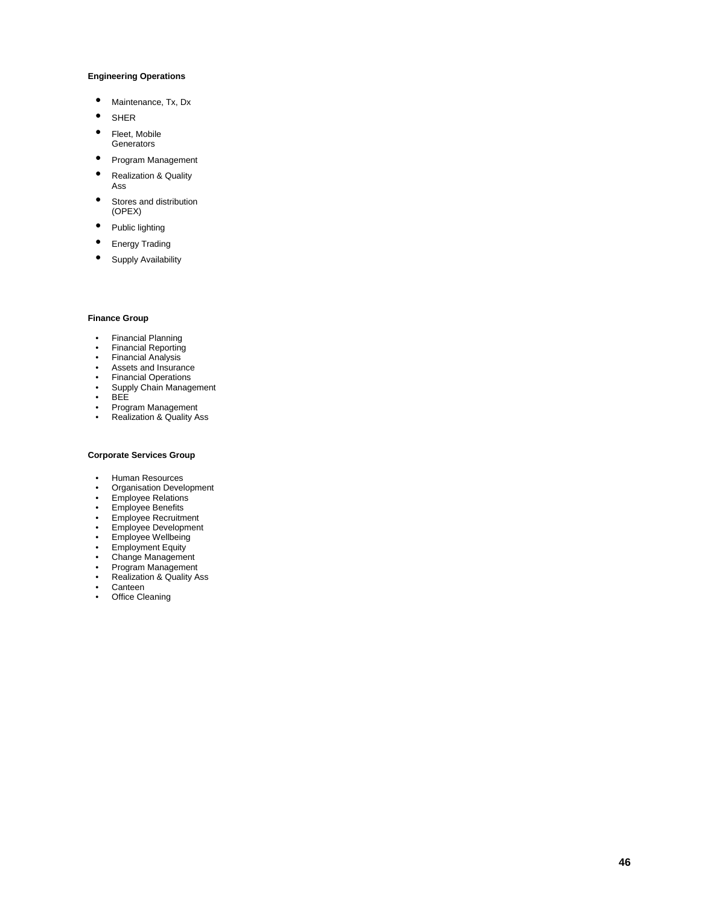**Engineering Operations**

- Maintenance, Tx, Dx
- SHER
- Fleet, Mobile Generators
- Program Management
- Realization & Quality Ass
- Stores and distribution (OPEX)
- Public lighting
- Energy Trading
- Supply Availability

**Finance Group**

- Financial Planning
- Financial Reporting
- Financial Analysis
- Assets and Insurance
- Financial Operations
- Supply Chain Management
- BEE
- Program Management
- Realization & Quality Ass

**Corporate Services Group**

- Human Resources
- Organisation Development
- Employee Relations
- Employee Benefits
- Employee Recruitment
- Employee Development
- Employee Wellbeing
- Employment Equity
- Change Management
- Program Management
- Realization & Quality Ass
- Canteen
- Office Cleaning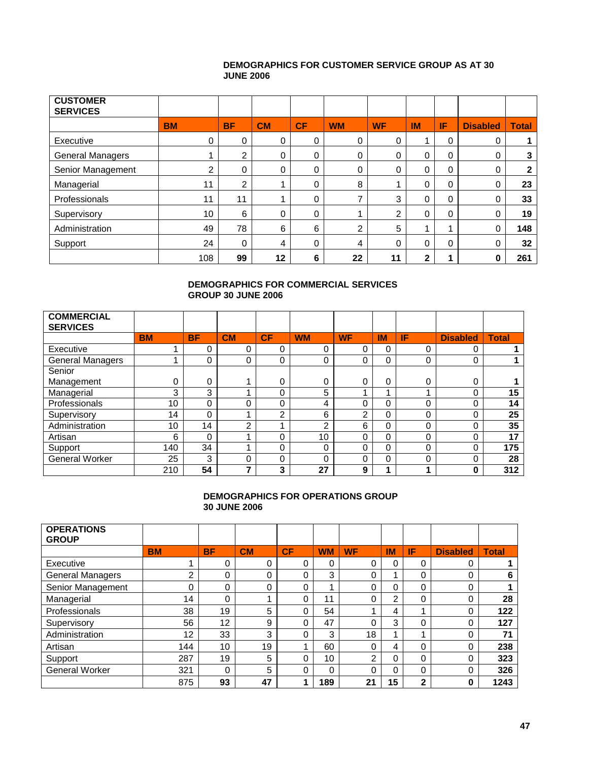**DEMOGRAPHICS FOR CUSTOMER SERVICE GROUP AS AT 30 JUNE 2006**

| CUSTOMER SERVICES | | | | | | | | | | |
|---|---|---|---|---|---|---|---|---|---|---|
| | BM | BF | CM | CF | WM | WF | IM | IF | Disabled | Total |
| Executive | 0 | 0 | 0 | 0 | 0 | 0 | 1 | 0 | 0 | **1** |
| General Managers | 1 | 2 | 0 | 0 | 0 | 0 | 0 | 0 | 0 | **3** |
| Senior Management | 2 | 0 | 0 | 0 | 0 | 0 | 0 | 0 | 0 | **2** |
| Managerial | 11 | 2 | 1 | 0 | 8 | 1 | 0 | 0 | 0 | **23** |
| Professionals | 11 | 11 | 1 | 0 | 7 | 3 | 0 | 0 | 0 | **33** |
| Supervisory | 10 | 6 | 0 | 0 | 1 | 2 | 0 | 0 | 0 | **19** |
| Administration | 49 | 78 | 6 | 6 | 2 | 5 | 1 | 1 | 0 | **148** |
| Support | 24 | 0 | 4 | 0 | 4 | 0 | 0 | 0 | 0 | **32** |
| | 108 | **99** | **12** | **6** | **22** | **11** | **2** | **1** | **0** | **261** |

**DEMOGRAPHICS FOR COMMERCIAL SERVICES GROUP 30 JUNE 2006**

| COMMERCIAL SERVICES | | | | | | | | | | |
|---|---|---|---|---|---|---|---|---|---|---|
| | BM | BF | CM | CF | WM | WF | IM | IF | Disabled | Total |
| Executive | 1 | 0 | 0 | 0 | 0 | 0 | 0 | 0 | 0 | **1** |
| General Managers | 1 | 0 | 0 | 0 | 0 | 0 | 0 | 0 | 0 | **1** |
| Senior Management | 0 | 0 | 1 | 0 | 0 | 0 | 0 | 0 | 0 | **1** |
| Managerial | 3 | 3 | 1 | 0 | 5 | 1 | 1 | 1 | 0 | **15** |
| Professionals | 10 | 0 | 0 | 0 | 4 | 0 | 0 | 0 | 0 | **14** |
| Supervisory | 14 | 0 | 1 | 2 | 6 | 2 | 0 | 0 | 0 | **25** |
| Administration | 10 | 14 | 2 | 1 | 2 | 6 | 0 | 0 | 0 | **35** |
| Artisan | 6 | 0 | 1 | 0 | 10 | 0 | 0 | 0 | 0 | **17** |
| Support | 140 | 34 | 1 | 0 | 0 | 0 | 0 | 0 | 0 | **175** |
| General Worker | 25 | 3 | 0 | 0 | 0 | 0 | 0 | 0 | 0 | **28** |
| | 210 | **54** | **7** | **3** | **27** | **9** | **1** | **1** | **0** | **312** |

**DEMOGRAPHICS FOR OPERATIONS GROUP 30 JUNE 2006**

| OPERATIONS GROUP | | | | | | | | | | |
|---|---|---|---|---|---|---|---|---|---|---|
| | BM | BF | CM | CF | WM | WF | IM | IF | Disabled | Total |
| Executive | 1 | 0 | 0 | 0 | 0 | 0 | 0 | 0 | 0 | **1** |
| General Managers | 2 | 0 | 0 | 0 | 3 | 0 | 1 | 0 | 0 | **6** |
| Senior Management | 0 | 0 | 0 | 0 | 1 | 0 | 0 | 0 | 0 | **1** |
| Managerial | 14 | 0 | 1 | 0 | 11 | 0 | 2 | 0 | 0 | **28** |
| Professionals | 38 | 19 | 5 | 0 | 54 | 1 | 4 | 1 | 0 | **122** |
| Supervisory | 56 | 12 | 9 | 0 | 47 | 0 | 3 | 0 | 0 | **127** |
| Administration | 12 | 33 | 3 | 0 | 3 | 18 | 1 | 1 | 0 | **71** |
| Artisan | 144 | 10 | 19 | 1 | 60 | 0 | 4 | 0 | 0 | **238** |
| Support | 287 | 19 | 5 | 0 | 10 | 2 | 0 | 0 | 0 | **323** |
| General Worker | 321 | 0 | 5 | 0 | 0 | 0 | 0 | 0 | 0 | **326** |
| | 875 | **93** | **47** | **1** | **189** | **21** | **15** | **2** | **0** | **1243** |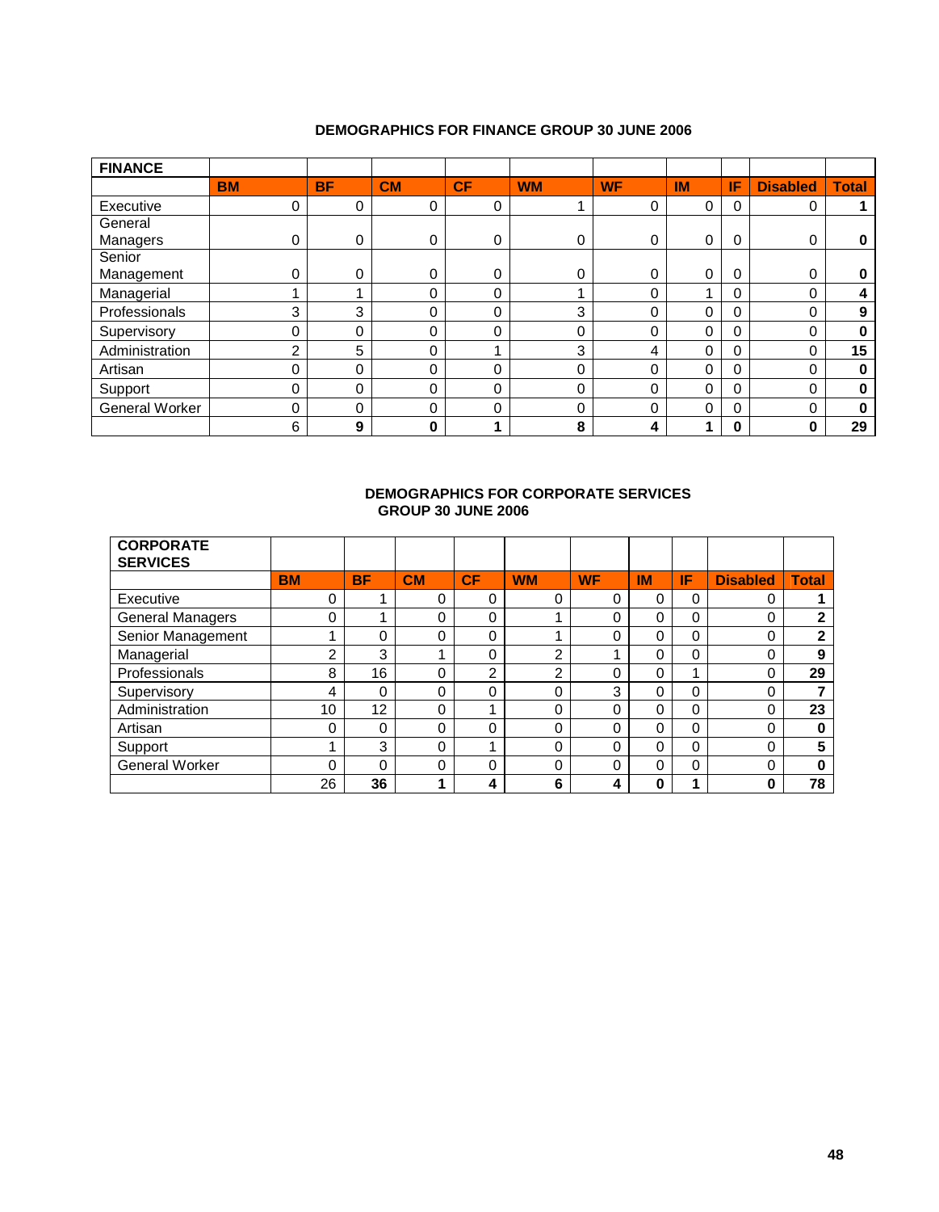## DEMOGRAPHICS FOR FINANCE GROUP 30 JUNE 2006

| FINANCE | | | | | | | | | | |
|---|---|---|---|---|---|---|---|---|---|---|
| | **BM** | **BF** | **CM** | **CF** | **WM** | **WF** | **IM** | **IF** | **Disabled** | **Total** |
| Executive | 0 | 0 | 0 | 0 | 1 | 0 | 0 | 0 | 0 | **1** |
| General Managers | 0 | 0 | 0 | 0 | 0 | 0 | 0 | 0 | 0 | **0** |
| Senior Management | 0 | 0 | 0 | 0 | 0 | 0 | 0 | 0 | 0 | **0** |
| Managerial | 1 | 1 | 0 | 0 | 1 | 0 | 1 | 0 | 0 | **4** |
| Professionals | 3 | 3 | 0 | 0 | 3 | 0 | 0 | 0 | 0 | **9** |
| Supervisory | 0 | 0 | 0 | 0 | 0 | 0 | 0 | 0 | 0 | **0** |
| Administration | 2 | 5 | 0 | 1 | 3 | 4 | 0 | 0 | 0 | **15** |
| Artisan | 0 | 0 | 0 | 0 | 0 | 0 | 0 | 0 | 0 | **0** |
| Support | 0 | 0 | 0 | 0 | 0 | 0 | 0 | 0 | 0 | **0** |
| General Worker | 0 | 0 | 0 | 0 | 0 | 0 | 0 | 0 | 0 | **0** |
| | 6 | **9** | **0** | **1** | **8** | **4** | **1** | **0** | **0** | **29** |

## DEMOGRAPHICS FOR CORPORATE SERVICES GROUP 30 JUNE 2006

| CORPORATE SERVICES | | | | | | | | | | |
|---|---|---|---|---|---|---|---|---|---|---|
| | **BM** | **BF** | **CM** | **CF** | **WM** | **WF** | **IM** | **IF** | **Disabled** | **Total** |
| Executive | 0 | 1 | 0 | 0 | 0 | 0 | 0 | 0 | 0 | **1** |
| General Managers | 0 | 1 | 0 | 0 | 1 | 0 | 0 | 0 | 0 | **2** |
| Senior Management | 1 | 0 | 0 | 0 | 1 | 0 | 0 | 0 | 0 | **2** |
| Managerial | 2 | 3 | 1 | 0 | 2 | 1 | 0 | 0 | 0 | **9** |
| Professionals | 8 | 16 | 0 | 2 | 2 | 0 | 0 | 1 | 0 | **29** |
| Supervisory | 4 | 0 | 0 | 0 | 0 | 3 | 0 | 0 | 0 | **7** |
| Administration | 10 | 12 | 0 | 1 | 0 | 0 | 0 | 0 | 0 | **23** |
| Artisan | 0 | 0 | 0 | 0 | 0 | 0 | 0 | 0 | 0 | **0** |
| Support | 1 | 3 | 0 | 1 | 0 | 0 | 0 | 0 | 0 | **5** |
| General Worker | 0 | 0 | 0 | 0 | 0 | 0 | 0 | 0 | 0 | **0** |
| | 26 | **36** | **1** | **4** | **6** | **4** | **0** | **1** | **0** | **78** |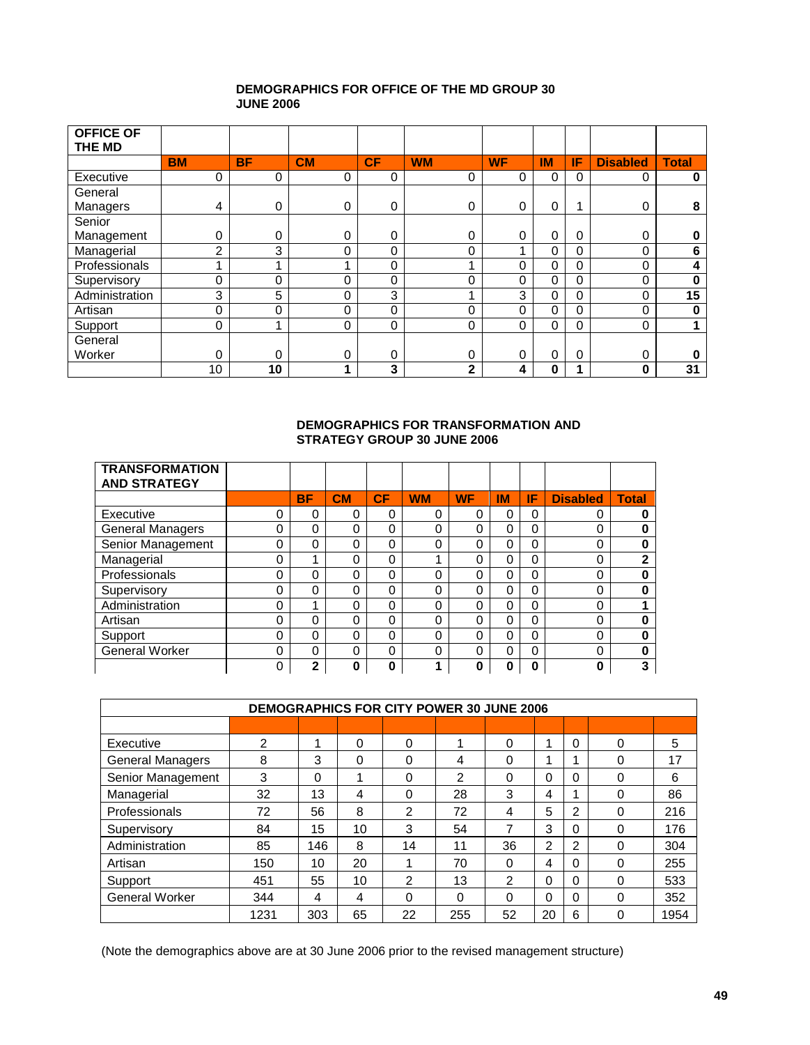**DEMOGRAPHICS FOR OFFICE OF THE MD GROUP 30 JUNE 2006**

| OFFICE OF THE MD | | | | | | | | | | |
|---|---|---|---|---|---|---|---|---|---|---|
| | BM | BF | CM | CF | WM | WF | IM | IF | Disabled | Total |
| Executive | 0 | 0 | 0 | 0 | 0 | 0 | 0 | 0 | 0 | **0** |
| General Managers | 4 | 0 | 0 | 0 | 0 | 0 | 0 | 1 | 0 | **8** |
| Senior Management | 0 | 0 | 0 | 0 | 0 | 0 | 0 | 0 | 0 | **0** |
| Managerial | 2 | 3 | 0 | 0 | 0 | 1 | 0 | 0 | 0 | **6** |
| Professionals | 1 | 1 | 1 | 0 | 1 | 0 | 0 | 0 | 0 | **4** |
| Supervisory | 0 | 0 | 0 | 0 | 0 | 0 | 0 | 0 | 0 | **0** |
| Administration | 3 | 5 | 0 | 3 | 1 | 3 | 0 | 0 | 0 | **15** |
| Artisan | 0 | 0 | 0 | 0 | 0 | 0 | 0 | 0 | 0 | **0** |
| Support | 0 | 1 | 0 | 0 | 0 | 0 | 0 | 0 | 0 | **1** |
| General Worker | 0 | 0 | 0 | 0 | 0 | 0 | 0 | 0 | 0 | **0** |
| | 10 | **10** | **1** | **3** | **2** | **4** | **0** | **1** | **0** | **31** |

**DEMOGRAPHICS FOR TRANSFORMATION AND STRATEGY GROUP 30 JUNE 2006**

| TRANSFORMATION AND STRATEGY | | | | | | | | | | |
|---|---|---|---|---|---|---|---|---|---|---|
| | | BF | CM | CF | WM | WF | IM | IF | Disabled | Total |
| Executive | 0 | 0 | 0 | 0 | 0 | 0 | 0 | 0 | 0 | **0** |
| General Managers | 0 | 0 | 0 | 0 | 0 | 0 | 0 | 0 | 0 | **0** |
| Senior Management | 0 | 0 | 0 | 0 | 0 | 0 | 0 | 0 | 0 | **0** |
| Managerial | 0 | 1 | 0 | 0 | 1 | 0 | 0 | 0 | 0 | **2** |
| Professionals | 0 | 0 | 0 | 0 | 0 | 0 | 0 | 0 | 0 | **0** |
| Supervisory | 0 | 0 | 0 | 0 | 0 | 0 | 0 | 0 | 0 | **0** |
| Administration | 0 | 1 | 0 | 0 | 0 | 0 | 0 | 0 | 0 | **1** |
| Artisan | 0 | 0 | 0 | 0 | 0 | 0 | 0 | 0 | 0 | **0** |
| Support | 0 | 0 | 0 | 0 | 0 | 0 | 0 | 0 | 0 | **0** |
| General Worker | 0 | 0 | 0 | 0 | 0 | 0 | 0 | 0 | 0 | **0** |
| | 0 | **2** | **0** | **0** | **1** | **0** | **0** | **0** | **0** | **3** |

| DEMOGRAPHICS FOR CITY POWER 30 JUNE 2006 | | | | | | | | | | |
|---|---|---|---|---|---|---|---|---|---|---|
| | | | | | | | | | | |
| Executive | 2 | 1 | 0 | 0 | 1 | 0 | 1 | 0 | 0 | 5 |
| General Managers | 8 | 3 | 0 | 0 | 4 | 0 | 1 | 1 | 0 | 17 |
| Senior Management | 3 | 0 | 1 | 0 | 2 | 0 | 0 | 0 | 0 | 6 |
| Managerial | 32 | 13 | 4 | 0 | 28 | 3 | 4 | 1 | 0 | 86 |
| Professionals | 72 | 56 | 8 | 2 | 72 | 4 | 5 | 2 | 0 | 216 |
| Supervisory | 84 | 15 | 10 | 3 | 54 | 7 | 3 | 0 | 0 | 176 |
| Administration | 85 | 146 | 8 | 14 | 11 | 36 | 2 | 2 | 0 | 304 |
| Artisan | 150 | 10 | 20 | 1 | 70 | 0 | 4 | 0 | 0 | 255 |
| Support | 451 | 55 | 10 | 2 | 13 | 2 | 0 | 0 | 0 | 533 |
| General Worker | 344 | 4 | 4 | 0 | 0 | 0 | 0 | 0 | 0 | 352 |
| | 1231 | 303 | 65 | 22 | 255 | 52 | 20 | 6 | 0 | 1954 |

(Note the demographics above are at 30 June 2006 prior to the revised management structure)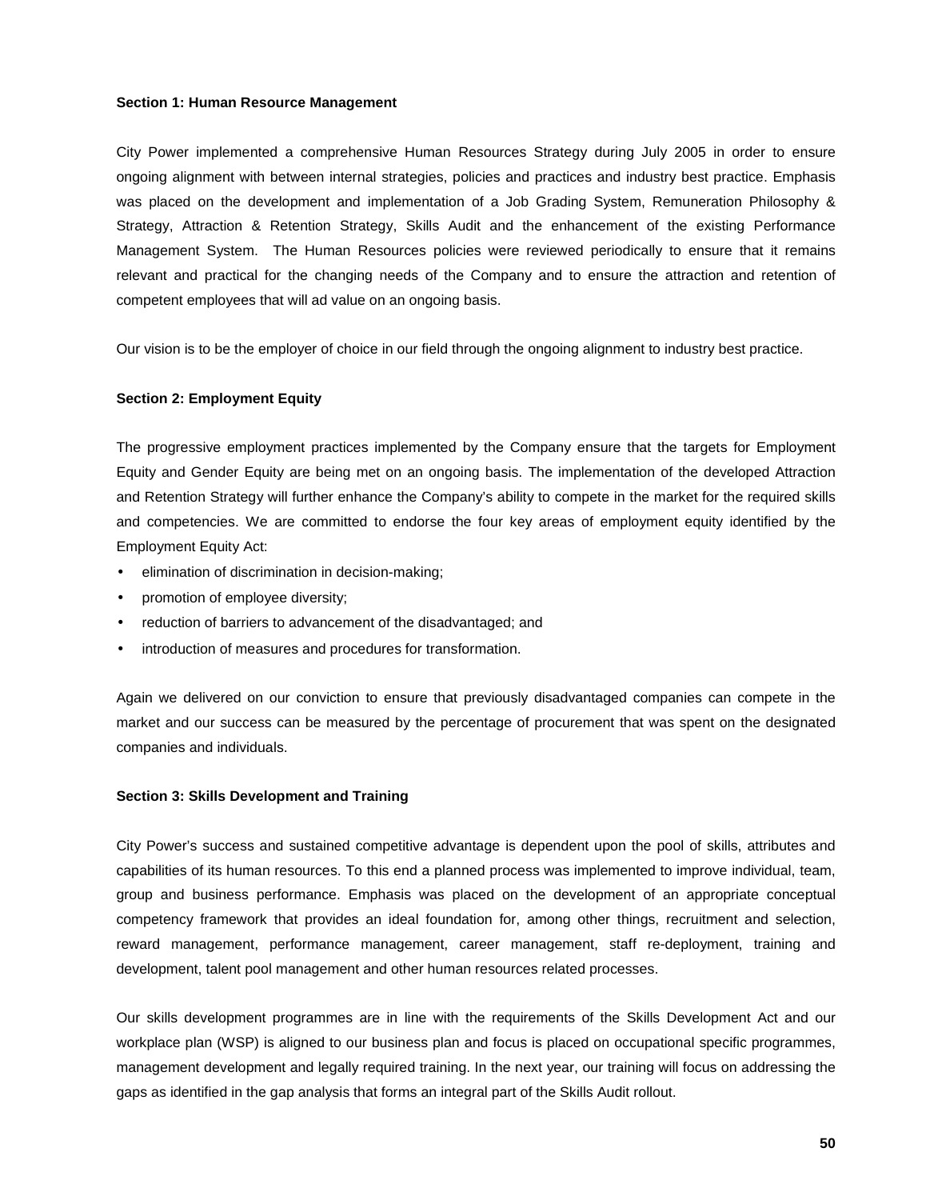**Section 1: Human Resource Management**

City Power implemented a comprehensive Human Resources Strategy during July 2005 in order to ensure ongoing alignment with between internal strategies, policies and practices and industry best practice. Emphasis was placed on the development and implementation of a Job Grading System, Remuneration Philosophy & Strategy, Attraction & Retention Strategy, Skills Audit and the enhancement of the existing Performance Management System. The Human Resources policies were reviewed periodically to ensure that it remains relevant and practical for the changing needs of the Company and to ensure the attraction and retention of competent employees that will ad value on an ongoing basis.

Our vision is to be the employer of choice in our field through the ongoing alignment to industry best practice.

**Section 2: Employment Equity**

The progressive employment practices implemented by the Company ensure that the targets for Employment Equity and Gender Equity are being met on an ongoing basis. The implementation of the developed Attraction and Retention Strategy will further enhance the Company's ability to compete in the market for the required skills and competencies. We are committed to endorse the four key areas of employment equity identified by the Employment Equity Act:

- elimination of discrimination in decision-making;
- promotion of employee diversity;
- reduction of barriers to advancement of the disadvantaged; and
- introduction of measures and procedures for transformation.

Again we delivered on our conviction to ensure that previously disadvantaged companies can compete in the market and our success can be measured by the percentage of procurement that was spent on the designated companies and individuals.

**Section 3: Skills Development and Training**

City Power's success and sustained competitive advantage is dependent upon the pool of skills, attributes and capabilities of its human resources. To this end a planned process was implemented to improve individual, team, group and business performance. Emphasis was placed on the development of an appropriate conceptual competency framework that provides an ideal foundation for, among other things, recruitment and selection, reward management, performance management, career management, staff re-deployment, training and development, talent pool management and other human resources related processes.

Our skills development programmes are in line with the requirements of the Skills Development Act and our workplace plan (WSP) is aligned to our business plan and focus is placed on occupational specific programmes, management development and legally required training. In the next year, our training will focus on addressing the gaps as identified in the gap analysis that forms an integral part of the Skills Audit rollout.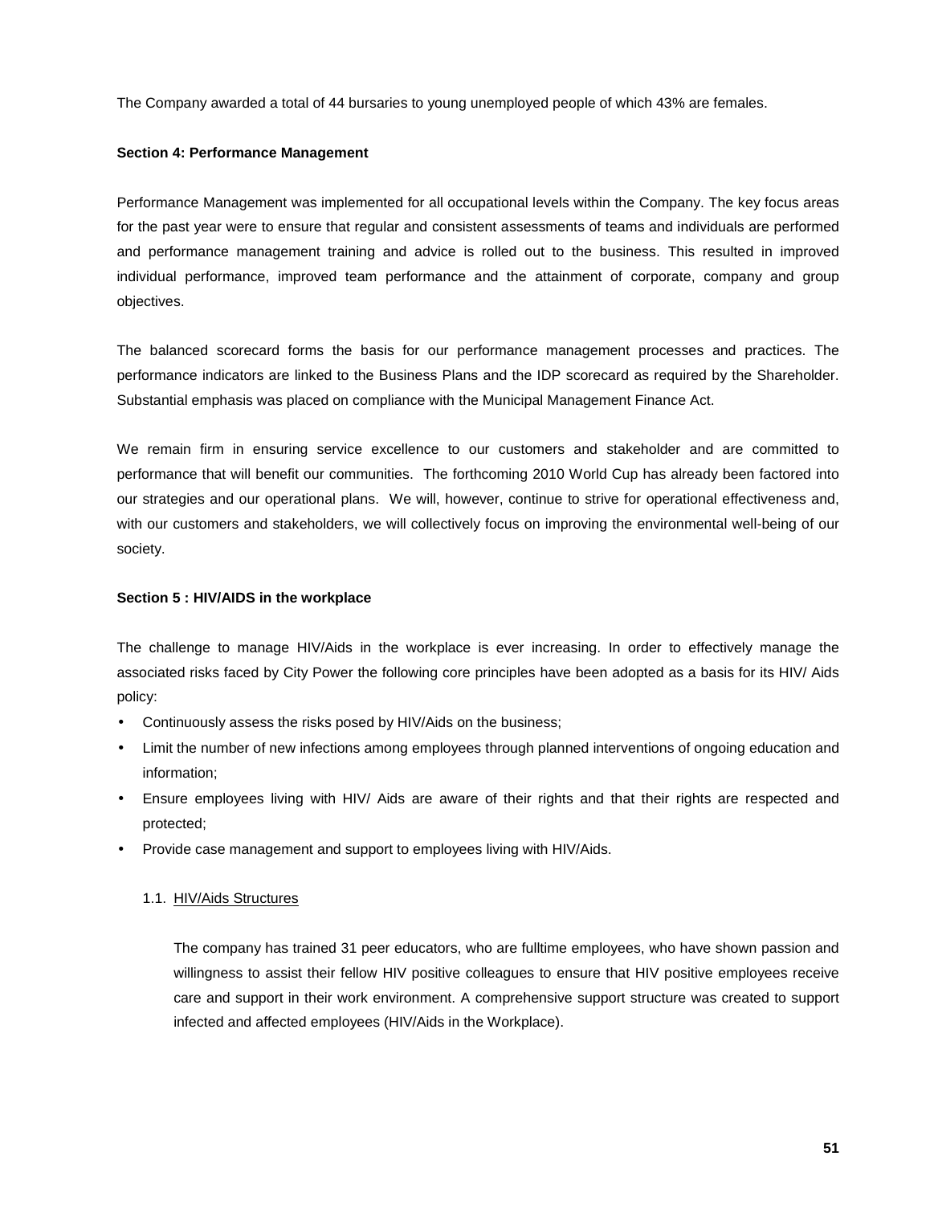The Company awarded a total of 44 bursaries to young unemployed people of which 43% are females.

**Section 4: Performance Management**

Performance Management was implemented for all occupational levels within the Company. The key focus areas for the past year were to ensure that regular and consistent assessments of teams and individuals are performed and performance management training and advice is rolled out to the business. This resulted in improved individual performance, improved team performance and the attainment of corporate, company and group objectives.

The balanced scorecard forms the basis for our performance management processes and practices. The performance indicators are linked to the Business Plans and the IDP scorecard as required by the Shareholder. Substantial emphasis was placed on compliance with the Municipal Management Finance Act.

We remain firm in ensuring service excellence to our customers and stakeholder and are committed to performance that will benefit our communities. The forthcoming 2010 World Cup has already been factored into our strategies and our operational plans. We will, however, continue to strive for operational effectiveness and, with our customers and stakeholders, we will collectively focus on improving the environmental well-being of our society.

**Section 5 : HIV/AIDS in the workplace**

The challenge to manage HIV/Aids in the workplace is ever increasing. In order to effectively manage the associated risks faced by City Power the following core principles have been adopted as a basis for its HIV/ Aids policy:

- Continuously assess the risks posed by HIV/Aids on the business;
- Limit the number of new infections among employees through planned interventions of ongoing education and information;
- Ensure employees living with HIV/ Aids are aware of their rights and that their rights are respected and protected;
- Provide case management and support to employees living with HIV/Aids.

1.1. HIV/Aids Structures

The company has trained 31 peer educators, who are fulltime employees, who have shown passion and willingness to assist their fellow HIV positive colleagues to ensure that HIV positive employees receive care and support in their work environment. A comprehensive support structure was created to support infected and affected employees (HIV/Aids in the Workplace).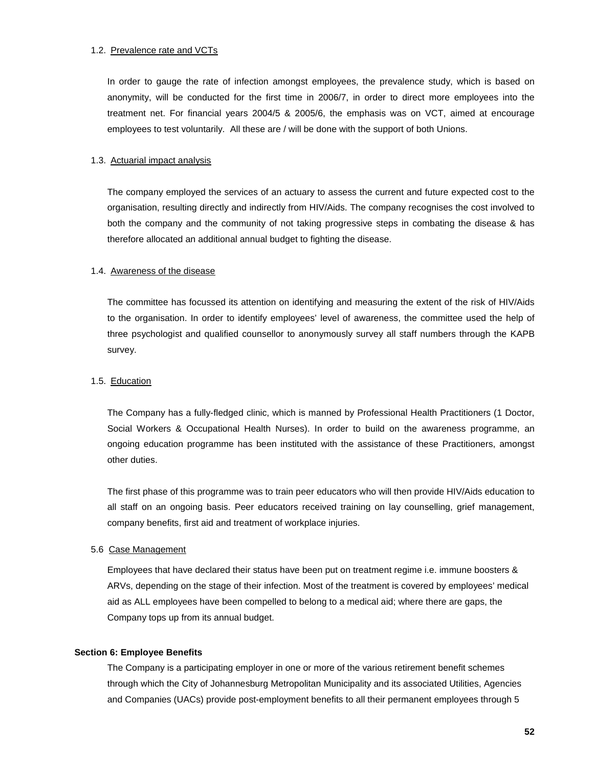1.2. Prevalence rate and VCTs

In order to gauge the rate of infection amongst employees, the prevalence study, which is based on anonymity, will be conducted for the first time in 2006/7, in order to direct more employees into the treatment net. For financial years 2004/5 & 2005/6, the emphasis was on VCT, aimed at encourage employees to test voluntarily. All these are / will be done with the support of both Unions.

1.3. Actuarial impact analysis

The company employed the services of an actuary to assess the current and future expected cost to the organisation, resulting directly and indirectly from HIV/Aids. The company recognises the cost involved to both the company and the community of not taking progressive steps in combating the disease & has therefore allocated an additional annual budget to fighting the disease.

1.4. Awareness of the disease

The committee has focussed its attention on identifying and measuring the extent of the risk of HIV/Aids to the organisation. In order to identify employees' level of awareness, the committee used the help of three psychologist and qualified counsellor to anonymously survey all staff numbers through the KAPB survey.

1.5. Education

The Company has a fully-fledged clinic, which is manned by Professional Health Practitioners (1 Doctor, Social Workers & Occupational Health Nurses). In order to build on the awareness programme, an ongoing education programme has been instituted with the assistance of these Practitioners, amongst other duties.

The first phase of this programme was to train peer educators who will then provide HIV/Aids education to all staff on an ongoing basis. Peer educators received training on lay counselling, grief management, company benefits, first aid and treatment of workplace injuries.

5.6 Case Management

Employees that have declared their status have been put on treatment regime i.e. immune boosters & ARVs, depending on the stage of their infection. Most of the treatment is covered by employees' medical aid as ALL employees have been compelled to belong to a medical aid; where there are gaps, the Company tops up from its annual budget.

**Section 6: Employee Benefits**

The Company is a participating employer in one or more of the various retirement benefit schemes through which the City of Johannesburg Metropolitan Municipality and its associated Utilities, Agencies and Companies (UACs) provide post-employment benefits to all their permanent employees through 5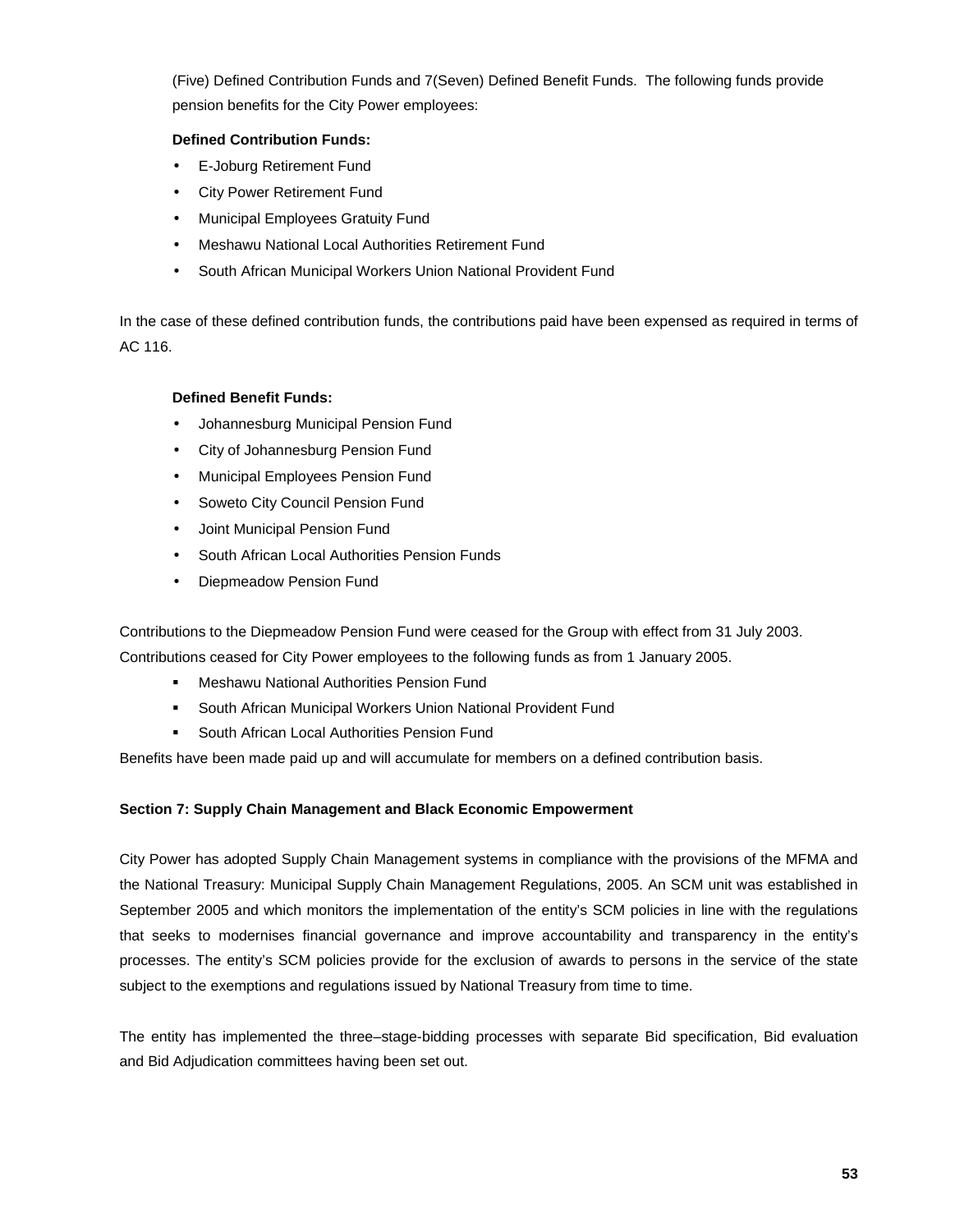(Five) Defined Contribution Funds and 7(Seven) Defined Benefit Funds. The following funds provide pension benefits for the City Power employees:

**Defined Contribution Funds:**

- E-Joburg Retirement Fund
- City Power Retirement Fund
- Municipal Employees Gratuity Fund
- Meshawu National Local Authorities Retirement Fund
- South African Municipal Workers Union National Provident Fund

In the case of these defined contribution funds, the contributions paid have been expensed as required in terms of AC 116.

**Defined Benefit Funds:**

- Johannesburg Municipal Pension Fund
- City of Johannesburg Pension Fund
- Municipal Employees Pension Fund
- Soweto City Council Pension Fund
- Joint Municipal Pension Fund
- South African Local Authorities Pension Funds
- Diepmeadow Pension Fund

Contributions to the Diepmeadow Pension Fund were ceased for the Group with effect from 31 July 2003. Contributions ceased for City Power employees to the following funds as from 1 January 2005.

- Meshawu National Authorities Pension Fund
- South African Municipal Workers Union National Provident Fund
- South African Local Authorities Pension Fund

Benefits have been made paid up and will accumulate for members on a defined contribution basis.

**Section 7: Supply Chain Management and Black Economic Empowerment**

City Power has adopted Supply Chain Management systems in compliance with the provisions of the MFMA and the National Treasury: Municipal Supply Chain Management Regulations, 2005. An SCM unit was established in September 2005 and which monitors the implementation of the entity's SCM policies in line with the regulations that seeks to modernises financial governance and improve accountability and transparency in the entity's processes. The entity's SCM policies provide for the exclusion of awards to persons in the service of the state subject to the exemptions and regulations issued by National Treasury from time to time.

The entity has implemented the three–stage-bidding processes with separate Bid specification, Bid evaluation and Bid Adjudication committees having been set out.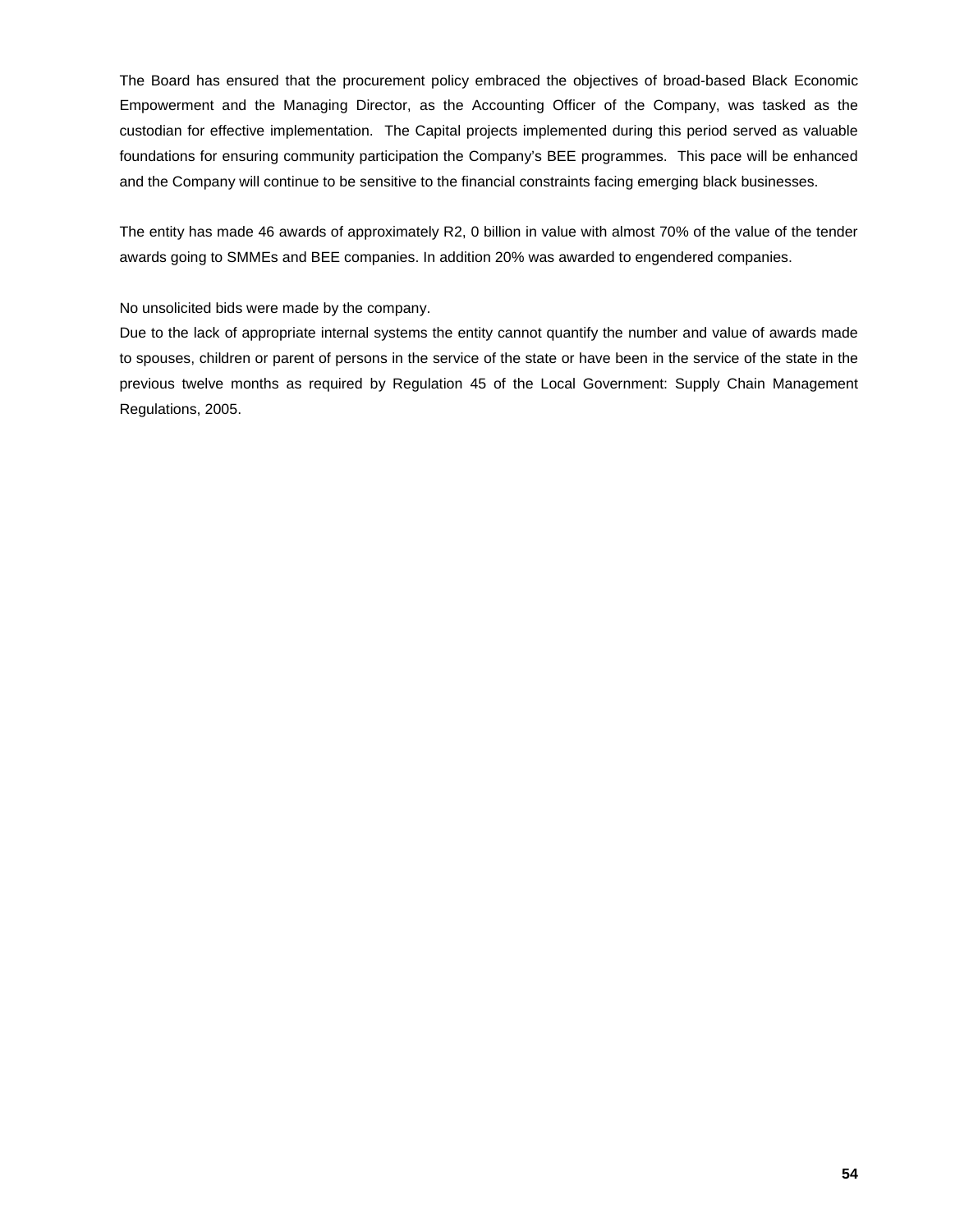The Board has ensured that the procurement policy embraced the objectives of broad-based Black Economic Empowerment and the Managing Director, as the Accounting Officer of the Company, was tasked as the custodian for effective implementation. The Capital projects implemented during this period served as valuable foundations for ensuring community participation the Company's BEE programmes. This pace will be enhanced and the Company will continue to be sensitive to the financial constraints facing emerging black businesses.

The entity has made 46 awards of approximately R2, 0 billion in value with almost 70% of the value of the tender awards going to SMMEs and BEE companies. In addition 20% was awarded to engendered companies.

No unsolicited bids were made by the company.

Due to the lack of appropriate internal systems the entity cannot quantify the number and value of awards made to spouses, children or parent of persons in the service of the state or have been in the service of the state in the previous twelve months as required by Regulation 45 of the Local Government: Supply Chain Management Regulations, 2005.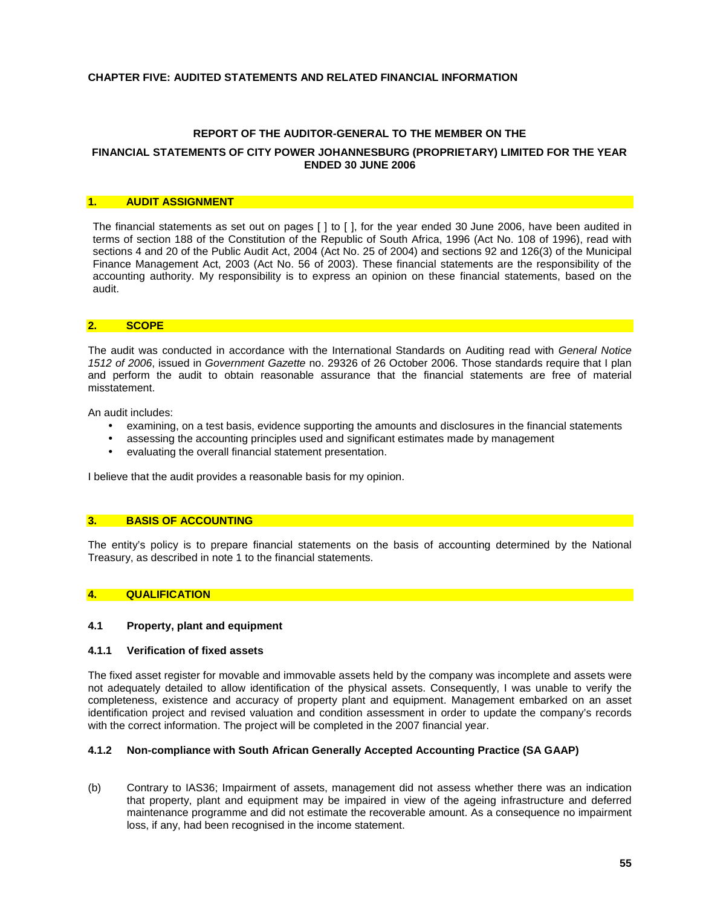**CHAPTER FIVE: AUDITED STATEMENTS AND RELATED FINANCIAL INFORMATION**

**REPORT OF THE AUDITOR-GENERAL TO THE MEMBER ON THE**

**FINANCIAL STATEMENTS OF CITY POWER JOHANNESBURG (PROPRIETARY) LIMITED FOR THE YEAR ENDED 30 JUNE 2006**

## 1. AUDIT ASSIGNMENT

The financial statements as set out on pages [ ] to [ ], for the year ended 30 June 2006, have been audited in terms of section 188 of the Constitution of the Republic of South Africa, 1996 (Act No. 108 of 1996), read with sections 4 and 20 of the Public Audit Act, 2004 (Act No. 25 of 2004) and sections 92 and 126(3) of the Municipal Finance Management Act, 2003 (Act No. 56 of 2003). These financial statements are the responsibility of the accounting authority. My responsibility is to express an opinion on these financial statements, based on the audit.

## 2. SCOPE

The audit was conducted in accordance with the International Standards on Auditing read with *General Notice 1512 of 2006*, issued in *Government Gazette* no. 29326 of 26 October 2006. Those standards require that I plan and perform the audit to obtain reasonable assurance that the financial statements are free of material misstatement.

An audit includes:

- examining, on a test basis, evidence supporting the amounts and disclosures in the financial statements
- assessing the accounting principles used and significant estimates made by management
- evaluating the overall financial statement presentation.

I believe that the audit provides a reasonable basis for my opinion.

## 3. BASIS OF ACCOUNTING

The entity's policy is to prepare financial statements on the basis of accounting determined by the National Treasury, as described in note 1 to the financial statements.

## 4. QUALIFICATION

### 4.1 Property, plant and equipment

#### 4.1.1 Verification of fixed assets

The fixed asset register for movable and immovable assets held by the company was incomplete and assets were not adequately detailed to allow identification of the physical assets. Consequently, I was unable to verify the completeness, existence and accuracy of property plant and equipment. Management embarked on an asset identification project and revised valuation and condition assessment in order to update the company's records with the correct information. The project will be completed in the 2007 financial year.

#### 4.1.2 Non-compliance with South African Generally Accepted Accounting Practice (SA GAAP)

(b) Contrary to IAS36; Impairment of assets, management did not assess whether there was an indication that property, plant and equipment may be impaired in view of the ageing infrastructure and deferred maintenance programme and did not estimate the recoverable amount. As a consequence no impairment loss, if any, had been recognised in the income statement.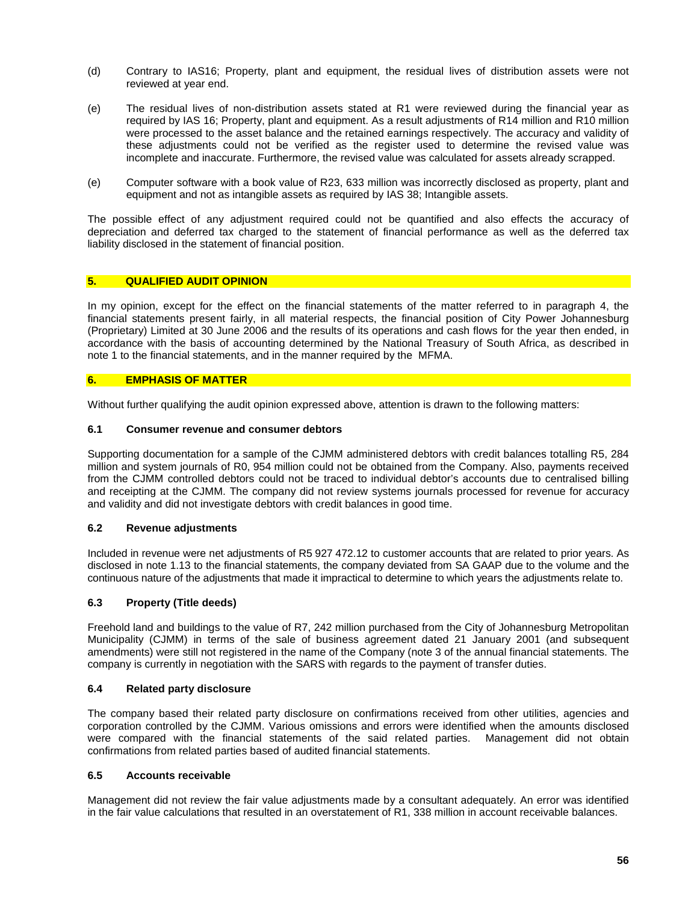(d) Contrary to IAS16; Property, plant and equipment, the residual lives of distribution assets were not reviewed at year end.

(e) The residual lives of non-distribution assets stated at R1 were reviewed during the financial year as required by IAS 16; Property, plant and equipment. As a result adjustments of R14 million and R10 million were processed to the asset balance and the retained earnings respectively. The accuracy and validity of these adjustments could not be verified as the register used to determine the revised value was incomplete and inaccurate. Furthermore, the revised value was calculated for assets already scrapped.

(e) Computer software with a book value of R23, 633 million was incorrectly disclosed as property, plant and equipment and not as intangible assets as required by IAS 38; Intangible assets.

The possible effect of any adjustment required could not be quantified and also effects the accuracy of depreciation and deferred tax charged to the statement of financial performance as well as the deferred tax liability disclosed in the statement of financial position.

## 5. QUALIFIED AUDIT OPINION

In my opinion, except for the effect on the financial statements of the matter referred to in paragraph 4, the financial statements present fairly, in all material respects, the financial position of City Power Johannesburg (Proprietary) Limited at 30 June 2006 and the results of its operations and cash flows for the year then ended, in accordance with the basis of accounting determined by the National Treasury of South Africa, as described in note 1 to the financial statements, and in the manner required by the MFMA.

## 6. EMPHASIS OF MATTER

Without further qualifying the audit opinion expressed above, attention is drawn to the following matters:

### 6.1 Consumer revenue and consumer debtors

Supporting documentation for a sample of the CJMM administered debtors with credit balances totalling R5, 284 million and system journals of R0, 954 million could not be obtained from the Company. Also, payments received from the CJMM controlled debtors could not be traced to individual debtor's accounts due to centralised billing and receipting at the CJMM. The company did not review systems journals processed for revenue for accuracy and validity and did not investigate debtors with credit balances in good time.

### 6.2 Revenue adjustments

Included in revenue were net adjustments of R5 927 472.12 to customer accounts that are related to prior years. As disclosed in note 1.13 to the financial statements, the company deviated from SA GAAP due to the volume and the continuous nature of the adjustments that made it impractical to determine to which years the adjustments relate to.

### 6.3 Property (Title deeds)

Freehold land and buildings to the value of R7, 242 million purchased from the City of Johannesburg Metropolitan Municipality (CJMM) in terms of the sale of business agreement dated 21 January 2001 (and subsequent amendments) were still not registered in the name of the Company (note 3 of the annual financial statements. The company is currently in negotiation with the SARS with regards to the payment of transfer duties.

### 6.4 Related party disclosure

The company based their related party disclosure on confirmations received from other utilities, agencies and corporation controlled by the CJMM. Various omissions and errors were identified when the amounts disclosed were compared with the financial statements of the said related parties. Management did not obtain confirmations from related parties based of audited financial statements.

### 6.5 Accounts receivable

Management did not review the fair value adjustments made by a consultant adequately. An error was identified in the fair value calculations that resulted in an overstatement of R1, 338 million in account receivable balances.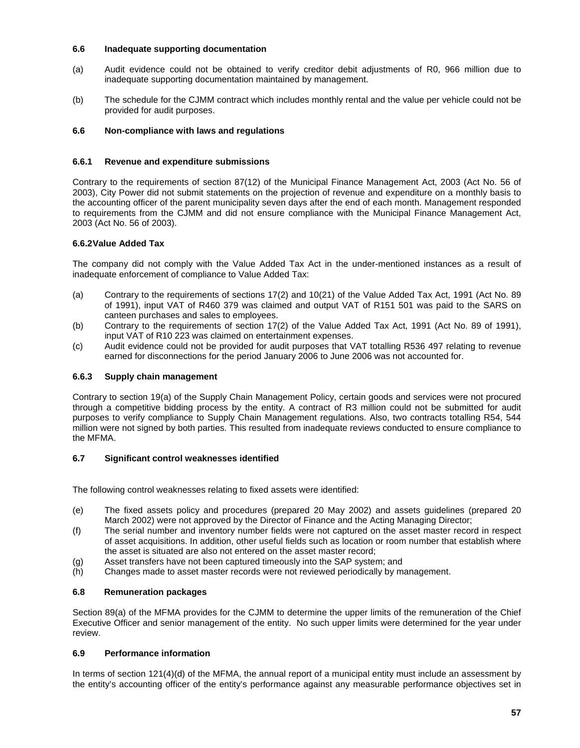#### 6.6 Inadequate supporting documentation

(a) Audit evidence could not be obtained to verify creditor debit adjustments of R0, 966 million due to inadequate supporting documentation maintained by management.

(b) The schedule for the CJMM contract which includes monthly rental and the value per vehicle could not be provided for audit purposes.

#### 6.6 Non-compliance with laws and regulations

#### 6.6.1 Revenue and expenditure submissions

Contrary to the requirements of section 87(12) of the Municipal Finance Management Act, 2003 (Act No. 56 of 2003), City Power did not submit statements on the projection of revenue and expenditure on a monthly basis to the accounting officer of the parent municipality seven days after the end of each month. Management responded to requirements from the CJMM and did not ensure compliance with the Municipal Finance Management Act, 2003 (Act No. 56 of 2003).

#### 6.6.2 Value Added Tax

The company did not comply with the Value Added Tax Act in the under-mentioned instances as a result of inadequate enforcement of compliance to Value Added Tax:

(a) Contrary to the requirements of sections 17(2) and 10(21) of the Value Added Tax Act, 1991 (Act No. 89 of 1991), input VAT of R460 379 was claimed and output VAT of R151 501 was paid to the SARS on canteen purchases and sales to employees.
(b) Contrary to the requirements of section 17(2) of the Value Added Tax Act, 1991 (Act No. 89 of 1991), input VAT of R10 223 was claimed on entertainment expenses.
(c) Audit evidence could not be provided for audit purposes that VAT totalling R536 497 relating to revenue earned for disconnections for the period January 2006 to June 2006 was not accounted for.

#### 6.6.3 Supply chain management

Contrary to section 19(a) of the Supply Chain Management Policy, certain goods and services were not procured through a competitive bidding process by the entity. A contract of R3 million could not be submitted for audit purposes to verify compliance to Supply Chain Management regulations. Also, two contracts totalling R54, 544 million were not signed by both parties. This resulted from inadequate reviews conducted to ensure compliance to the MFMA.

#### 6.7 Significant control weaknesses identified

The following control weaknesses relating to fixed assets were identified:

(e) The fixed assets policy and procedures (prepared 20 May 2002) and assets guidelines (prepared 20 March 2002) were not approved by the Director of Finance and the Acting Managing Director;
(f) The serial number and inventory number fields were not captured on the asset master record in respect of asset acquisitions. In addition, other useful fields such as location or room number that establish where the asset is situated are also not entered on the asset master record;
(g) Asset transfers have not been captured timeously into the SAP system; and
(h) Changes made to asset master records were not reviewed periodically by management.

#### 6.8 Remuneration packages

Section 89(a) of the MFMA provides for the CJMM to determine the upper limits of the remuneration of the Chief Executive Officer and senior management of the entity. No such upper limits were determined for the year under review.

#### 6.9 Performance information

In terms of section 121(4)(d) of the MFMA, the annual report of a municipal entity must include an assessment by the entity's accounting officer of the entity's performance against any measurable performance objectives set in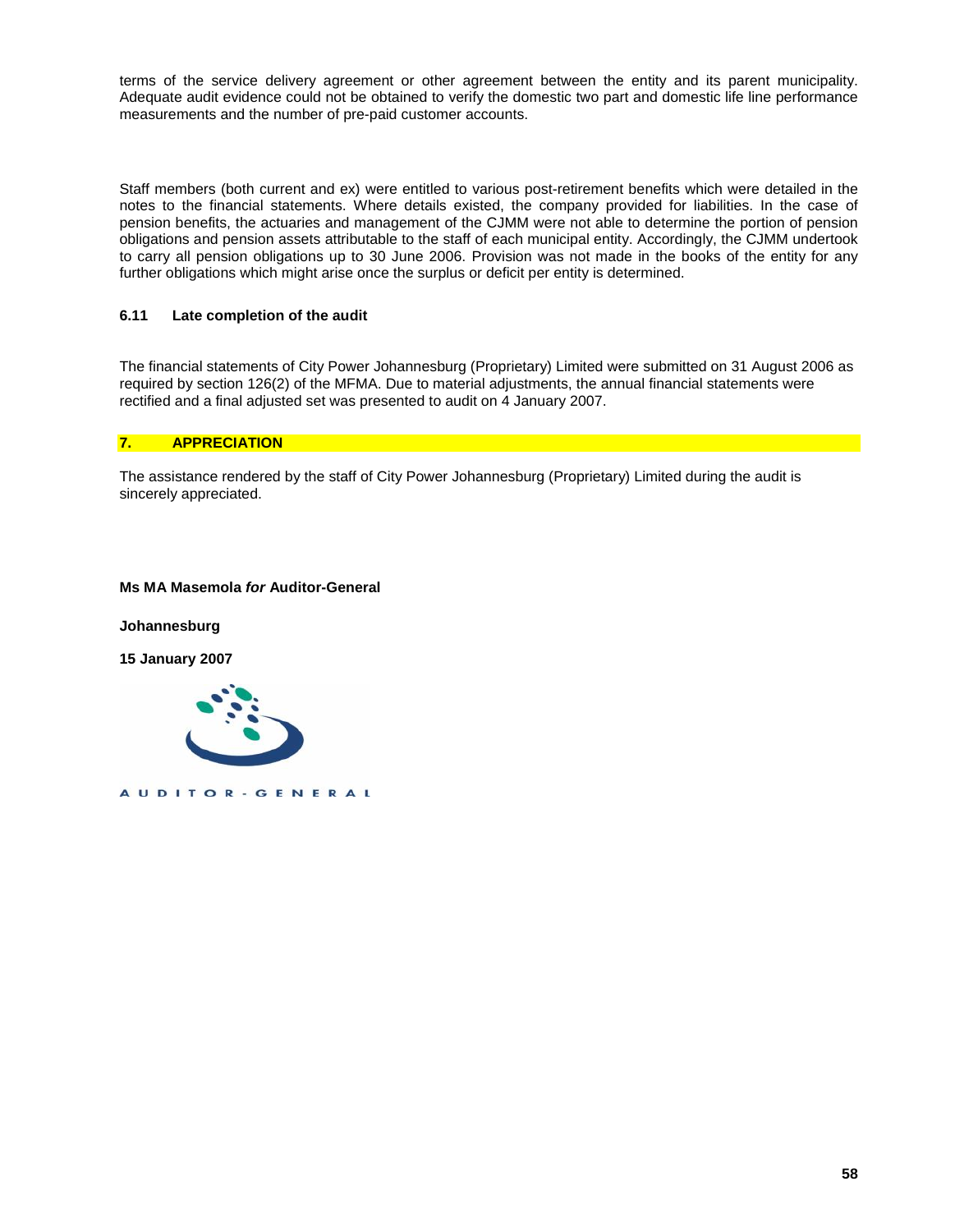terms of the service delivery agreement or other agreement between the entity and its parent municipality. Adequate audit evidence could not be obtained to verify the domestic two part and domestic life line performance measurements and the number of pre-paid customer accounts.

Staff members (both current and ex) were entitled to various post-retirement benefits which were detailed in the notes to the financial statements. Where details existed, the company provided for liabilities. In the case of pension benefits, the actuaries and management of the CJMM were not able to determine the portion of pension obligations and pension assets attributable to the staff of each municipal entity. Accordingly, the CJMM undertook to carry all pension obligations up to 30 June 2006. Provision was not made in the books of the entity for any further obligations which might arise once the surplus or deficit per entity is determined.

### 6.11 Late completion of the audit

The financial statements of City Power Johannesburg (Proprietary) Limited were submitted on 31 August 2006 as required by section 126(2) of the MFMA. Due to material adjustments, the annual financial statements were rectified and a final adjusted set was presented to audit on 4 January 2007.

## 7. APPRECIATION

The assistance rendered by the staff of City Power Johannesburg (Proprietary) Limited during the audit is sincerely appreciated.

**Ms MA Masemola *for* Auditor-General**

**Johannesburg**

**15 January 2007**

AUDITOR-GENERAL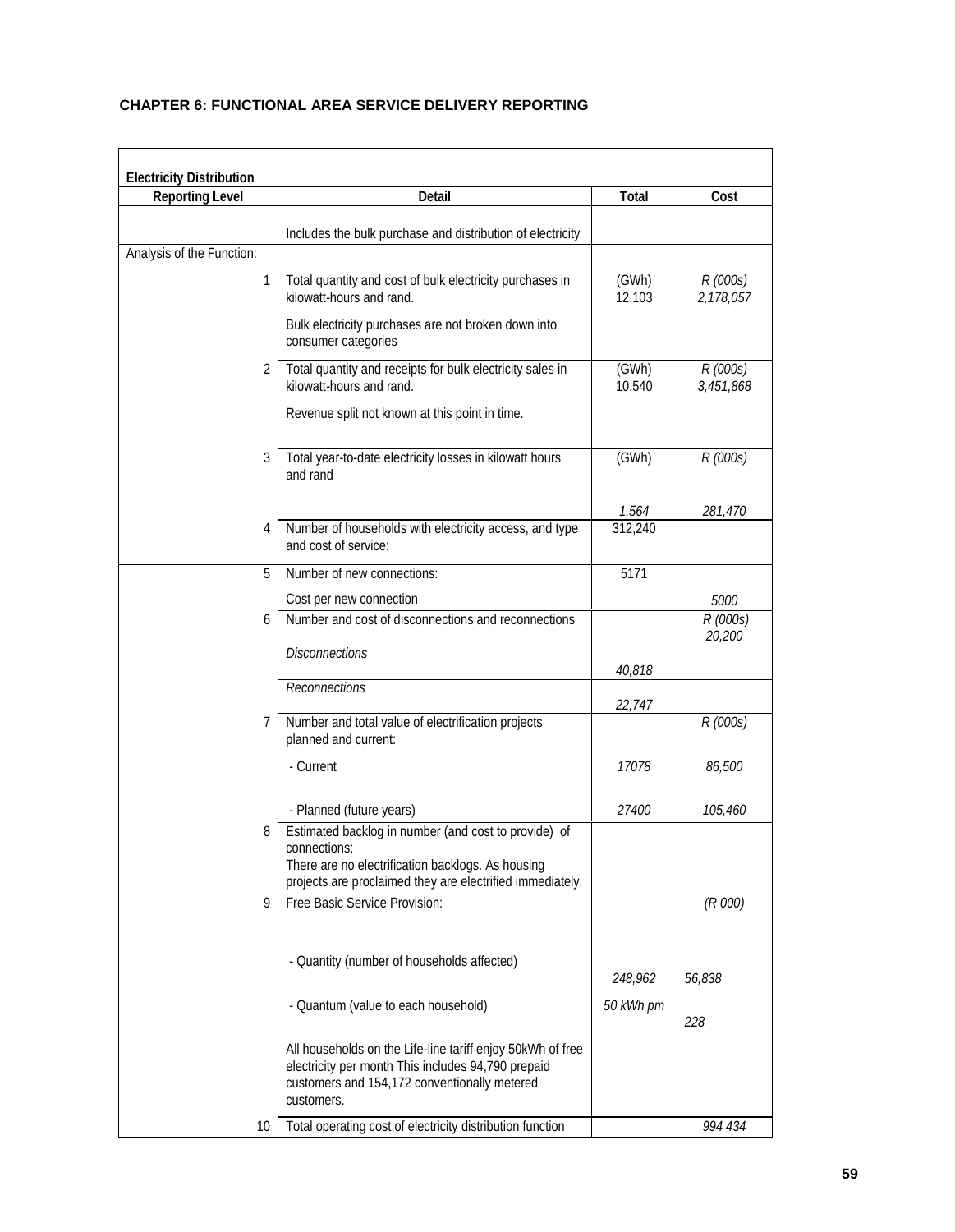**CHAPTER 6: FUNCTIONAL AREA SERVICE DELIVERY REPORTING**

**Electricity Distribution**

| Reporting Level | Detail | Total | Cost |
|---|---|---|---|
| | Includes the bulk purchase and distribution of electricity | | |
| Analysis of the Function: | | | |
| 1 | Total quantity and cost of bulk electricity purchases in kilowatt-hours and rand.<br><br>Bulk electricity purchases are not broken down into consumer categories | (GWh)<br>12,103 | *R (000s)*<br>*2,178,057* |
| 2 | Total quantity and receipts for bulk electricity sales in kilowatt-hours and rand.<br><br>Revenue split not known at this point in time. | (GWh)<br>10,540 | *R (000s)*<br>*3,451,868* |
| 3 | Total year-to-date electricity losses in kilowatt hours and rand | (GWh)<br>*1,564* | *R (000s)*<br>*281,470* |
| 4 | Number of households with electricity access, and type and cost of service: | 312,240 | |
| 5 | Number of new connections: | 5171 | |
| | Cost per new connection | | *5000* |
| 6 | Number and cost of disconnections and reconnections | | *R (000s)*<br>*20,200* |
| | *Disconnections* | *40,818* | |
| | *Reconnections* | *22,747* | |
| 7 | Number and total value of electrification projects planned and current: | | *R (000s)* |
| | - Current | *17078* | *86,500* |
| | - Planned (future years) | *27400* | *105,460* |
| 8 | Estimated backlog in number (and cost to provide) of connections:<br>There are no electrification backlogs. As housing projects are proclaimed they are electrified immediately. | | |
| 9 | Free Basic Service Provision: | | *(R 000)* |
| | - Quantity (number of households affected) | *248,962* | *56,838* |
| | - Quantum (value to each household) | *50 kWh pm* | *228* |
| | All households on the Life-line tariff enjoy 50kWh of free electricity per month This includes 94,790 prepaid customers and 154,172 conventionally metered customers. | | |
| 10 | Total operating cost of electricity distribution function | | *994 434* |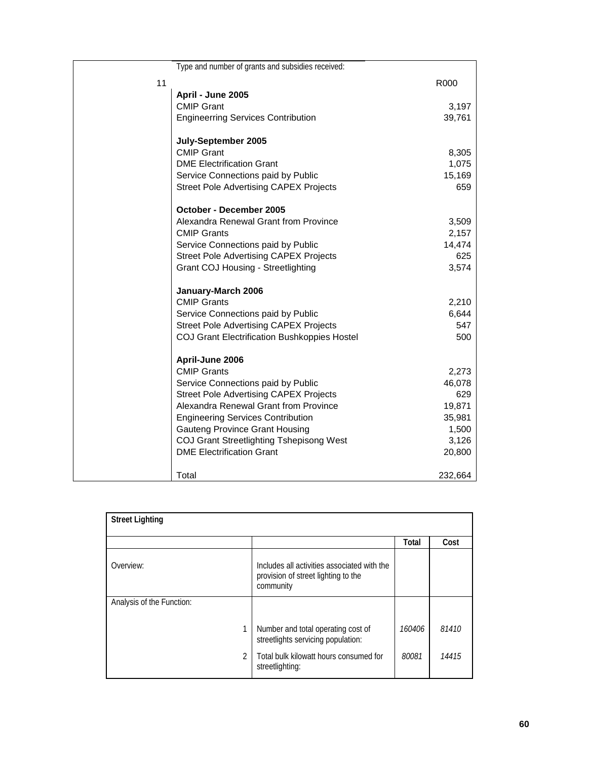| | Type and number of grants and subsidies received: | |
|---|---|---|
| 11 | | R000 |
| | **April - June 2005** | |
| | CMIP Grant | 3,197 |
| | Engineerring Services Contribution | 39,761 |
| | | |
| | **July-September 2005** | |
| | CMIP Grant | 8,305 |
| | DME Electrification Grant | 1,075 |
| | Service Connections paid by Public | 15,169 |
| | Street Pole Advertising CAPEX Projects | 659 |
| | | |
| | **October - December 2005** | |
| | Alexandra Renewal Grant from Province | 3,509 |
| | CMIP Grants | 2,157 |
| | Service Connections paid by Public | 14,474 |
| | Street Pole Advertising CAPEX Projects | 625 |
| | Grant COJ Housing - Streetlighting | 3,574 |
| | | |
| | **January-March 2006** | |
| | CMIP Grants | 2,210 |
| | Service Connections paid by Public | 6,644 |
| | Street Pole Advertising CAPEX Projects | 547 |
| | COJ Grant Electrification Bushkoppies Hostel | 500 |
| | | |
| | **April-June 2006** | |
| | CMIP Grants | 2,273 |
| | Service Connections paid by Public | 46,078 |
| | Street Pole Advertising CAPEX Projects | 629 |
| | Alexandra Renewal Grant from Province | 19,871 |
| | Engineering Services Contribution | 35,981 |
| | Gauteng Province Grant Housing | 1,500 |
| | COJ Grant Streetlighting Tshepisong West | 3,126 |
| | DME Electrification Grant | 20,800 |
| | | |
| | Total | 232,664 |

| **Street Lighting** | | | |
|---|---|---|---|
| | | **Total** | **Cost** |
| Overview: | Includes all activities associated with the provision of street lighting to the community | | |
| Analysis of the Function: | | | |
| 1 | Number and total operating cost of streetlights servicing population: | *160406* | *81410* |
| 2 | Total bulk kilowatt hours consumed for streetlighting: | *80081* | *14415* |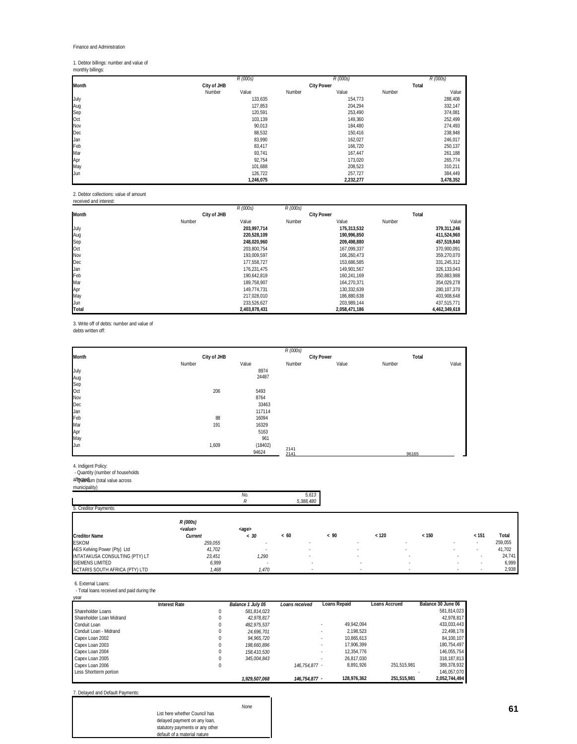Finance and Adminstration

1. Debtor billings: number and value of monthly billings:

| | | R (000s) | | R (000s) | | R (000s) |
|---|---|---|---|---|---|---|
| Month | City of JHB | | City Power | | Total | |
| | Number | Value | Number | Value | Number | Value |
| July | | 133,635 | | 154,773 | | 288,408 |
| Aug | | 127,853 | | 204,294 | | 332,147 |
| Sep | | 120,591 | | 253,490 | | 374,081 |
| Oct | | 103,139 | | 149,360 | | 252,499 |
| Nov | | 90,013 | | 184,480 | | 274,493 |
| Dec | | 88,532 | | 150,416 | | 238,948 |
| Jan | | 83,990 | | 162,027 | | 246,017 |
| Feb | | 83,417 | | 166,720 | | 250,137 |
| Mar | | 93,741 | | 167,447 | | 261,188 |
| Apr | | 92,754 | | 173,020 | | 265,774 |
| May | | 101,688 | | 208,523 | | 310,211 |
| Jun | | 126,722 | | 257,727 | | 384,449 |
| | | **1,246,075** | | **2,232,277** | | **3,478,352** |

2. Debtor collections: value of amount received and interest:

| | | R (000s) | R (000s) | | | |
|---|---|---|---|---|---|---|
| Month | City of JHB | | City Power | | Total | |
| | Number | Value | Number | Value | Number | Value |
| July | | **203,997,714** | | **175,313,532** | | **379,311,246** |
| Aug | | **220,528,109** | | **190,996,850** | | **411,524,960** |
| Sep | | **248,020,960** | | **209,498,880** | | **457,519,840** |
| Oct | | 203,800,754 | | 167,099,337 | | 370,900,091 |
| Nov | | 193,009,597 | | 166,260,473 | | 359,270,070 |
| Dec | | 177,558,727 | | 153,686,585 | | 331,245,312 |
| Jan | | 176,231,475 | | 149,901,567 | | 326,133,043 |
| Feb | | 190,642,819 | | 160,241,169 | | 350,883,988 |
| Mar | | 189,758,907 | | 164,270,371 | | 354,029,278 |
| Apr | | 149,774,731 | | 130,332,639 | | 280,107,370 |
| May | | 217,028,010 | | 186,880,638 | | 403,908,648 |
| Jun | | 233,526,627 | | 203,989,144 | | 437,515,771 |
| **Total** | | **2,403,878,431** | | **2,058,471,186** | | **4,462,349,618** |

3. Write off of debts: number and value of debts written off:

| | | | R (000s) | | | |
|---|---|---|---|---|---|---|
| Month | City of JHB | | City Power | | Total | |
| | Number | Value | Number | Value | Number | Value |
| July | | 8974 | | | | |
| Aug | | 24487 | | | | |
| Sep | | | | | | |
| Oct | 206 | 5493 | | | | |
| Nov | | 8764 | | | | |
| Dec | | 33463 | | | | |
| Jan | | 117114 | | | | |
| Feb | 88 | 16094 | | | | |
| Mar | 191 | 16329 | | | | |
| Apr | | 5163 | | | | |
| May | | 961 | | | | |
| Jun | 1,609 | (18402) | 2141 | | | |
| | | 94624 | 2141 | | 96165 | |

4. Indigent Policy:
- Quantity (number of households affected)
- Quantum (total value across municipality)

| | |
|---|---|
| No. | 5,613 |
| R | 5,388,480 |

5. Creditor Payments:

| | R (000s) | | | | | | | |
|---|---|---|---|---|---|---|---|---|
| | <value> | <age> | | | | | | |
| Creditor Name | Current | < 30 | < 60 | < 90 | < 120 | < 150 | < 151 | Total |
| ESKOM | 259,055 | - | - | - | - | - | - | 259,055 |
| AES Kelving Power (Pty) Ltd | 41,702 | - | - | - | - | - | - | 41,702 |
| INTATAKUSA CONSULTING (PTY) LT | 23,451 | 1,290 | - | - | - | - | - | 24,741 |
| SIEMENS LIMITED | 6,999 | - | - | - | - | - | - | 6,999 |
| ACTARIS SOUTH AFRICA (PTY) LTD | 1,468 | 1,470 | - | - | - | - | - | 2,938 |

6. External Loans:
- Total loans received and paid during the year

| | Interest Rate | Balance 1 July 05 | Loans received | Loans Repaid | Loans Accrued | Balance 30 June 06 |
|---|---|---|---|---|---|---|
| Shareholder Loans | 0 | 581,814,023 | | | | 581,814,023 |
| Shareholder Loan Midrand | 0 | 42,978,817 | | | | 42,978,817 |
| Conduit Loan | 0 | 482,975,537 | - | 49,942,094 | | 433,033,443 |
| Conduit Loan - Midrand | 0 | 24,696,701 | - | 2,198,523 | | 22,498,178 |
| Capex Loan 2002 | 0 | 94,965,720 | - | 10,865,613 | | 84,100,107 |
| Capex Loan 2003 | 0 | 198,660,896 | - | 17,906,399 | | 180,754,497 |
| Capex Loan 2004 | 0 | 158,410,530 | - | 12,354,776 | | 146,055,754 |
| Capex Loan 2005 | 0 | 345,004,843 | - | 26,817,030 | | 318,187,813 |
| Capex Loan 2006 | 0 | | 146,754,877 - | 8,891,926 | 251,515,981 | 389,378,932 |
| Less Shortterm portion | | | | | - | 146,057,070 |
| | | **1,929,507,068** | **146,754,877 -** | **128,976,362** | **251,515,981** | **2,052,744,494** |

7. Delayed and Default Payments:

| | |
|---|---|
| List here whether Council has delayed payment on any loan, statutory payments or any other default of a material nature | None |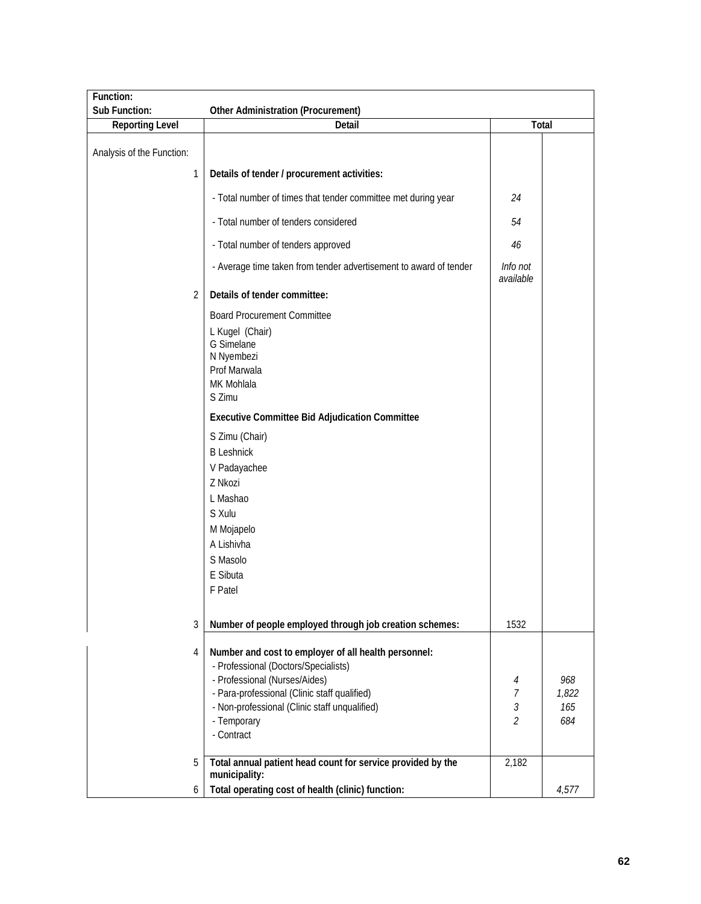| Function: | | | |
|---|---|---|---|
| Sub Function: | Other Administration (Procurement) | | |
| **Reporting Level** | **Detail** | **Total** | |
| Analysis of the Function: | | | |
| 1 | **Details of tender / procurement activities:** | | |
| | - Total number of times that tender committee met during year | *24* | |
| | - Total number of tenders considered | *54* | |
| | - Total number of tenders approved | *46* | |
| | - Average time taken from tender advertisement to award of tender | *Info not available* | |
| 2 | **Details of tender committee:** | | |
| | Board Procurement Committee | | |
| | L Kugel (Chair)<br>G Simelane<br>N Nyembezi<br>Prof Marwala<br>MK Mohlala<br>S Zimu | | |
| | **Executive Committee Bid Adjudication Committee** | | |
| | S Zimu (Chair)<br>B Leshnick<br>V Padayachee<br>Z Nkozi<br>L Mashao<br>S Xulu<br>M Mojapelo<br>A Lishivha<br>S Masolo<br>E Sibuta<br>F Patel | | |
| 3 | **Number of people employed through job creation schemes:** | 1532 | |
| 4 | **Number and cost to employer of all health personnel:** | | |
| | - Professional (Doctors/Specialists) | | |
| | - Professional (Nurses/Aides) | *4* | *968* |
| | - Para-professional (Clinic staff qualified) | *7* | *1,822* |
| | - Non-professional (Clinic staff unqualified) | *3* | *165* |
| | - Temporary | *2* | *684* |
| | - Contract | | |
| 5 | **Total annual patient head count for service provided by the municipality:** | 2,182 | |
| 6 | **Total operating cost of health (clinic) function:** | | *4,577* |